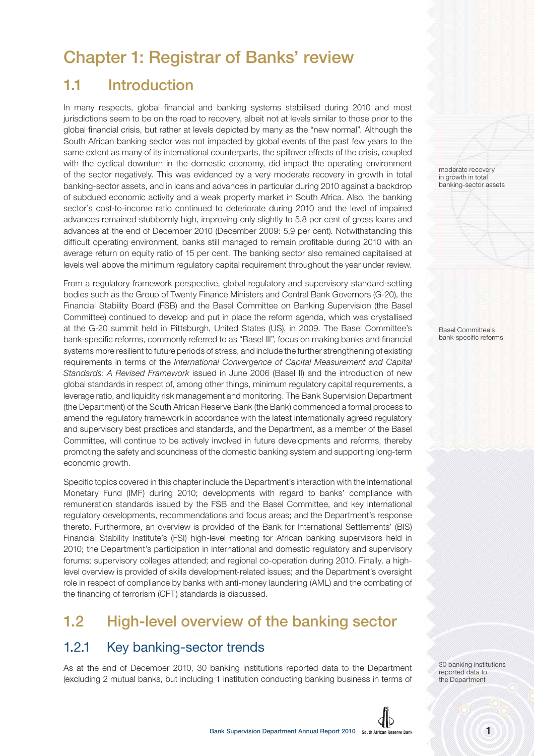# Chapter 1: Registrar of Banks' review

## 1.1 Introduction

In many respects, global financial and banking systems stabilised during 2010 and most jurisdictions seem to be on the road to recovery, albeit not at levels similar to those prior to the global financial crisis, but rather at levels depicted by many as the "new normal". Although the South African banking sector was not impacted by global events of the past few years to the same extent as many of its international counterparts, the spillover effects of the crisis, coupled with the cyclical downturn in the domestic economy, did impact the operating environment of the sector negatively. This was evidenced by a very moderate recovery in growth in total banking-sector assets, and in loans and advances in particular during 2010 against a backdrop of subdued economic activity and a weak property market in South Africa. Also, the banking sector's cost-to-income ratio continued to deteriorate during 2010 and the level of impaired advances remained stubbornly high, improving only slightly to 5,8 per cent of gross loans and advances at the end of December 2010 (December 2009: 5,9 per cent). Notwithstanding this difficult operating environment, banks still managed to remain profitable during 2010 with an average return on equity ratio of 15 per cent. The banking sector also remained capitalised at levels well above the minimum regulatory capital requirement throughout the year under review.

moderate recovery in growth in total banking-sector assets

From a regulatory framework perspective, global regulatory and supervisory standard-setting bodies such as the Group of Twenty Finance Ministers and Central Bank Governors (G-20), the Financial Stability Board (FSB) and the Basel Committee on Banking Supervision (the Basel Committee) continued to develop and put in place the reform agenda, which was crystallised at the G-20 summit held in Pittsburgh, United States (US), in 2009. The Basel Committee's bank-specific reforms, commonly referred to as "Basel III", focus on making banks and financial systems more resilient to future periods of stress, and include the further strengthening of existing requirements in terms of the *International Convergence of Capital Measurement and Capital Standards: A Revised Framework* issued in June 2006 (Basel II) and the introduction of new global standards in respect of, among other things, minimum regulatory capital requirements, a leverage ratio, and liquidity risk management and monitoring. The Bank Supervision Department (the Department) of the South African Reserve Bank (the Bank) commenced a formal process to amend the regulatory framework in accordance with the latest internationally agreed regulatory and supervisory best practices and standards, and the Department, as a member of the Basel Committee, will continue to be actively involved in future developments and reforms, thereby promoting the safety and soundness of the domestic banking system and supporting long-term economic growth.

Basel Committee's bank-specific reforms

Specific topics covered in this chapter include the Department's interaction with the International Monetary Fund (IMF) during 2010; developments with regard to banks' compliance with remuneration standards issued by the FSB and the Basel Committee, and key international regulatory developments, recommendations and focus areas; and the Department's response thereto. Furthermore, an overview is provided of the Bank for International Settlements' (BIS) Financial Stability Institute's (FSI) high-level meeting for African banking supervisors held in 2010; the Department's participation in international and domestic regulatory and supervisory forums; supervisory colleges attended; and regional co-operation during 2010. Finally, a high-level overview is provided of skills development-related issues; and the Department's oversight role in respect of compliance by banks with anti-money laundering (AML) and the combating of the financing of terrorism (CFT) standards is discussed.

## 1.2 High-level overview of the banking sector

### 1.2.1 Key banking-sector trends

As at the end of December 2010, 30 banking institutions reported data to the Department (excluding 2 mutual banks, but including 1 institution conducting banking business in terms of

30 banking institutions reported data to the Department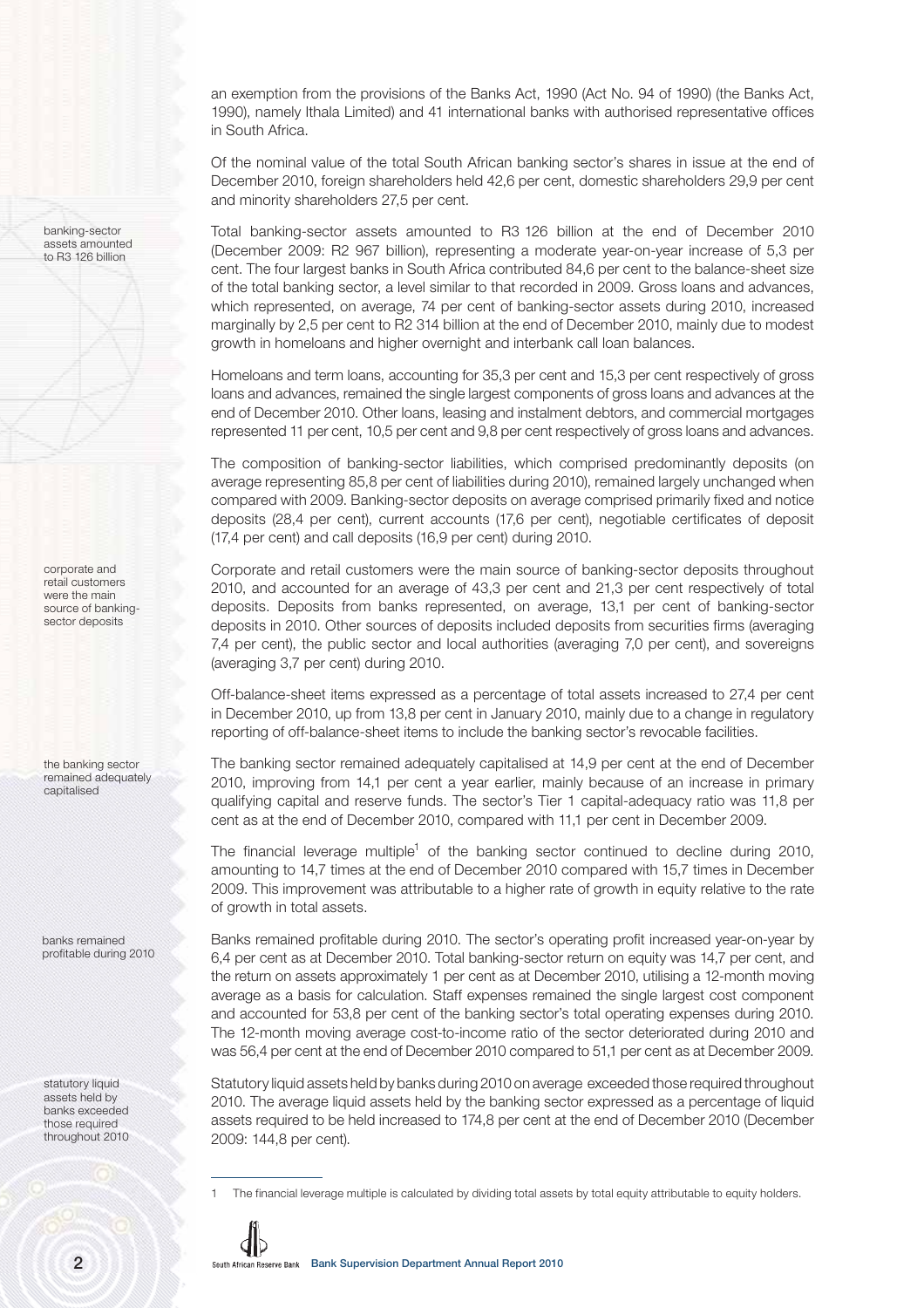an exemption from the provisions of the Banks Act, 1990 (Act No. 94 of 1990) (the Banks Act, 1990), namely Ithala Limited) and 41 international banks with authorised representative offices in South Africa.

Of the nominal value of the total South African banking sector's shares in issue at the end of December 2010, foreign shareholders held 42,6 per cent, domestic shareholders 29,9 per cent and minority shareholders 27,5 per cent.

*banking-sector assets amounted to R3 126 billion*

Total banking-sector assets amounted to R3 126 billion at the end of December 2010 (December 2009: R2 967 billion), representing a moderate year-on-year increase of 5,3 per cent. The four largest banks in South Africa contributed 84,6 per cent to the balance-sheet size of the total banking sector, a level similar to that recorded in 2009. Gross loans and advances, which represented, on average, 74 per cent of banking-sector assets during 2010, increased marginally by 2,5 per cent to R2 314 billion at the end of December 2010, mainly due to modest growth in homeloans and higher overnight and interbank call loan balances.

Homeloans and term loans, accounting for 35,3 per cent and 15,3 per cent respectively of gross loans and advances, remained the single largest components of gross loans and advances at the end of December 2010. Other loans, leasing and instalment debtors, and commercial mortgages represented 11 per cent, 10,5 per cent and 9,8 per cent respectively of gross loans and advances.

The composition of banking-sector liabilities, which comprised predominantly deposits (on average representing 85,8 per cent of liabilities during 2010), remained largely unchanged when compared with 2009. Banking-sector deposits on average comprised primarily fixed and notice deposits (28,4 per cent), current accounts (17,6 per cent), negotiable certificates of deposit (17,4 per cent) and call deposits (16,9 per cent) during 2010.

*corporate and retail customers were the main source of banking-sector deposits*

Corporate and retail customers were the main source of banking-sector deposits throughout 2010, and accounted for an average of 43,3 per cent and 21,3 per cent respectively of total deposits. Deposits from banks represented, on average, 13,1 per cent of banking-sector deposits in 2010. Other sources of deposits included deposits from securities firms (averaging 7,4 per cent), the public sector and local authorities (averaging 7,0 per cent), and sovereigns (averaging 3,7 per cent) during 2010.

Off-balance-sheet items expressed as a percentage of total assets increased to 27,4 per cent in December 2010, up from 13,8 per cent in January 2010, mainly due to a change in regulatory reporting of off-balance-sheet items to include the banking sector's revocable facilities.

*the banking sector remained adequately capitalised*

The banking sector remained adequately capitalised at 14,9 per cent at the end of December 2010, improving from 14,1 per cent a year earlier, mainly because of an increase in primary qualifying capital and reserve funds. The sector's Tier 1 capital-adequacy ratio was 11,8 per cent as at the end of December 2010, compared with 11,1 per cent in December 2009.

The financial leverage multiple[1] of the banking sector continued to decline during 2010, amounting to 14,7 times at the end of December 2010 compared with 15,7 times in December 2009. This improvement was attributable to a higher rate of growth in equity relative to the rate of growth in total assets.

*banks remained profitable during 2010*

Banks remained profitable during 2010. The sector's operating profit increased year-on-year by 6,4 per cent as at December 2010. Total banking-sector return on equity was 14,7 per cent, and the return on assets approximately 1 per cent as at December 2010, utilising a 12-month moving average as a basis for calculation. Staff expenses remained the single largest cost component and accounted for 53,8 per cent of the banking sector's total operating expenses during 2010. The 12-month moving average cost-to-income ratio of the sector deteriorated during 2010 and was 56,4 per cent at the end of December 2010 compared to 51,1 per cent as at December 2009.

*statutory liquid assets held by banks exceeded those required throughout 2010*

Statutory liquid assets held by banks during 2010 on average exceeded those required throughout 2010. The average liquid assets held by the banking sector expressed as a percentage of liquid assets required to be held increased to 174,8 per cent at the end of December 2010 (December 2009: 144,8 per cent).

---

1 The financial leverage multiple is calculated by dividing total assets by total equity attributable to equity holders.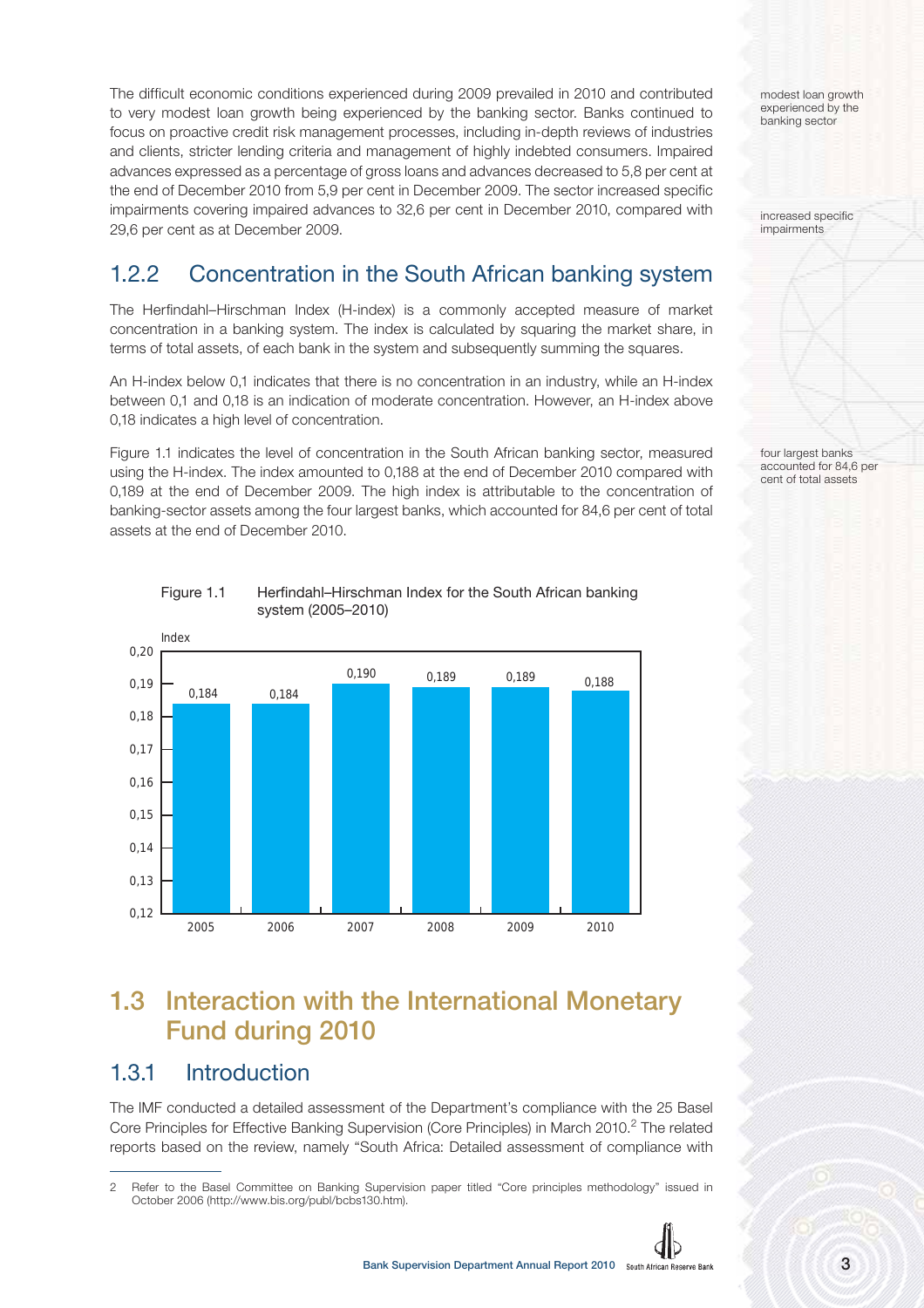The difficult economic conditions experienced during 2009 prevailed in 2010 and contributed to very modest loan growth being experienced by the banking sector. Banks continued to focus on proactive credit risk management processes, including in-depth reviews of industries and clients, stricter lending criteria and management of highly indebted consumers. Impaired advances expressed as a percentage of gross loans and advances decreased to 5,8 per cent at the end of December 2010 from 5,9 per cent in December 2009. The sector increased specific impairments covering impaired advances to 32,6 per cent in December 2010, compared with 29,6 per cent as at December 2009.

modest loan growth experienced by the banking sector

increased specific impairments

## 1.2.2 Concentration in the South African banking system

The Herfindahl–Hirschman Index (H-index) is a commonly accepted measure of market concentration in a banking system. The index is calculated by squaring the market share, in terms of total assets, of each bank in the system and subsequently summing the squares.

An H-index below 0,1 indicates that there is no concentration in an industry, while an H-index between 0,1 and 0,18 is an indication of moderate concentration. However, an H-index above 0,18 indicates a high level of concentration.

Figure 1.1 indicates the level of concentration in the South African banking sector, measured using the H-index. The index amounted to 0,188 at the end of December 2010 compared with 0,189 at the end of December 2009. The high index is attributable to the concentration of banking-sector assets among the four largest banks, which accounted for 84,6 per cent of total assets at the end of December 2010.

four largest banks accounted for 84,6 per cent of total assets

Figure 1.1 Herfindahl–Hirschman Index for the South African banking system (2005–2010)

| Year | Index |
|---|---|
| 2005 | 0,184 |
| 2006 | 0,184 |
| 2007 | 0,190 |
| 2008 | 0,189 |
| 2009 | 0,189 |
| 2010 | 0,188 |

# 1.3 Interaction with the International Monetary Fund during 2010

## 1.3.1 Introduction

The IMF conducted a detailed assessment of the Department's compliance with the 25 Basel Core Principles for Effective Banking Supervision (Core Principles) in March 2010.[2] The related reports based on the review, namely "South Africa: Detailed assessment of compliance with

---

2 Refer to the Basel Committee on Banking Supervision paper titled "Core principles methodology" issued in October 2006 (http://www.bis.org/publ/bcbs130.htm).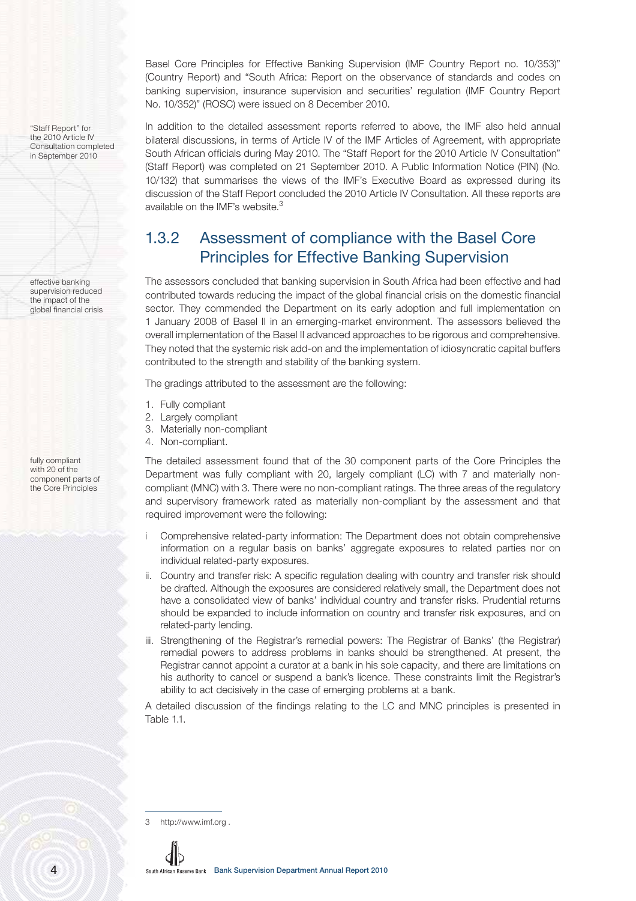Basel Core Principles for Effective Banking Supervision (IMF Country Report no. 10/353)" (Country Report) and "South Africa: Report on the observance of standards and codes on banking supervision, insurance supervision and securities' regulation (IMF Country Report No. 10/352)" (ROSC) were issued on 8 December 2010.

"Staff Report" for the 2010 Article IV Consultation completed in September 2010

In addition to the detailed assessment reports referred to above, the IMF also held annual bilateral discussions, in terms of Article IV of the IMF Articles of Agreement, with appropriate South African officials during May 2010. The "Staff Report for the 2010 Article IV Consultation" (Staff Report) was completed on 21 September 2010. A Public Information Notice (PIN) (No. 10/132) that summarises the views of the IMF's Executive Board as expressed during its discussion of the Staff Report concluded the 2010 Article IV Consultation. All these reports are available on the IMF's website.[3]

## 1.3.2 Assessment of compliance with the Basel Core Principles for Effective Banking Supervision

effective banking supervision reduced the impact of the global financial crisis

The assessors concluded that banking supervision in South Africa had been effective and had contributed towards reducing the impact of the global financial crisis on the domestic financial sector. They commended the Department on its early adoption and full implementation on 1 January 2008 of Basel II in an emerging-market environment. The assessors believed the overall implementation of the Basel II advanced approaches to be rigorous and comprehensive. They noted that the systemic risk add-on and the implementation of idiosyncratic capital buffers contributed to the strength and stability of the banking system.

The gradings attributed to the assessment are the following:

1. Fully compliant
2. Largely compliant
3. Materially non-compliant
4. Non-compliant.

fully compliant with 20 of the component parts of the Core Principles

The detailed assessment found that of the 30 component parts of the Core Principles the Department was fully compliant with 20, largely compliant (LC) with 7 and materially non-compliant (MNC) with 3. There were no non-compliant ratings. The three areas of the regulatory and supervisory framework rated as materially non-compliant by the assessment and that required improvement were the following:

i Comprehensive related-party information: The Department does not obtain comprehensive information on a regular basis on banks' aggregate exposures to related parties nor on individual related-party exposures.

ii. Country and transfer risk: A specific regulation dealing with country and transfer risk should be drafted. Although the exposures are considered relatively small, the Department does not have a consolidated view of banks' individual country and transfer risks. Prudential returns should be expanded to include information on country and transfer risk exposures, and on related-party lending.

iii. Strengthening of the Registrar's remedial powers: The Registrar of Banks' (the Registrar) remedial powers to address problems in banks should be strengthened. At present, the Registrar cannot appoint a curator at a bank in his sole capacity, and there are limitations on his authority to cancel or suspend a bank's licence. These constraints limit the Registrar's ability to act decisively in the case of emerging problems at a bank.

A detailed discussion of the findings relating to the LC and MNC principles is presented in Table 1.1.

3 http://www.imf.org .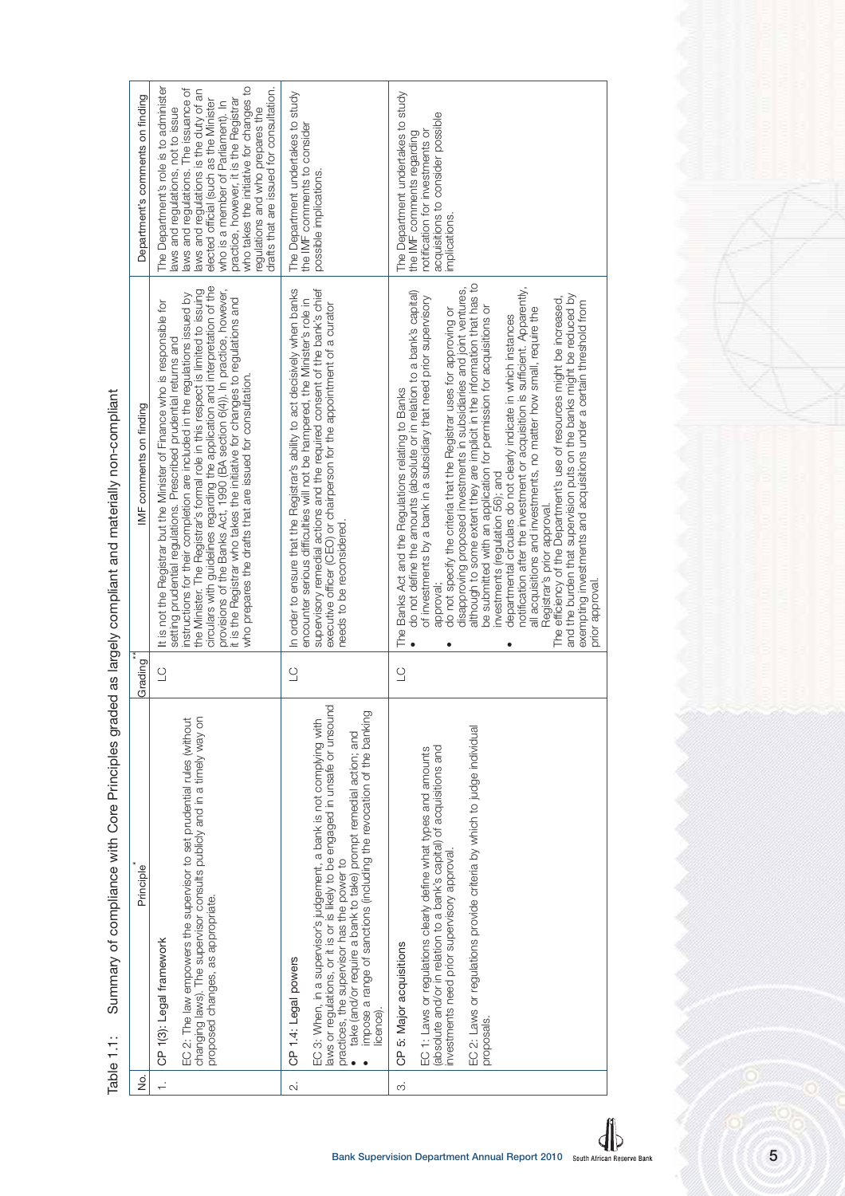Table 1.1: Summary of compliance with Core Principles graded as largely compliant and materially non-compliant

| No. | Principle* | Grading** | IMF comments on finding | Department's comments on finding |
|---|---|---|---|---|
| 1. | CP 1(3): Legal framework<br><br>EC 2: The law empowers the supervisor to set prudential rules (without changing laws). The supervisor consults publicly and in a timely way on proposed changes, as appropriate. | LC | It is not the Registrar but the Minister of Finance who is responsible for setting prudential regulations. Prescribed prudential returns and instructions for their completion are included in the regulations issued by the Minister. The Registrar's formal role in this respect is limited to issuing circulars with guidelines regarding the application and interpretation of the provisions of the Banks Act, 1990 (BA section 6(4)). In practice, however, it is the Registrar who takes the initiative for changes to regulations and who prepares the drafts that are issued for consultation. | The Department's role is to administer laws and regulations, not to issue laws and regulations. The issuance of laws and regulations is the duty of an elected official (such as the Minister who is a member of Parliament). In practice, however, it is the Registrar who takes the initiative for changes to regulations and who prepares the drafts that are issued for consultation. |
| 2. | CP 1.4: Legal powers<br><br>EC 3: When, in a supervisor's judgement, a bank is not complying with laws or regulations, or it is or is likely to be engaged in unsafe or unsound practices, the supervisor has the power to<br>• take (and/or require a bank to take) prompt remedial action; and<br>• impose a range of sanctions (including the revocation of the banking licence). | LC | In order to ensure that the Registrar's ability to act decisively when banks encounter serious difficulties will not be hampered, the Minister's role in supervisory remedial actions and the required consent of the bank's chief executive officer (CEO) or chairperson for the appointment of a curator needs to be reconsidered. | The Department undertakes to study the IMF comments to consider possible implications. |
| 3. | CP 5: Major acquisitions<br><br>EC 1: Laws or regulations clearly define what types and amounts (absolute and/or in relation to a bank's capital) of acquisitions and investments need prior supervisory approval.<br><br>EC 2: Laws or regulations provide criteria by which to judge individual proposals. | LC | The Banks Act and the Regulations relating to Banks<br>• do not define the amounts (absolute or in relation to a bank's capital) of investments by a bank in a subsidiary that need prior supervisory approval;<br>• do not specify the criteria that the Registrar uses for approving or disapproving proposed investments in subsidiaries and joint ventures, although to some extent they are implicit in the information that has to be submitted with an application for permission for acquisitions or investments (regulation 56); and<br>• departmental circulars do not clearly indicate in which instances notification after the investment or acquisition is sufficient. Apparently, all acquisitions and investments, no matter how small, require the Registrar's prior approval.<br><br>The efficiency of the Department's use of resources might be increased, and the burden that supervision puts on the banks might be reduced by exempting investments and acquisitions under a certain threshold from prior approval. | The Department undertakes to study the IMF comments regarding notification for investments or acquisitions to consider possible implications. |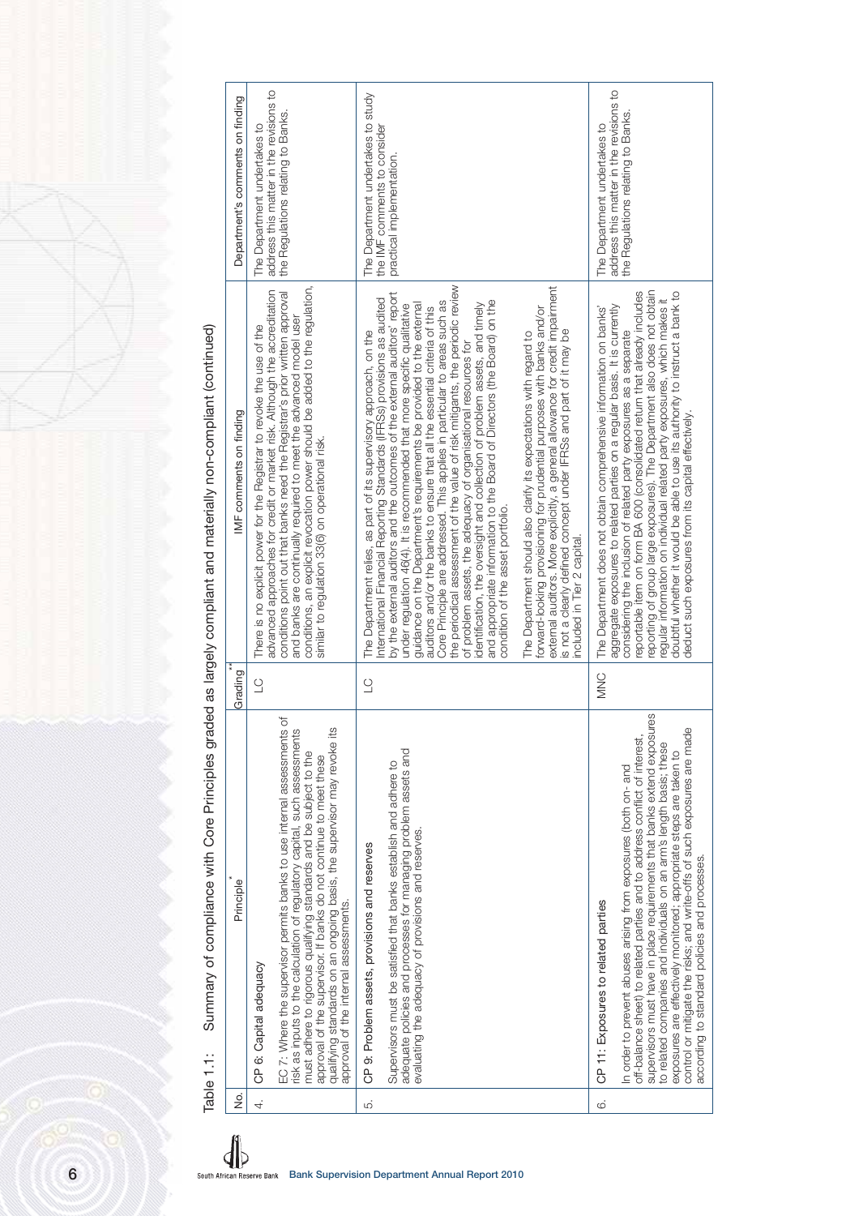Table 1.1: Summary of compliance with Core Principles graded as largely compliant and materially non-compliant (continued)

| No. | Principle* | Grading** | IMF comments on finding | Department's comments on finding |
|---|---|---|---|---|
| 4. | CP 6: Capital adequacy<br><br>EC 7: Where the supervisor permits banks to use internal assessments of risk as inputs to the calculation of regulatory capital, such assessments must adhere to rigorous qualifying standards and be subject to the approval of the supervisor. If banks do not continue to meet these qualifying standards on an ongoing basis, the supervisor may revoke its approval of the internal assessments. | LC | There is no explicit power for the Registrar to revoke the use of the advanced approaches for credit or market risk. Although the accreditation conditions point out that banks need the Registrar's prior written approval and banks are continually required to meet the advanced model user conditions, an explicit revocation power should be added to the regulation, similar to regulation 33(6) on operational risk. | The Department undertakes to address this matter in the revisions to the Regulations relating to Banks. |
| 5. | CP 9: Problem assets, provisions and reserves<br><br>Supervisors must be satisfied that banks establish and adhere to adequate policies and processes for managing problem assets and evaluating the adequacy of provisions and reserves. | LC | The Department relies, as part of its supervisory approach, on the International Financial Reporting Standards (IFRSs) provisions as audited by the external auditors and the outcomes of the external auditors' report under regulation 46(4). It is recommended that more specific qualitative guidance on the Department's requirements be provided to the external auditors and/or the banks to ensure that all the essential criteria of this Core Principle are addressed. This applies in particular to areas such as the periodical assessment of the value of risk mitigants, the periodic review of problem assets, the adequacy of organisational resources for identification, the oversight and collection of problem assets, and timely and appropriate information to the Board of Directors (the Board) on the condition of the asset portfolio.<br><br>The Department should also clarify its expectations with regard to forward-looking provisioning for prudential purposes with banks and/or external auditors. More explicitly, a general allowance for credit impairment is not a clearly defined concept under IFRSs and part of it may be included in Tier 2 capital. | The Department undertakes to study the IMF comments to consider practical implementation. |
| 6. | CP 11: Exposures to related parties<br><br>In order to prevent abuses arising from exposures (both on- and off-balance sheet) to related parties and to address conflict of interest, supervisors must have in place requirements that banks extend exposures to related companies and individuals on an arm's length basis; these exposures are effectively monitored; appropriate steps are taken to control or mitigate the risks; and write-offs of such exposures are made according to standard policies and processes. | MNC | The Department does not obtain comprehensive information on banks' aggregate exposures to related parties on a regular basis. It is currently considering the inclusion of related party exposures as a separate reportable item on form BA 600 (consolidated return that already includes reporting of group large exposures). The Department also does not obtain regular information on individual related party exposures, which makes it doubtful whether it would be able to use its authority to instruct a bank to deduct such exposures from its capital effectively. | The Department undertakes to address this matter in the revisions to the Regulations relating to Banks. |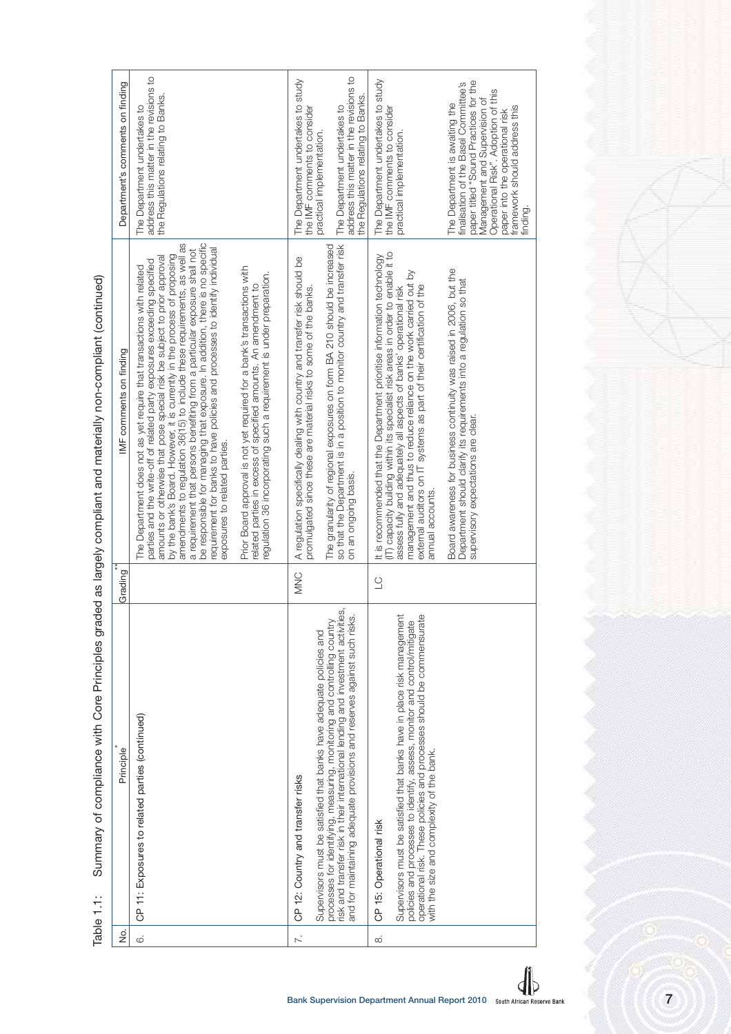Table 1.1: Summary of compliance with Core Principles graded as largely compliant and materially non-compliant (continued)

| No. | Principle* | Grading** | IMF comments on finding | Department's comments on finding |
|---|---|---|---|---|
| 6. | CP 11: Exposures to related parties (continued) | | The Department does not as yet require that transactions with related parties and the write-off of related party exposures exceeding specified amounts or otherwise that pose special risk be subject to prior approval by the bank's Board. However, it is currently in the process of proposing amendments to regulation 36(15) to include these requirements, as well as a requirement that persons benefiting from a particular exposure shall not be responsible for managing that exposure. In addition, there is no specific requirement for banks to have policies and processes to identify individual exposures to related parties.<br><br>Prior Board approval is not yet required for a bank's transactions with related parties in excess of specified amounts. An amendment to regulation 36 incorporating such a requirement is under preparation. | The Department undertakes to address this matter in the revisions to the Regulations relating to Banks. |
| 7. | CP 12: Country and transfer risks<br><br>Supervisors must be satisfied that banks have adequate policies and processes for identifying, measuring, monitoring and controlling country risk and transfer risk in their international lending and investment activities, and for maintaining adequate provisions and reserves against such risks. | MNC | A regulation specifically dealing with country and transfer risk should be promulgated since these are material risks to some of the banks.<br><br>The granularity of regional exposures on form BA 210 should be increased so that the Department is in a position to monitor country and transfer risk on an ongoing basis. | The Department undertakes to study the IMF comments to consider practical implementation.<br><br>The Department undertakes to address this matter in the revisions to the Regulations relating to Banks. |
| 8. | CP 15: Operational risk<br><br>Supervisors must be satisfied that banks have in place risk management policies and processes to identify, assess, monitor and control/mitigate operational risk. These policies and processes should be commensurate with the size and complexity of the bank. | LC | It is recommended that the Department prioritise information technology (IT) capacity building within its specialist risk areas in order to enable it to assess fully and adequately all aspects of banks' operational risk management and thus to reduce reliance on the work carried out by external auditors on IT systems as part of their certification of the annual accounts.<br><br>Board awareness for business continuity was raised in 2006, but the Department should clarify its requirements into a regulation so that supervisory expectations are clear. | The Department undertakes to study the IMF comments to consider practical implementation.<br><br>The Department is awaiting the finalisation of the Basel Committee's paper titled "Sound Practices for the Management and Supervision of Operational Risk". Adoption of this paper into the operational risk framework should address this finding. |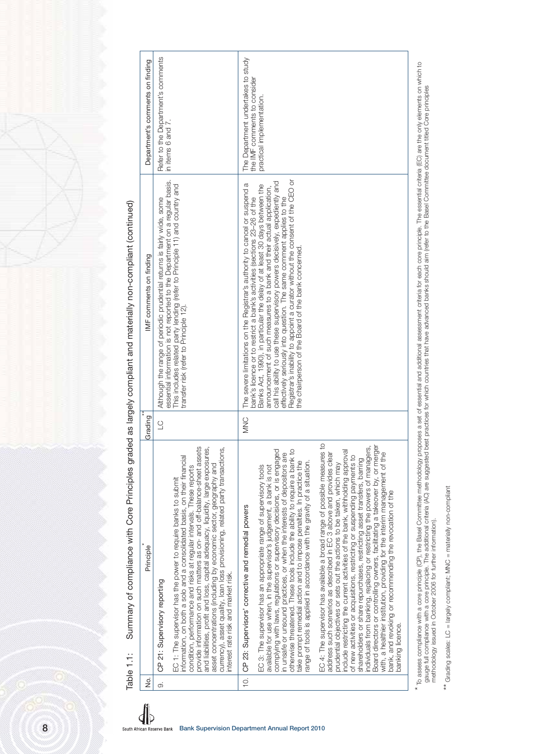Table 1.1: Summary of compliance with Core Principles graded as largely compliant and materially non-compliant (continued)

| No. | Principle* | Grading** | IMF comments on finding | Department's comments on finding |
|---|---|---|---|---|
| 9. | CP 21: Supervisory reporting<br><br>EC 1: The supervisor has the power to require banks to submit information, on both a solo and a consolidated basis, on their financial condition, performance and risks at regular intervals. These reports provide information on such matters as on- and off-balance-sheet assets and liabilities, profit and loss, capital adequacy, liquidity, large exposures, asset concentrations (including by economic sector, geography and currency), asset quality, loan loss provisioning, related party transactions, interest rate risk and market risk. | LC | Although the range of periodic prudential returns is fairly wide, some essential information is not reported to the Department on a regular basis. This includes related party lending (refer to Principle 11) and country and transfer risk (refer to Principle 12). | Refer to the Department's comments in items 6 and 7. |
| 10. | CP 23: Supervisors' corrective and remedial powers<br><br>EC 3: The supervisor has an appropriate range of supervisory tools available for use when, in the supervisor's judgement, a bank is not complying with laws, regulations or supervisory decisions, or is engaged in unsafe or unsound practices, or when the interests of depositors are otherwise threatened. These tools include the ability to require a bank to take prompt remedial action and to impose penalties. In practice the range of tools is applied in accordance with the gravity of a situation.<br><br>EC 4: The supervisor has available a broad range of possible measures to address such scenarios as described in EC 3 above and provides clear prudential objectives or sets out the actions to be taken, which may include restricting the current activities of the bank, withholding approval of new activities or acquisitions, restricting or suspending payments to shareholders or share repurchases, restricting asset transfers, barring individuals from banking, replacing or restricting the powers of managers, Board directors or controlling owners, facilitating a takeover by, or merger with, a healthier institution, providing for the interim management of the bank, and revoking or recommending the revocation of the banking licence. | MNC | The severe limitations on the Registrar's authority to cancel or suspend a bank's licence or to restrict a bank's activities (sections 23–26 of the Banks Act, 1990), in particular the delay of at least 30 days between the announcement of such measures to a bank and their actual application, call his ability to use these supervisory powers decisively, expediently and effectively seriously into question. The same comment applies to the Registrar's inability to appoint a curator without the consent of the CEO or the chairperson of the Board of the bank concerned. | The Department undertakes to study the IMF comments to consider practical implementation. |

\* To assess compliance with a core principle (CP), the Basel Committee methodology proposes a set of essential and additional assessment criteria for each core principle. The essential criteria (EC) are the only elements on which to gauge full compliance with a core principle. The additional criteria (AC) are suggested best practices for which countries that have advanced banks should aim (refer to the Basel Committee document titled Core principles methodology issued in October 2006 for further information).

\*\* Grading scales: LC = largely compliant; MNC = materially non-compliant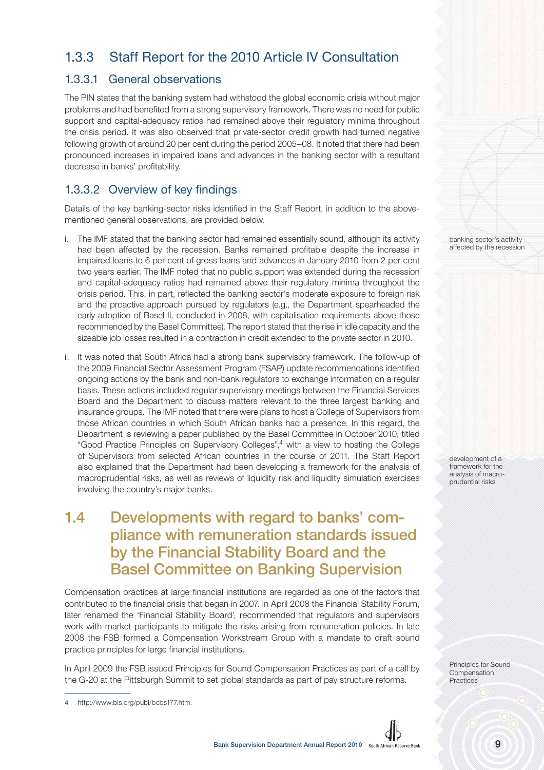## 1.3.3 Staff Report for the 2010 Article IV Consultation

### 1.3.3.1 General observations

The PIN states that the banking system had withstood the global economic crisis without major problems and had benefited from a strong supervisory framework. There was no need for public support and capital-adequacy ratios had remained above their regulatory minima throughout the crisis period. It was also observed that private-sector credit growth had turned negative following growth of around 20 per cent during the period 2005–08. It noted that there had been pronounced increases in impaired loans and advances in the banking sector with a resultant decrease in banks' profitability.

### 1.3.3.2 Overview of key findings

Details of the key banking-sector risks identified in the Staff Report, in addition to the above-mentioned general observations, are provided below.

banking sector's activity affected by the recession

i. The IMF stated that the banking sector had remained essentially sound, although its activity had been affected by the recession. Banks remained profitable despite the increase in impaired loans to 6 per cent of gross loans and advances in January 2010 from 2 per cent two years earlier. The IMF noted that no public support was extended during the recession and capital-adequacy ratios had remained above their regulatory minima throughout the crisis period. This, in part, reflected the banking sector's moderate exposure to foreign risk and the proactive approach pursued by regulators (e.g., the Department spearheaded the early adoption of Basel II, concluded in 2008, with capitalisation requirements above those recommended by the Basel Committee). The report stated that the rise in idle capacity and the sizeable job losses resulted in a contraction in credit extended to the private sector in 2010.

ii. It was noted that South Africa had a strong bank supervisory framework. The follow-up of the 2009 Financial Sector Assessment Program (FSAP) update recommendations identified ongoing actions by the bank and non-bank regulators to exchange information on a regular basis. These actions included regular supervisory meetings between the Financial Services Board and the Department to discuss matters relevant to the three largest banking and insurance groups. The IMF noted that there were plans to host a College of Supervisors from those African countries in which South African banks had a presence. In this regard, the Department is reviewing a paper published by the Basel Committee in October 2010, titled "Good Practice Principles on Supervisory Colleges",[4] with a view to hosting the College of Supervisors from selected African countries in the course of 2011. The Staff Report also explained that the Department had been developing a framework for the analysis of macroprudential risks, as well as reviews of liquidity risk and liquidity simulation exercises involving the country's major banks.

development of a framework for the analysis of macro-prudential risks

# 1.4 Developments with regard to banks' compliance with remuneration standards issued by the Financial Stability Board and the Basel Committee on Banking Supervision

Compensation practices at large financial institutions are regarded as one of the factors that contributed to the financial crisis that began in 2007. In April 2008 the Financial Stability Forum, later renamed the 'Financial Stability Board', recommended that regulators and supervisors work with market participants to mitigate the risks arising from remuneration policies. In late 2008 the FSB formed a Compensation Workstream Group with a mandate to draft sound practice principles for large financial institutions.

Principles for Sound Compensation Practices

In April 2009 the FSB issued Principles for Sound Compensation Practices as part of a call by the G-20 at the Pittsburgh Summit to set global standards as part of pay structure reforms.

4 http://www.bis.org/publ/bcbs177.htm.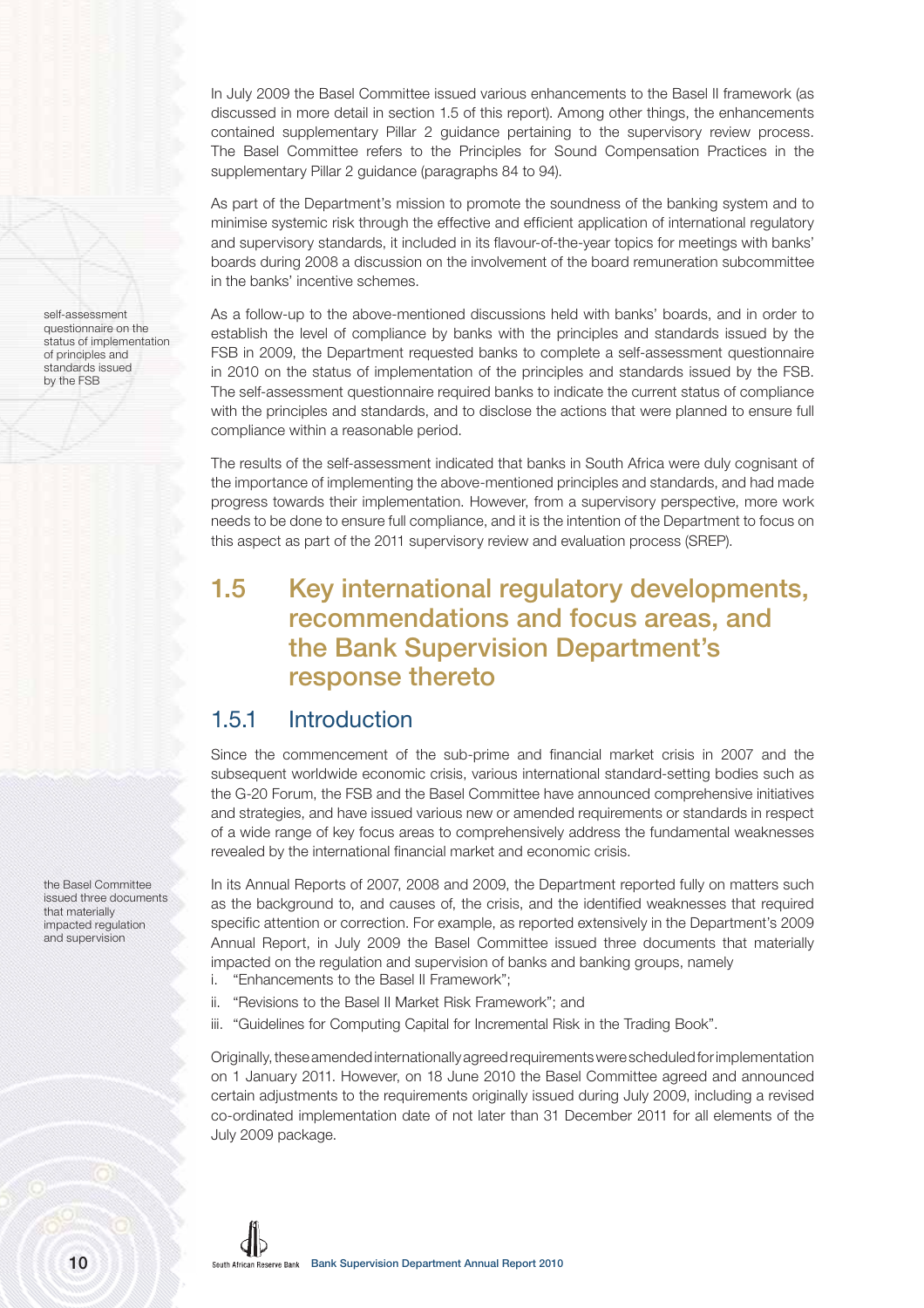In July 2009 the Basel Committee issued various enhancements to the Basel II framework (as discussed in more detail in section 1.5 of this report). Among other things, the enhancements contained supplementary Pillar 2 guidance pertaining to the supervisory review process. The Basel Committee refers to the Principles for Sound Compensation Practices in the supplementary Pillar 2 guidance (paragraphs 84 to 94).

As part of the Department's mission to promote the soundness of the banking system and to minimise systemic risk through the effective and efficient application of international regulatory and supervisory standards, it included in its flavour-of-the-year topics for meetings with banks' boards during 2008 a discussion on the involvement of the board remuneration subcommittee in the banks' incentive schemes.

self-assessment questionnaire on the status of implementation of principles and standards issued by the FSB

As a follow-up to the above-mentioned discussions held with banks' boards, and in order to establish the level of compliance by banks with the principles and standards issued by the FSB in 2009, the Department requested banks to complete a self-assessment questionnaire in 2010 on the status of implementation of the principles and standards issued by the FSB. The self-assessment questionnaire required banks to indicate the current status of compliance with the principles and standards, and to disclose the actions that were planned to ensure full compliance within a reasonable period.

The results of the self-assessment indicated that banks in South Africa were duly cognisant of the importance of implementing the above-mentioned principles and standards, and had made progress towards their implementation. However, from a supervisory perspective, more work needs to be done to ensure full compliance, and it is the intention of the Department to focus on this aspect as part of the 2011 supervisory review and evaluation process (SREP).

## 1.5 Key international regulatory developments, recommendations and focus areas, and the Bank Supervision Department's response thereto

### 1.5.1 Introduction

Since the commencement of the sub-prime and financial market crisis in 2007 and the subsequent worldwide economic crisis, various international standard-setting bodies such as the G-20 Forum, the FSB and the Basel Committee have announced comprehensive initiatives and strategies, and have issued various new or amended requirements or standards in respect of a wide range of key focus areas to comprehensively address the fundamental weaknesses revealed by the international financial market and economic crisis.

the Basel Committee issued three documents that materially impacted regulation and supervision

In its Annual Reports of 2007, 2008 and 2009, the Department reported fully on matters such as the background to, and causes of, the crisis, and the identified weaknesses that required specific attention or correction. For example, as reported extensively in the Department's 2009 Annual Report, in July 2009 the Basel Committee issued three documents that materially impacted on the regulation and supervision of banks and banking groups, namely

i. "Enhancements to the Basel II Framework";
ii. "Revisions to the Basel II Market Risk Framework"; and
iii. "Guidelines for Computing Capital for Incremental Risk in the Trading Book".

Originally, these amended internationally agreed requirements were scheduled for implementation on 1 January 2011. However, on 18 June 2010 the Basel Committee agreed and announced certain adjustments to the requirements originally issued during July 2009, including a revised co-ordinated implementation date of not later than 31 December 2011 for all elements of the July 2009 package.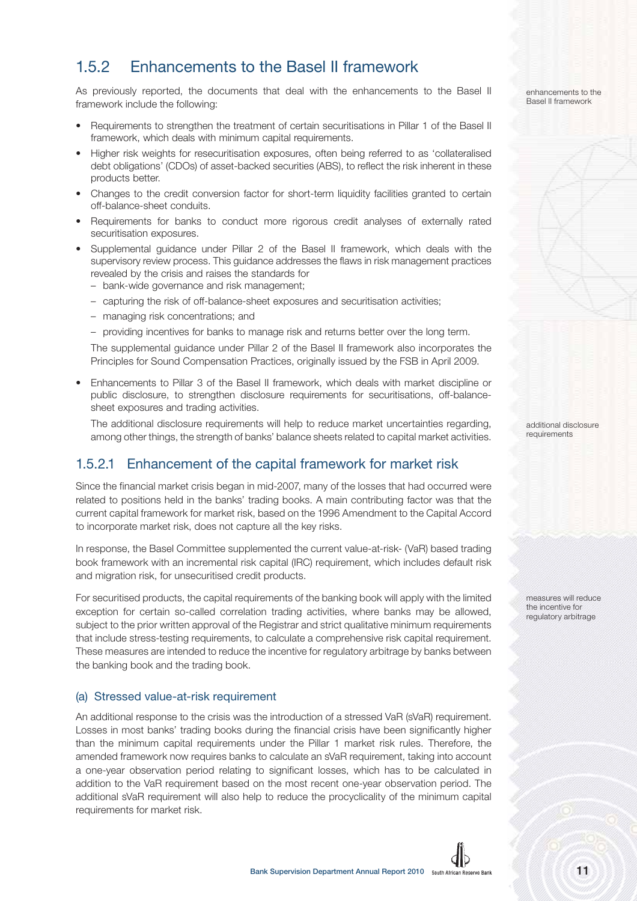## 1.5.2 Enhancements to the Basel II framework

As previously reported, the documents that deal with the enhancements to the Basel II framework include the following:

enhancements to the Basel II framework

- Requirements to strengthen the treatment of certain securitisations in Pillar 1 of the Basel II framework, which deals with minimum capital requirements.
- Higher risk weights for resecuritisation exposures, often being referred to as 'collateralised debt obligations' (CDOs) of asset-backed securities (ABS), to reflect the risk inherent in these products better.
- Changes to the credit conversion factor for short-term liquidity facilities granted to certain off-balance-sheet conduits.
- Requirements for banks to conduct more rigorous credit analyses of externally rated securitisation exposures.
- Supplemental guidance under Pillar 2 of the Basel II framework, which deals with the supervisory review process. This guidance addresses the flaws in risk management practices revealed by the crisis and raises the standards for
  - bank-wide governance and risk management;
  - capturing the risk of off-balance-sheet exposures and securitisation activities;
  - managing risk concentrations; and
  - providing incentives for banks to manage risk and returns better over the long term.

  The supplemental guidance under Pillar 2 of the Basel II framework also incorporates the Principles for Sound Compensation Practices, originally issued by the FSB in April 2009.
- Enhancements to Pillar 3 of the Basel II framework, which deals with market discipline or public disclosure, to strengthen disclosure requirements for securitisations, off-balance-sheet exposures and trading activities.

  The additional disclosure requirements will help to reduce market uncertainties regarding, among other things, the strength of banks' balance sheets related to capital market activities.

additional disclosure requirements

### 1.5.2.1 Enhancement of the capital framework for market risk

Since the financial market crisis began in mid-2007, many of the losses that had occurred were related to positions held in the banks' trading books. A main contributing factor was that the current capital framework for market risk, based on the 1996 Amendment to the Capital Accord to incorporate market risk, does not capture all the key risks.

In response, the Basel Committee supplemented the current value-at-risk- (VaR) based trading book framework with an incremental risk capital (IRC) requirement, which includes default risk and migration risk, for unsecuritised credit products.

For securitised products, the capital requirements of the banking book will apply with the limited exception for certain so-called correlation trading activities, where banks may be allowed, subject to the prior written approval of the Registrar and strict qualitative minimum requirements that include stress-testing requirements, to calculate a comprehensive risk capital requirement. These measures are intended to reduce the incentive for regulatory arbitrage by banks between the banking book and the trading book.

measures will reduce the incentive for regulatory arbitrage

#### (a) Stressed value-at-risk requirement

An additional response to the crisis was the introduction of a stressed VaR (sVaR) requirement. Losses in most banks' trading books during the financial crisis have been significantly higher than the minimum capital requirements under the Pillar 1 market risk rules. Therefore, the amended framework now requires banks to calculate an sVaR requirement, taking into account a one-year observation period relating to significant losses, which has to be calculated in addition to the VaR requirement based on the most recent one-year observation period. The additional sVaR requirement will also help to reduce the procyclicality of the minimum capital requirements for market risk.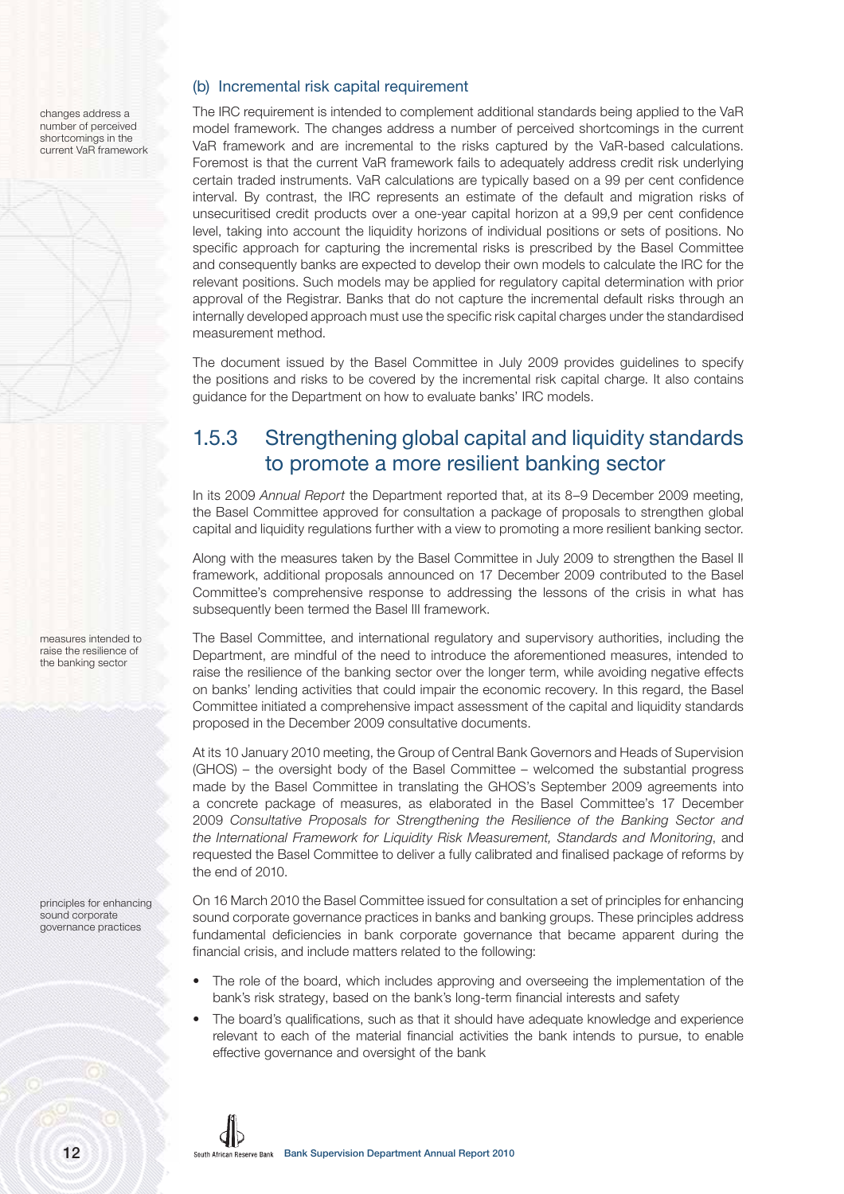### (b) Incremental risk capital requirement

changes address a number of perceived shortcomings in the current VaR framework

The IRC requirement is intended to complement additional standards being applied to the VaR model framework. The changes address a number of perceived shortcomings in the current VaR framework and are incremental to the risks captured by the VaR-based calculations. Foremost is that the current VaR framework fails to adequately address credit risk underlying certain traded instruments. VaR calculations are typically based on a 99 per cent confidence interval. By contrast, the IRC represents an estimate of the default and migration risks of unsecuritised credit products over a one-year capital horizon at a 99,9 per cent confidence level, taking into account the liquidity horizons of individual positions or sets of positions. No specific approach for capturing the incremental risks is prescribed by the Basel Committee and consequently banks are expected to develop their own models to calculate the IRC for the relevant positions. Such models may be applied for regulatory capital determination with prior approval of the Registrar. Banks that do not capture the incremental default risks through an internally developed approach must use the specific risk capital charges under the standardised measurement method.

The document issued by the Basel Committee in July 2009 provides guidelines to specify the positions and risks to be covered by the incremental risk capital charge. It also contains guidance for the Department on how to evaluate banks' IRC models.

## 1.5.3 Strengthening global capital and liquidity standards to promote a more resilient banking sector

In its 2009 *Annual Report* the Department reported that, at its 8–9 December 2009 meeting, the Basel Committee approved for consultation a package of proposals to strengthen global capital and liquidity regulations further with a view to promoting a more resilient banking sector.

Along with the measures taken by the Basel Committee in July 2009 to strengthen the Basel II framework, additional proposals announced on 17 December 2009 contributed to the Basel Committee's comprehensive response to addressing the lessons of the crisis in what has subsequently been termed the Basel III framework.

measures intended to raise the resilience of the banking sector

The Basel Committee, and international regulatory and supervisory authorities, including the Department, are mindful of the need to introduce the aforementioned measures, intended to raise the resilience of the banking sector over the longer term, while avoiding negative effects on banks' lending activities that could impair the economic recovery. In this regard, the Basel Committee initiated a comprehensive impact assessment of the capital and liquidity standards proposed in the December 2009 consultative documents.

At its 10 January 2010 meeting, the Group of Central Bank Governors and Heads of Supervision (GHOS) – the oversight body of the Basel Committee – welcomed the substantial progress made by the Basel Committee in translating the GHOS's September 2009 agreements into a concrete package of measures, as elaborated in the Basel Committee's 17 December 2009 *Consultative Proposals for Strengthening the Resilience of the Banking Sector and the International Framework for Liquidity Risk Measurement, Standards and Monitoring*, and requested the Basel Committee to deliver a fully calibrated and finalised package of reforms by the end of 2010.

principles for enhancing sound corporate governance practices

On 16 March 2010 the Basel Committee issued for consultation a set of principles for enhancing sound corporate governance practices in banks and banking groups. These principles address fundamental deficiencies in bank corporate governance that became apparent during the financial crisis, and include matters related to the following:

- The role of the board, which includes approving and overseeing the implementation of the bank's risk strategy, based on the bank's long-term financial interests and safety
- The board's qualifications, such as that it should have adequate knowledge and experience relevant to each of the material financial activities the bank intends to pursue, to enable effective governance and oversight of the bank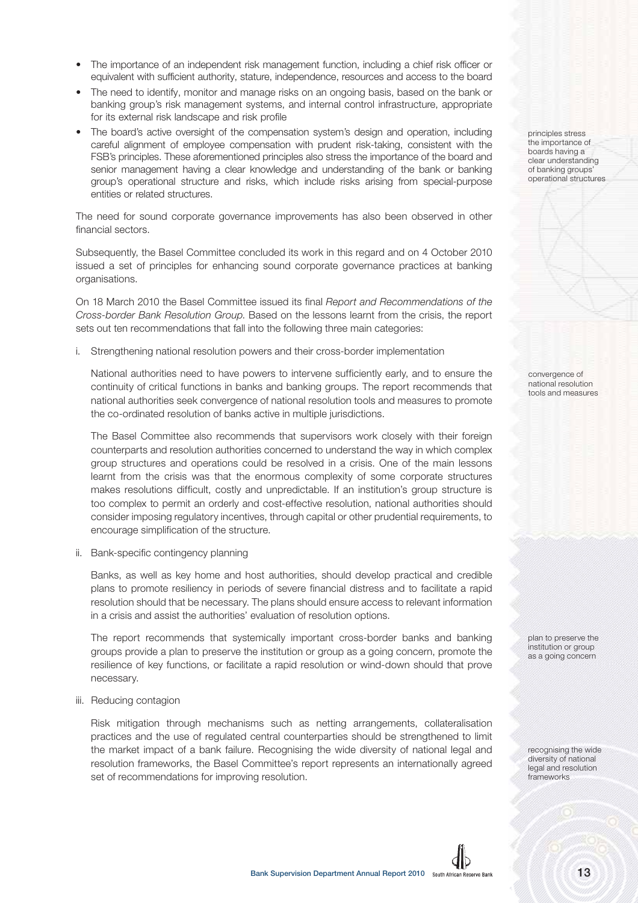- The importance of an independent risk management function, including a chief risk officer or equivalent with sufficient authority, stature, independence, resources and access to the board
- The need to identify, monitor and manage risks on an ongoing basis, based on the bank or banking group's risk management systems, and internal control infrastructure, appropriate for its external risk landscape and risk profile
- The board's active oversight of the compensation system's design and operation, including careful alignment of employee compensation with prudent risk-taking, consistent with the FSB's principles. These aforementioned principles also stress the importance of the board and senior management having a clear knowledge and understanding of the bank or banking group's operational structure and risks, which include risks arising from special-purpose entities or related structures.

principles stress the importance of boards having a clear understanding of banking groups' operational structures

The need for sound corporate governance improvements has also been observed in other financial sectors.

Subsequently, the Basel Committee concluded its work in this regard and on 4 October 2010 issued a set of principles for enhancing sound corporate governance practices at banking organisations.

On 18 March 2010 the Basel Committee issued its final *Report and Recommendations of the Cross-border Bank Resolution Group*. Based on the lessons learnt from the crisis, the report sets out ten recommendations that fall into the following three main categories:

i. Strengthening national resolution powers and their cross-border implementation

   National authorities need to have powers to intervene sufficiently early, and to ensure the continuity of critical functions in banks and banking groups. The report recommends that national authorities seek convergence of national resolution tools and measures to promote the co-ordinated resolution of banks active in multiple jurisdictions.

   convergence of national resolution tools and measures

   The Basel Committee also recommends that supervisors work closely with their foreign counterparts and resolution authorities concerned to understand the way in which complex group structures and operations could be resolved in a crisis. One of the main lessons learnt from the crisis was that the enormous complexity of some corporate structures makes resolutions difficult, costly and unpredictable. If an institution's group structure is too complex to permit an orderly and cost-effective resolution, national authorities should consider imposing regulatory incentives, through capital or other prudential requirements, to encourage simplification of the structure.

ii. Bank-specific contingency planning

   Banks, as well as key home and host authorities, should develop practical and credible plans to promote resiliency in periods of severe financial distress and to facilitate a rapid resolution should that be necessary. The plans should ensure access to relevant information in a crisis and assist the authorities' evaluation of resolution options.

   The report recommends that systemically important cross-border banks and banking groups provide a plan to preserve the institution or group as a going concern, promote the resilience of key functions, or facilitate a rapid resolution or wind-down should that prove necessary.

   plan to preserve the institution or group as a going concern

iii. Reducing contagion

   Risk mitigation through mechanisms such as netting arrangements, collateralisation practices and the use of regulated central counterparties should be strengthened to limit the market impact of a bank failure. Recognising the wide diversity of national legal and resolution frameworks, the Basel Committee's report represents an internationally agreed set of recommendations for improving resolution.

   recognising the wide diversity of national legal and resolution frameworks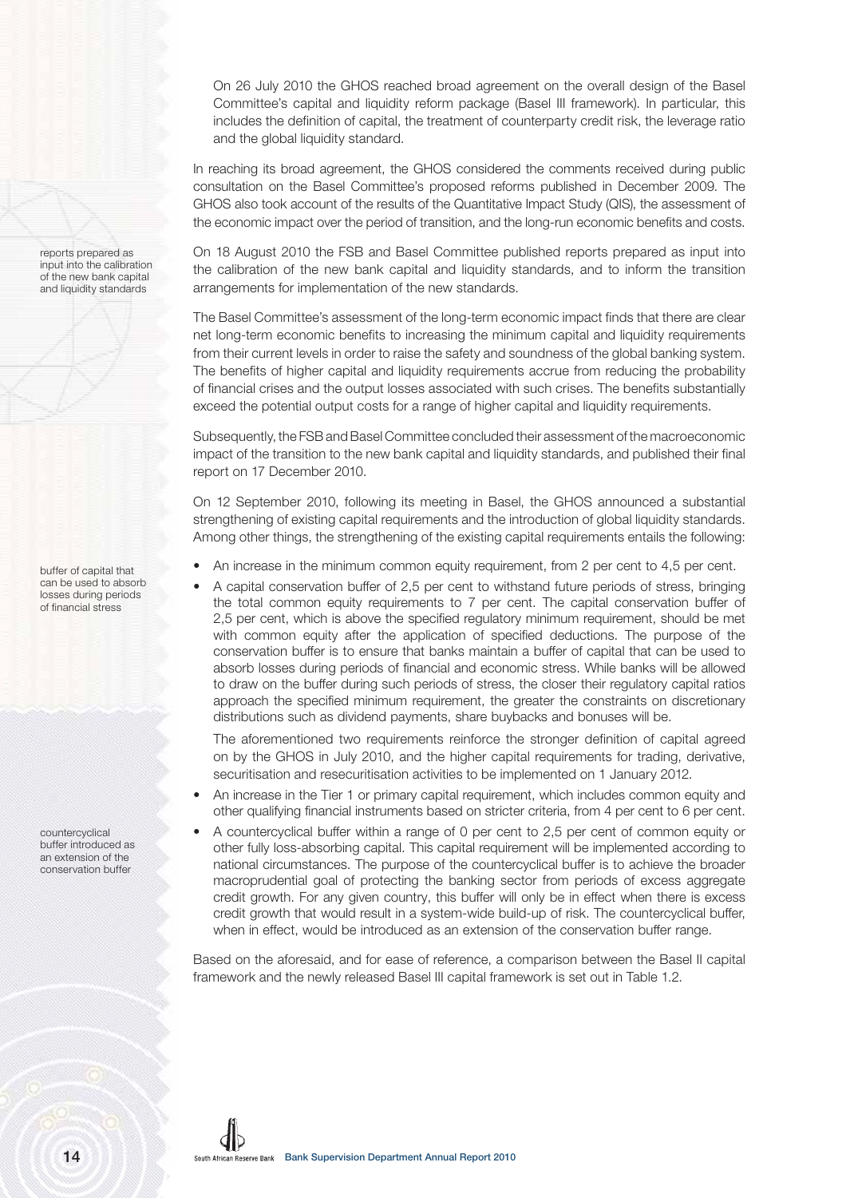On 26 July 2010 the GHOS reached broad agreement on the overall design of the Basel Committee's capital and liquidity reform package (Basel III framework). In particular, this includes the definition of capital, the treatment of counterparty credit risk, the leverage ratio and the global liquidity standard.

In reaching its broad agreement, the GHOS considered the comments received during public consultation on the Basel Committee's proposed reforms published in December 2009. The GHOS also took account of the results of the Quantitative Impact Study (QIS), the assessment of the economic impact over the period of transition, and the long-run economic benefits and costs.

reports prepared as input into the calibration of the new bank capital and liquidity standards

On 18 August 2010 the FSB and Basel Committee published reports prepared as input into the calibration of the new bank capital and liquidity standards, and to inform the transition arrangements for implementation of the new standards.

The Basel Committee's assessment of the long-term economic impact finds that there are clear net long-term economic benefits to increasing the minimum capital and liquidity requirements from their current levels in order to raise the safety and soundness of the global banking system. The benefits of higher capital and liquidity requirements accrue from reducing the probability of financial crises and the output losses associated with such crises. The benefits substantially exceed the potential output costs for a range of higher capital and liquidity requirements.

Subsequently, the FSB and Basel Committee concluded their assessment of the macroeconomic impact of the transition to the new bank capital and liquidity standards, and published their final report on 17 December 2010.

On 12 September 2010, following its meeting in Basel, the GHOS announced a substantial strengthening of existing capital requirements and the introduction of global liquidity standards. Among other things, the strengthening of the existing capital requirements entails the following:

buffer of capital that can be used to absorb losses during periods of financial stress

- An increase in the minimum common equity requirement, from 2 per cent to 4,5 per cent.
- A capital conservation buffer of 2,5 per cent to withstand future periods of stress, bringing the total common equity requirements to 7 per cent. The capital conservation buffer of 2,5 per cent, which is above the specified regulatory minimum requirement, should be met with common equity after the application of specified deductions. The purpose of the conservation buffer is to ensure that banks maintain a buffer of capital that can be used to absorb losses during periods of financial and economic stress. While banks will be allowed to draw on the buffer during such periods of stress, the closer their regulatory capital ratios approach the specified minimum requirement, the greater the constraints on discretionary distributions such as dividend payments, share buybacks and bonuses will be.

  The aforementioned two requirements reinforce the stronger definition of capital agreed on by the GHOS in July 2010, and the higher capital requirements for trading, derivative, securitisation and resecuritisation activities to be implemented on 1 January 2012.

- An increase in the Tier 1 or primary capital requirement, which includes common equity and other qualifying financial instruments based on stricter criteria, from 4 per cent to 6 per cent.

countercyclical buffer introduced as an extension of the conservation buffer

- A countercyclical buffer within a range of 0 per cent to 2,5 per cent of common equity or other fully loss-absorbing capital. This capital requirement will be implemented according to national circumstances. The purpose of the countercyclical buffer is to achieve the broader macroprudential goal of protecting the banking sector from periods of excess aggregate credit growth. For any given country, this buffer will only be in effect when there is excess credit growth that would result in a system-wide build-up of risk. The countercyclical buffer, when in effect, would be introduced as an extension of the conservation buffer range.

Based on the aforesaid, and for ease of reference, a comparison between the Basel II capital framework and the newly released Basel III capital framework is set out in Table 1.2.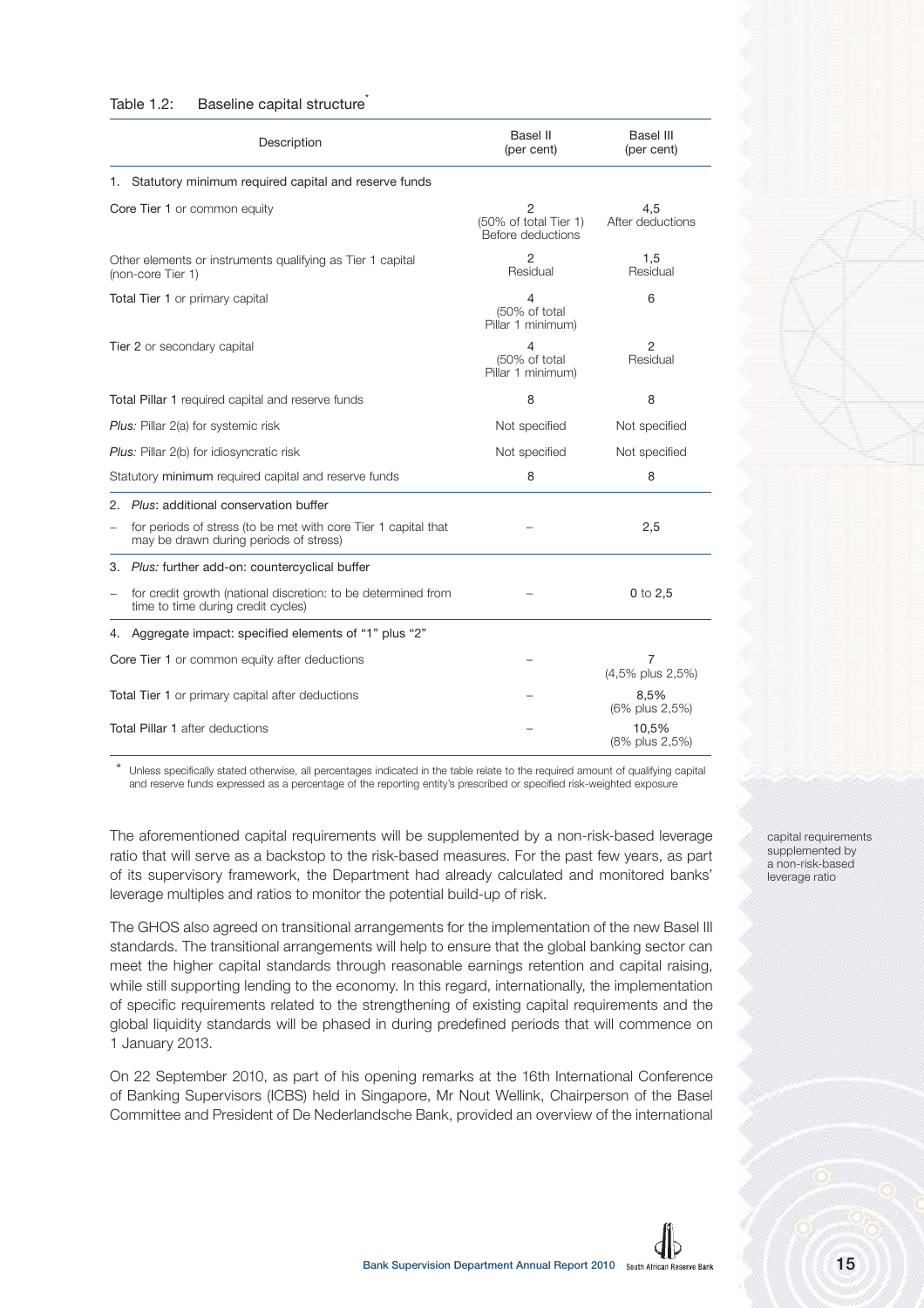Table 1.2: Baseline capital structure*

| Description | Basel II (per cent) | Basel III (per cent) |
|---|---|---|
| 1. Statutory minimum required capital and reserve funds | | |
| Core Tier 1 or common equity | 2 (50% of total Tier 1) Before deductions | 4,5 After deductions |
| Other elements or instruments qualifying as Tier 1 capital (non-core Tier 1) | 2 Residual | 1,5 Residual |
| Total Tier 1 or primary capital | 4 (50% of total Pillar 1 minimum) | 6 |
| Tier 2 or secondary capital | 4 (50% of total Pillar 1 minimum) | 2 Residual |
| Total Pillar 1 required capital and reserve funds | 8 | 8 |
| *Plus:* Pillar 2(a) for systemic risk | Not specified | Not specified |
| *Plus:* Pillar 2(b) for idiosyncratic risk | Not specified | Not specified |
| Statutory minimum required capital and reserve funds | 8 | 8 |
| 2. *Plus*: additional conservation buffer | | |
| – for periods of stress (to be met with core Tier 1 capital that may be drawn during periods of stress) | – | 2,5 |
| 3. *Plus:* further add-on: countercyclical buffer | | |
| – for credit growth (national discretion: to be determined from time to time during credit cycles) | – | 0 to 2,5 |
| 4. Aggregate impact: specified elements of "1" plus "2" | | |
| Core Tier 1 or common equity after deductions | – | 7 (4,5% plus 2,5%) |
| Total Tier 1 or primary capital after deductions | – | 8,5% (6% plus 2,5%) |
| Total Pillar 1 after deductions | – | 10,5% (8% plus 2,5%) |

\* Unless specifically stated otherwise, all percentages indicated in the table relate to the required amount of qualifying capital and reserve funds expressed as a percentage of the reporting entity's prescribed or specified risk-weighted exposure

capital requirements supplemented by a non-risk-based leverage ratio

The aforementioned capital requirements will be supplemented by a non-risk-based leverage ratio that will serve as a backstop to the risk-based measures. For the past few years, as part of its supervisory framework, the Department had already calculated and monitored banks' leverage multiples and ratios to monitor the potential build-up of risk.

The GHOS also agreed on transitional arrangements for the implementation of the new Basel III standards. The transitional arrangements will help to ensure that the global banking sector can meet the higher capital standards through reasonable earnings retention and capital raising, while still supporting lending to the economy. In this regard, internationally, the implementation of specific requirements related to the strengthening of existing capital requirements and the global liquidity standards will be phased in during predefined periods that will commence on 1 January 2013.

On 22 September 2010, as part of his opening remarks at the 16th International Conference of Banking Supervisors (ICBS) held in Singapore, Mr Nout Wellink, Chairperson of the Basel Committee and President of De Nederlandsche Bank, provided an overview of the international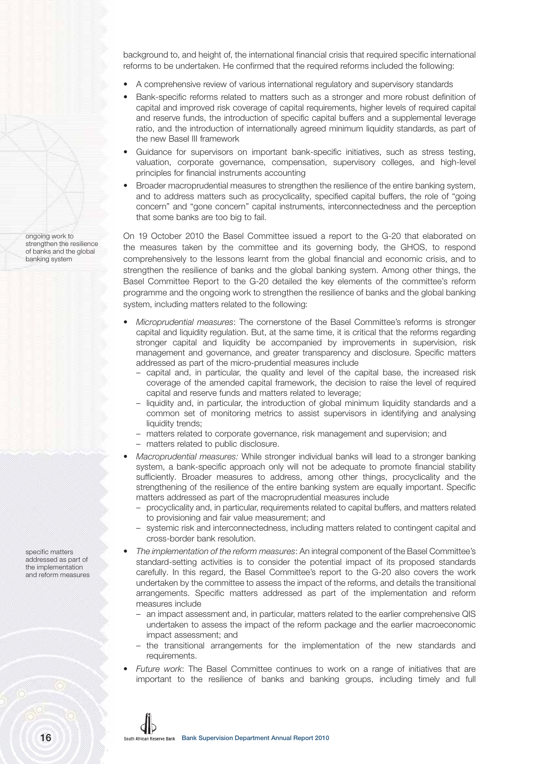background to, and height of, the international financial crisis that required specific international reforms to be undertaken. He confirmed that the required reforms included the following:

- A comprehensive review of various international regulatory and supervisory standards
- Bank-specific reforms related to matters such as a stronger and more robust definition of capital and improved risk coverage of capital requirements, higher levels of required capital and reserve funds, the introduction of specific capital buffers and a supplemental leverage ratio, and the introduction of internationally agreed minimum liquidity standards, as part of the new Basel III framework
- Guidance for supervisors on important bank-specific initiatives, such as stress testing, valuation, corporate governance, compensation, supervisory colleges, and high-level principles for financial instruments accounting
- Broader macroprudential measures to strengthen the resilience of the entire banking system, and to address matters such as procyclicality, specified capital buffers, the role of "going concern" and "gone concern" capital instruments, interconnectedness and the perception that some banks are too big to fail.

ongoing work to strengthen the resilience of banks and the global banking system

On 19 October 2010 the Basel Committee issued a report to the G-20 that elaborated on the measures taken by the committee and its governing body, the GHOS, to respond comprehensively to the lessons learnt from the global financial and economic crisis, and to strengthen the resilience of banks and the global banking system. Among other things, the Basel Committee Report to the G-20 detailed the key elements of the committee's reform programme and the ongoing work to strengthen the resilience of banks and the global banking system, including matters related to the following:

- *Micropudential measures*: The cornerstone of the Basel Committee's reforms is stronger capital and liquidity regulation. But, at the same time, it is critical that the reforms regarding stronger capital and liquidity be accompanied by improvements in supervision, risk management and governance, and greater transparency and disclosure. Specific matters addressed as part of the micro-prudential measures include
  - capital and, in particular, the quality and level of the capital base, the increased risk coverage of the amended capital framework, the decision to raise the level of required capital and reserve funds and matters related to leverage;
  - liquidity and, in particular, the introduction of global minimum liquidity standards and a common set of monitoring metrics to assist supervisors in identifying and analysing liquidity trends;
  - matters related to corporate governance, risk management and supervision; and
  - matters related to public disclosure.
- *Macroprudential measures:* While stronger individual banks will lead to a stronger banking system, a bank-specific approach only will not be adequate to promote financial stability sufficiently. Broader measures to address, among other things, procyclicality and the strengthening of the resilience of the entire banking system are equally important. Specific matters addressed as part of the macroprudential measures include
  - procyclicality and, in particular, requirements related to capital buffers, and matters related to provisioning and fair value measurement; and
  - systemic risk and interconnectedness, including matters related to contingent capital and cross-border bank resolution.

specific matters addressed as part of the implementation and reform measures

- *The implementation of the reform measures*: An integral component of the Basel Committee's standard-setting activities is to consider the potential impact of its proposed standards carefully. In this regard, the Basel Committee's report to the G-20 also covers the work undertaken by the committee to assess the impact of the reforms, and details the transitional arrangements. Specific matters addressed as part of the implementation and reform measures include
  - an impact assessment and, in particular, matters related to the earlier comprehensive QIS undertaken to assess the impact of the reform package and the earlier macroeconomic impact assessment; and
  - the transitional arrangements for the implementation of the new standards and requirements.
- *Future work*: The Basel Committee continues to work on a range of initiatives that are important to the resilience of banks and banking groups, including timely and full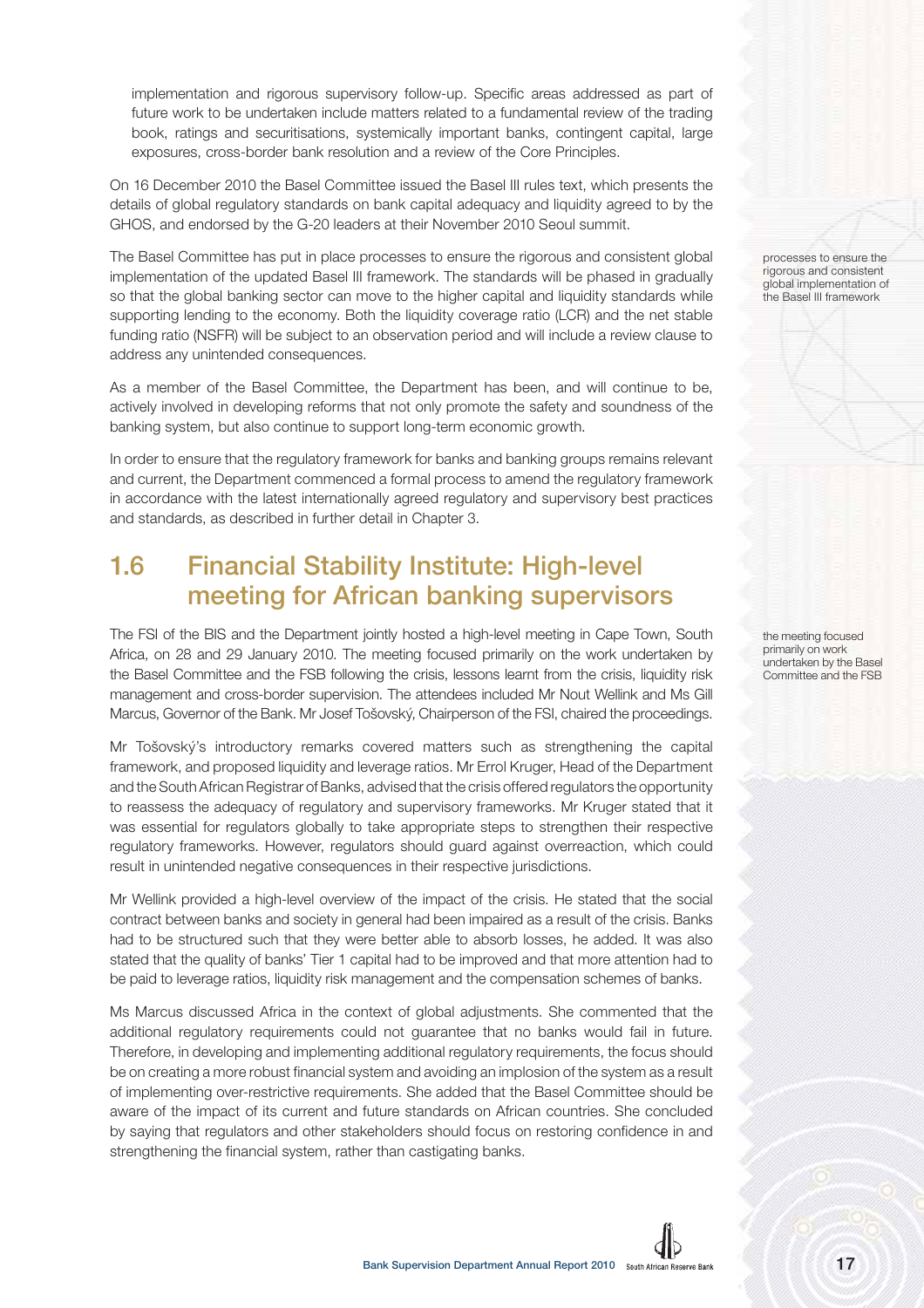implementation and rigorous supervisory follow-up. Specific areas addressed as part of future work to be undertaken include matters related to a fundamental review of the trading book, ratings and securitisations, systemically important banks, contingent capital, large exposures, cross-border bank resolution and a review of the Core Principles.

On 16 December 2010 the Basel Committee issued the Basel III rules text, which presents the details of global regulatory standards on bank capital adequacy and liquidity agreed to by the GHOS, and endorsed by the G-20 leaders at their November 2010 Seoul summit.

The Basel Committee has put in place processes to ensure the rigorous and consistent global implementation of the updated Basel III framework. The standards will be phased in gradually so that the global banking sector can move to the higher capital and liquidity standards while supporting lending to the economy. Both the liquidity coverage ratio (LCR) and the net stable funding ratio (NSFR) will be subject to an observation period and will include a review clause to address any unintended consequences.

processes to ensure the rigorous and consistent global implementation of the Basel III framework

As a member of the Basel Committee, the Department has been, and will continue to be, actively involved in developing reforms that not only promote the safety and soundness of the banking system, but also continue to support long-term economic growth.

In order to ensure that the regulatory framework for banks and banking groups remains relevant and current, the Department commenced a formal process to amend the regulatory framework in accordance with the latest internationally agreed regulatory and supervisory best practices and standards, as described in further detail in Chapter 3.

## 1.6 Financial Stability Institute: High-level meeting for African banking supervisors

The FSI of the BIS and the Department jointly hosted a high-level meeting in Cape Town, South Africa, on 28 and 29 January 2010. The meeting focused primarily on the work undertaken by the Basel Committee and the FSB following the crisis, lessons learnt from the crisis, liquidity risk management and cross-border supervision. The attendees included Mr Nout Wellink and Ms Gill Marcus, Governor of the Bank. Mr Josef Tošovský, Chairperson of the FSI, chaired the proceedings.

the meeting focused primarily on work undertaken by the Basel Committee and the FSB

Mr Tošovský's introductory remarks covered matters such as strengthening the capital framework, and proposed liquidity and leverage ratios. Mr Errol Kruger, Head of the Department and the South African Registrar of Banks, advised that the crisis offered regulators the opportunity to reassess the adequacy of regulatory and supervisory frameworks. Mr Kruger stated that it was essential for regulators globally to take appropriate steps to strengthen their respective regulatory frameworks. However, regulators should guard against overreaction, which could result in unintended negative consequences in their respective jurisdictions.

Mr Wellink provided a high-level overview of the impact of the crisis. He stated that the social contract between banks and society in general had been impaired as a result of the crisis. Banks had to be structured such that they were better able to absorb losses, he added. It was also stated that the quality of banks' Tier 1 capital had to be improved and that more attention had to be paid to leverage ratios, liquidity risk management and the compensation schemes of banks.

Ms Marcus discussed Africa in the context of global adjustments. She commented that the additional regulatory requirements could not guarantee that no banks would fail in future. Therefore, in developing and implementing additional regulatory requirements, the focus should be on creating a more robust financial system and avoiding an implosion of the system as a result of implementing over-restrictive requirements. She added that the Basel Committee should be aware of the impact of its current and future standards on African countries. She concluded by saying that regulators and other stakeholders should focus on restoring confidence in and strengthening the financial system, rather than castigating banks.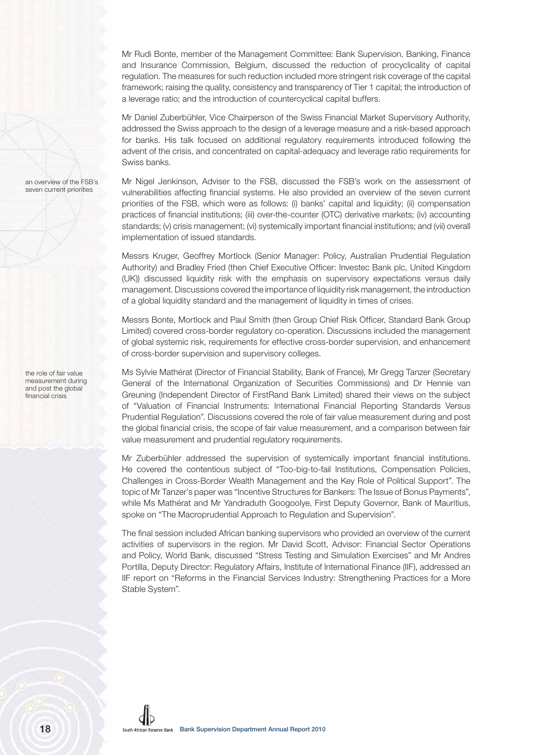Mr Rudi Bonte, member of the Management Committee: Bank Supervision, Banking, Finance and Insurance Commission, Belgium, discussed the reduction of procyclicality of capital regulation. The measures for such reduction included more stringent risk coverage of the capital framework; raising the quality, consistency and transparency of Tier 1 capital; the introduction of a leverage ratio; and the introduction of countercyclical capital buffers.

Mr Daniel Zuberbühler, Vice Chairperson of the Swiss Financial Market Supervisory Authority, addressed the Swiss approach to the design of a leverage measure and a risk-based approach for banks. His talk focused on additional regulatory requirements introduced following the advent of the crisis, and concentrated on capital-adequacy and leverage ratio requirements for Swiss banks.

*an overview of the FSB's seven current priorities*

Mr Nigel Jenkinson, Adviser to the FSB, discussed the FSB's work on the assessment of vulnerabilities affecting financial systems. He also provided an overview of the seven current priorities of the FSB, which were as follows: (i) banks' capital and liquidity; (ii) compensation practices of financial institutions; (iii) over-the-counter (OTC) derivative markets; (iv) accounting standards; (v) crisis management; (vi) systemically important financial institutions; and (vii) overall implementation of issued standards.

Messrs Kruger, Geoffrey Mortlock (Senior Manager: Policy, Australian Prudential Regulation Authority) and Bradley Fried (then Chief Executive Officer: Investec Bank plc, United Kingdom (UK)) discussed liquidity risk with the emphasis on supervisory expectations versus daily management. Discussions covered the importance of liquidity risk management, the introduction of a global liquidity standard and the management of liquidity in times of crises.

Messrs Bonte, Mortlock and Paul Smith (then Group Chief Risk Officer, Standard Bank Group Limited) covered cross-border regulatory co-operation. Discussions included the management of global systemic risk, requirements for effective cross-border supervision, and enhancement of cross-border supervision and supervisory colleges.

*the role of fair value measurement during and post the global financial crisis*

Ms Sylvie Mathérat (Director of Financial Stability, Bank of France), Mr Gregg Tanzer (Secretary General of the International Organization of Securities Commissions) and Dr Hennie van Greuning (Independent Director of FirstRand Bank Limited) shared their views on the subject of "Valuation of Financial Instruments: International Financial Reporting Standards Versus Prudential Regulation". Discussions covered the role of fair value measurement during and post the global financial crisis, the scope of fair value measurement, and a comparison between fair value measurement and prudential regulatory requirements.

Mr Zuberbühler addressed the supervision of systemically important financial institutions. He covered the contentious subject of "Too-big-to-fail Institutions, Compensation Policies, Challenges in Cross-Border Wealth Management and the Key Role of Political Support". The topic of Mr Tanzer's paper was "Incentive Structures for Bankers: The Issue of Bonus Payments", while Ms Mathérat and Mr Yandraduth Googoolye, First Deputy Governor, Bank of Mauritius, spoke on "The Macroprudential Approach to Regulation and Supervision".

The final session included African banking supervisors who provided an overview of the current activities of supervisors in the region. Mr David Scott, Advisor: Financial Sector Operations and Policy, World Bank, discussed "Stress Testing and Simulation Exercises" and Mr Andres Portilla, Deputy Director: Regulatory Affairs, Institute of International Finance (IIF), addressed an IIF report on "Reforms in the Financial Services Industry: Strengthening Practices for a More Stable System".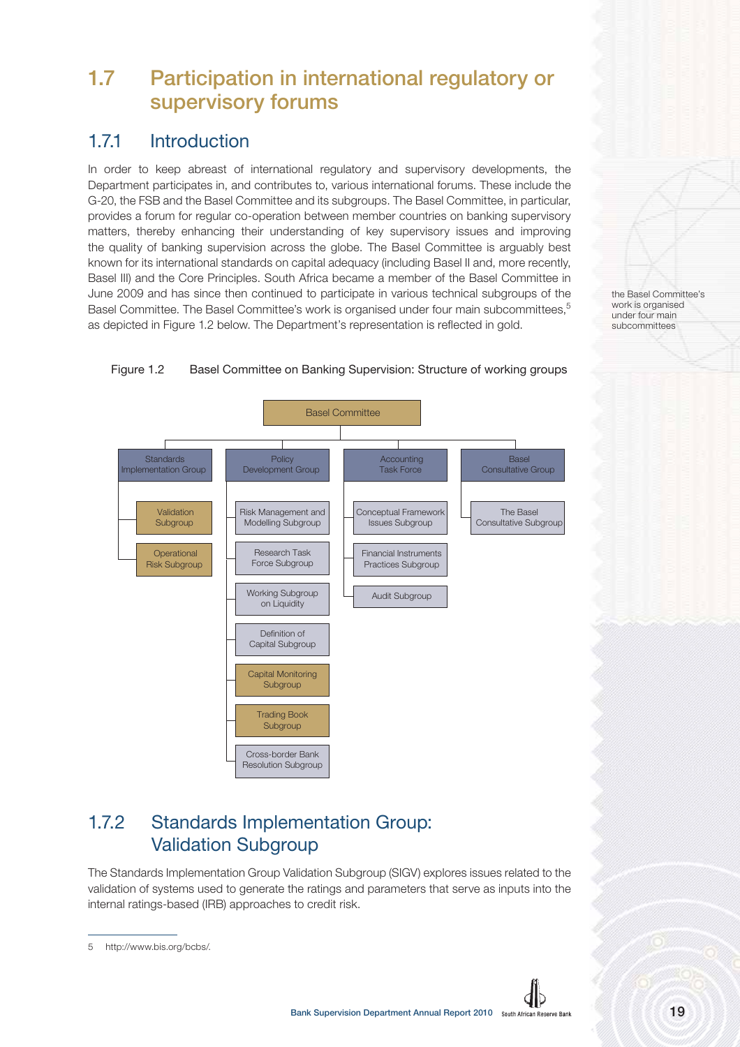# 1.7 Participation in international regulatory or supervisory forums

## 1.7.1 Introduction

In order to keep abreast of international regulatory and supervisory developments, the Department participates in, and contributes to, various international forums. These include the G-20, the FSB and the Basel Committee and its subgroups. The Basel Committee, in particular, provides a forum for regular co-operation between member countries on banking supervisory matters, thereby enhancing their understanding of key supervisory issues and improving the quality of banking supervision across the globe. The Basel Committee is arguably best known for its international standards on capital adequacy (including Basel II and, more recently, Basel III) and the Core Principles. South Africa became a member of the Basel Committee in June 2009 and has since then continued to participate in various technical subgroups of the Basel Committee. The Basel Committee's work is organised under four main subcommittees,[5] as depicted in Figure 1.2 below. The Department's representation is reflected in gold.

the Basel Committee's work is organised under four main subcommittees

Figure 1.2 Basel Committee on Banking Supervision: Structure of working groups

- Basel Committee
  - Standards Implementation Group
    - Validation Subgroup
    - Operational Risk Subgroup
  - Policy Development Group
    - Risk Management and Modelling Subgroup
    - Research Task Force Subgroup
    - Working Subgroup on Liquidity
    - Definition of Capital Subgroup
    - Capital Monitoring Subgroup
    - Trading Book Subgroup
    - Cross-border Bank Resolution Subgroup
  - Accounting Task Force
    - Conceptual Framework Issues Subgroup
    - Financial Instruments Practices Subgroup
    - Audit Subgroup
  - Basel Consultative Group
    - The Basel Consultative Subgroup

## 1.7.2 Standards Implementation Group: Validation Subgroup

The Standards Implementation Group Validation Subgroup (SIGV) explores issues related to the validation of systems used to generate the ratings and parameters that serve as inputs into the internal ratings-based (IRB) approaches to credit risk.

5 http://www.bis.org/bcbs/.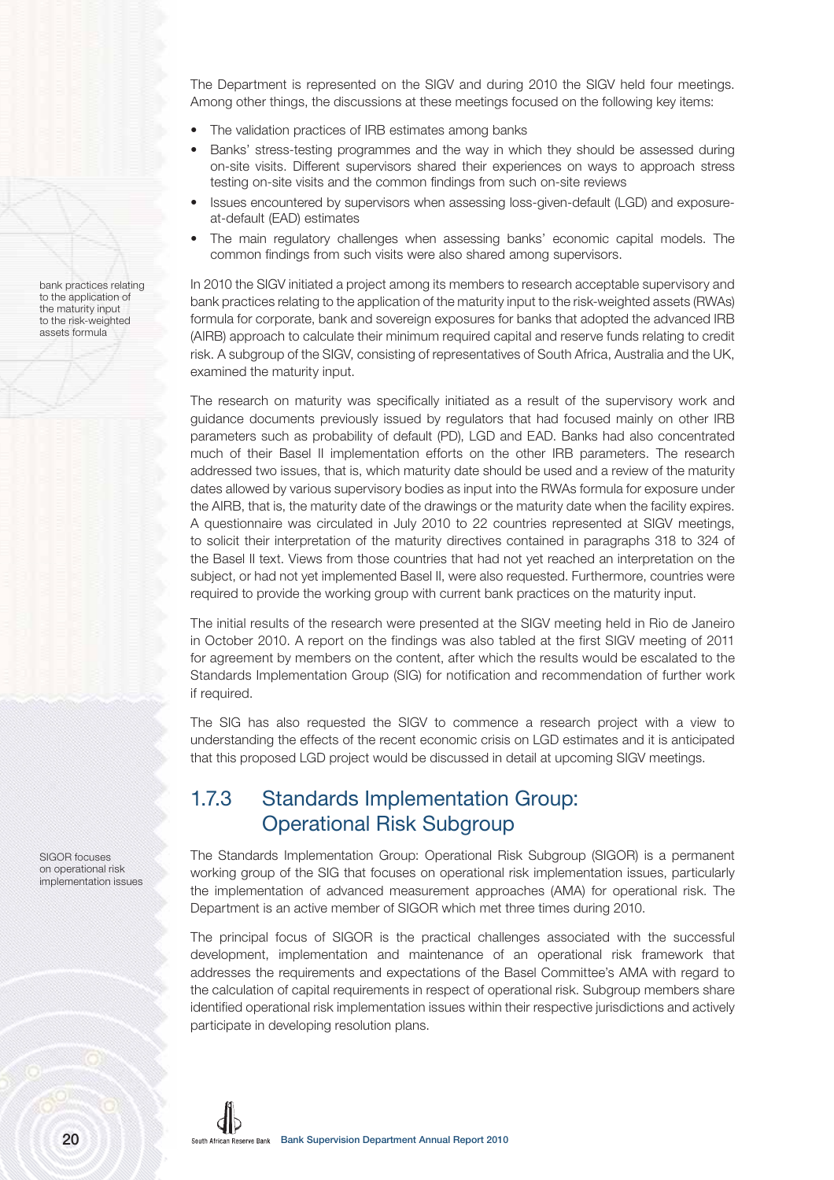The Department is represented on the SIGV and during 2010 the SIGV held four meetings. Among other things, the discussions at these meetings focused on the following key items:

- The validation practices of IRB estimates among banks
- Banks' stress-testing programmes and the way in which they should be assessed during on-site visits. Different supervisors shared their experiences on ways to approach stress testing on-site visits and the common findings from such on-site reviews
- Issues encountered by supervisors when assessing loss-given-default (LGD) and exposure-at-default (EAD) estimates
- The main regulatory challenges when assessing banks' economic capital models. The common findings from such visits were also shared among supervisors.

bank practices relating to the application of the maturity input to the risk-weighted assets formula

In 2010 the SIGV initiated a project among its members to research acceptable supervisory and bank practices relating to the application of the maturity input to the risk-weighted assets (RWAs) formula for corporate, bank and sovereign exposures for banks that adopted the advanced IRB (AIRB) approach to calculate their minimum required capital and reserve funds relating to credit risk. A subgroup of the SIGV, consisting of representatives of South Africa, Australia and the UK, examined the maturity input.

The research on maturity was specifically initiated as a result of the supervisory work and guidance documents previously issued by regulators that had focused mainly on other IRB parameters such as probability of default (PD), LGD and EAD. Banks had also concentrated much of their Basel II implementation efforts on the other IRB parameters. The research addressed two issues, that is, which maturity date should be used and a review of the maturity dates allowed by various supervisory bodies as input into the RWAs formula for exposure under the AIRB, that is, the maturity date of the drawings or the maturity date when the facility expires. A questionnaire was circulated in July 2010 to 22 countries represented at SIGV meetings, to solicit their interpretation of the maturity directives contained in paragraphs 318 to 324 of the Basel II text. Views from those countries that had not yet reached an interpretation on the subject, or had not yet implemented Basel II, were also requested. Furthermore, countries were required to provide the working group with current bank practices on the maturity input.

The initial results of the research were presented at the SIGV meeting held in Rio de Janeiro in October 2010. A report on the findings was also tabled at the first SIGV meeting of 2011 for agreement by members on the content, after which the results would be escalated to the Standards Implementation Group (SIG) for notification and recommendation of further work if required.

The SIG has also requested the SIGV to commence a research project with a view to understanding the effects of the recent economic crisis on LGD estimates and it is anticipated that this proposed LGD project would be discussed in detail at upcoming SIGV meetings.

## 1.7.3 Standards Implementation Group: Operational Risk Subgroup

SIGOR focuses on operational risk implementation issues

The Standards Implementation Group: Operational Risk Subgroup (SIGOR) is a permanent working group of the SIG that focuses on operational risk implementation issues, particularly the implementation of advanced measurement approaches (AMA) for operational risk. The Department is an active member of SIGOR which met three times during 2010.

The principal focus of SIGOR is the practical challenges associated with the successful development, implementation and maintenance of an operational risk framework that addresses the requirements and expectations of the Basel Committee's AMA with regard to the calculation of capital requirements in respect of operational risk. Subgroup members share identified operational risk implementation issues within their respective jurisdictions and actively participate in developing resolution plans.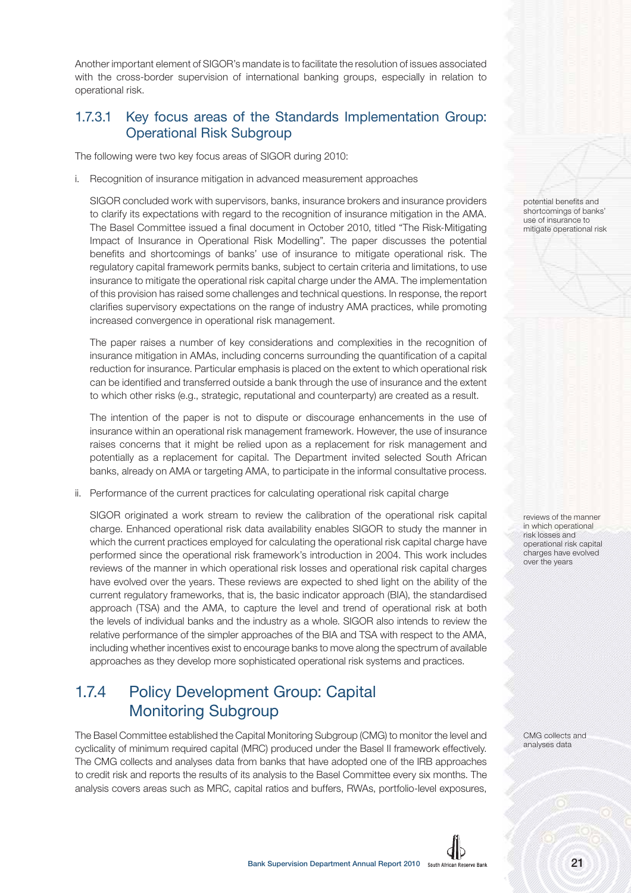Another important element of SIGOR's mandate is to facilitate the resolution of issues associated with the cross-border supervision of international banking groups, especially in relation to operational risk.

### 1.7.3.1 Key focus areas of the Standards Implementation Group: Operational Risk Subgroup

The following were two key focus areas of SIGOR during 2010:

i. Recognition of insurance mitigation in advanced measurement approaches

SIGOR concluded work with supervisors, banks, insurance brokers and insurance providers to clarify its expectations with regard to the recognition of insurance mitigation in the AMA. The Basel Committee issued a final document in October 2010, titled "The Risk-Mitigating Impact of Insurance in Operational Risk Modelling". The paper discusses the potential benefits and shortcomings of banks' use of insurance to mitigate operational risk. The regulatory capital framework permits banks, subject to certain criteria and limitations, to use insurance to mitigate the operational risk capital charge under the AMA. The implementation of this provision has raised some challenges and technical questions. In response, the report clarifies supervisory expectations on the range of industry AMA practices, while promoting increased convergence in operational risk management.

potential benefits and shortcomings of banks' use of insurance to mitigate operational risk

The paper raises a number of key considerations and complexities in the recognition of insurance mitigation in AMAs, including concerns surrounding the quantification of a capital reduction for insurance. Particular emphasis is placed on the extent to which operational risk can be identified and transferred outside a bank through the use of insurance and the extent to which other risks (e.g., strategic, reputational and counterparty) are created as a result.

The intention of the paper is not to dispute or discourage enhancements in the use of insurance within an operational risk management framework. However, the use of insurance raises concerns that it might be relied upon as a replacement for risk management and potentially as a replacement for capital. The Department invited selected South African banks, already on AMA or targeting AMA, to participate in the informal consultative process.

ii. Performance of the current practices for calculating operational risk capital charge

SIGOR originated a work stream to review the calibration of the operational risk capital charge. Enhanced operational risk data availability enables SIGOR to study the manner in which the current practices employed for calculating the operational risk capital charge have performed since the operational risk framework's introduction in 2004. This work includes reviews of the manner in which operational risk losses and operational risk capital charges have evolved over the years. These reviews are expected to shed light on the ability of the current regulatory frameworks, that is, the basic indicator approach (BIA), the standardised approach (TSA) and the AMA, to capture the level and trend of operational risk at both the levels of individual banks and the industry as a whole. SIGOR also intends to review the relative performance of the simpler approaches of the BIA and TSA with respect to the AMA, including whether incentives exist to encourage banks to move along the spectrum of available approaches as they develop more sophisticated operational risk systems and practices.

reviews of the manner in which operational risk losses and operational risk capital charges have evolved over the years

## 1.7.4 Policy Development Group: Capital Monitoring Subgroup

The Basel Committee established the Capital Monitoring Subgroup (CMG) to monitor the level and cyclicality of minimum required capital (MRC) produced under the Basel II framework effectively. The CMG collects and analyses data from banks that have adopted one of the IRB approaches to credit risk and reports the results of its analysis to the Basel Committee every six months. The analysis covers areas such as MRC, capital ratios and buffers, RWAs, portfolio-level exposures,

CMG collects and analyses data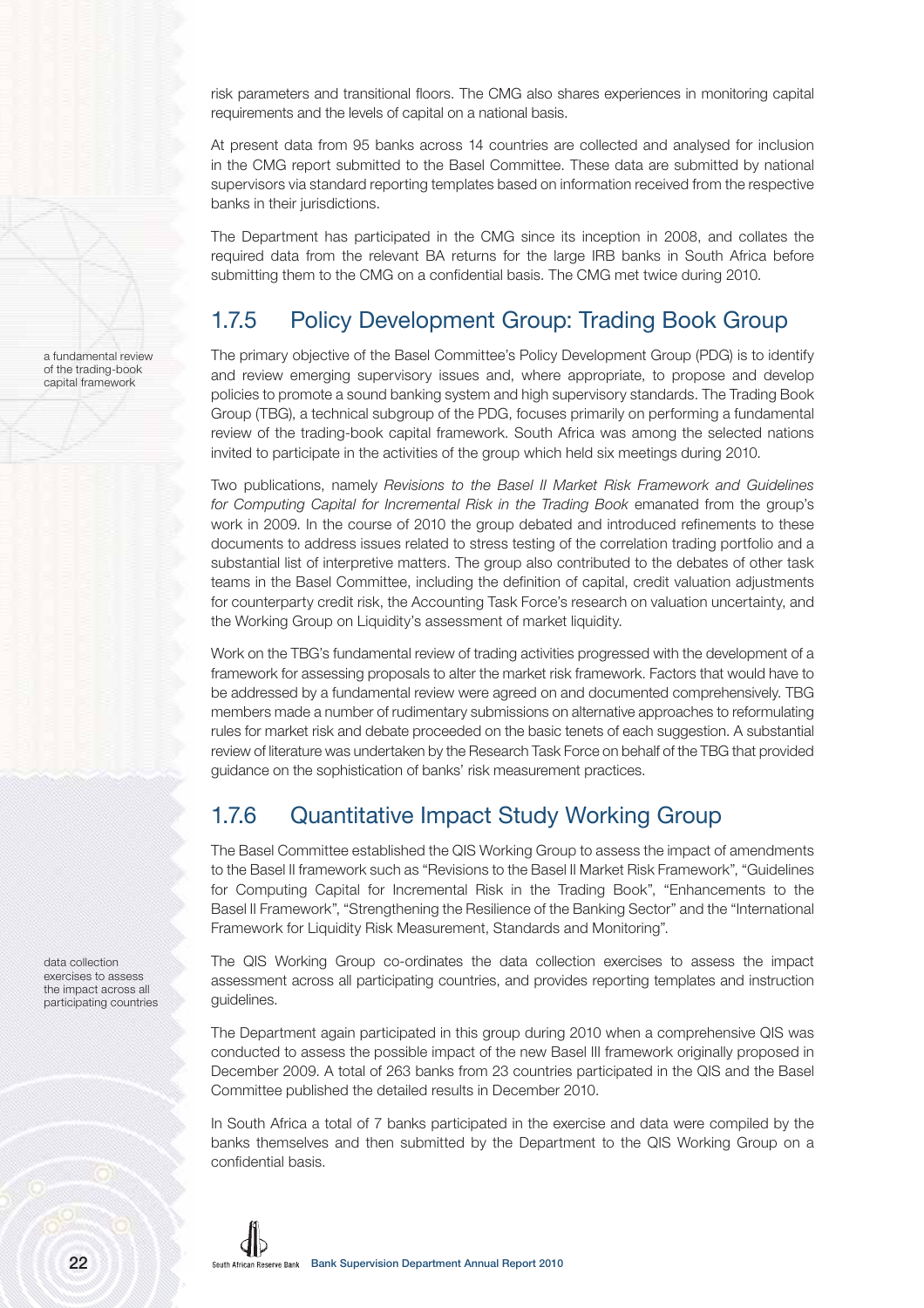risk parameters and transitional floors. The CMG also shares experiences in monitoring capital requirements and the levels of capital on a national basis.

At present data from 95 banks across 14 countries are collected and analysed for inclusion in the CMG report submitted to the Basel Committee. These data are submitted by national supervisors via standard reporting templates based on information received from the respective banks in their jurisdictions.

The Department has participated in the CMG since its inception in 2008, and collates the required data from the relevant BA returns for the large IRB banks in South Africa before submitting them to the CMG on a confidential basis. The CMG met twice during 2010.

## 1.7.5 Policy Development Group: Trading Book Group

a fundamental review of the trading-book capital framework

The primary objective of the Basel Committee's Policy Development Group (PDG) is to identify and review emerging supervisory issues and, where appropriate, to propose and develop policies to promote a sound banking system and high supervisory standards. The Trading Book Group (TBG), a technical subgroup of the PDG, focuses primarily on performing a fundamental review of the trading-book capital framework. South Africa was among the selected nations invited to participate in the activities of the group which held six meetings during 2010.

Two publications, namely *Revisions to the Basel II Market Risk Framework and Guidelines for Computing Capital for Incremental Risk in the Trading Book* emanated from the group's work in 2009. In the course of 2010 the group debated and introduced refinements to these documents to address issues related to stress testing of the correlation trading portfolio and a substantial list of interpretive matters. The group also contributed to the debates of other task teams in the Basel Committee, including the definition of capital, credit valuation adjustments for counterparty credit risk, the Accounting Task Force's research on valuation uncertainty, and the Working Group on Liquidity's assessment of market liquidity.

Work on the TBG's fundamental review of trading activities progressed with the development of a framework for assessing proposals to alter the market risk framework. Factors that would have to be addressed by a fundamental review were agreed on and documented comprehensively. TBG members made a number of rudimentary submissions on alternative approaches to reformulating rules for market risk and debate proceeded on the basic tenets of each suggestion. A substantial review of literature was undertaken by the Research Task Force on behalf of the TBG that provided guidance on the sophistication of banks' risk measurement practices.

## 1.7.6 Quantitative Impact Study Working Group

The Basel Committee established the QIS Working Group to assess the impact of amendments to the Basel II framework such as "Revisions to the Basel II Market Risk Framework", "Guidelines for Computing Capital for Incremental Risk in the Trading Book", "Enhancements to the Basel II Framework", "Strengthening the Resilience of the Banking Sector" and the "International Framework for Liquidity Risk Measurement, Standards and Monitoring".

data collection exercises to assess the impact across all participating countries

The QIS Working Group co-ordinates the data collection exercises to assess the impact assessment across all participating countries, and provides reporting templates and instruction guidelines.

The Department again participated in this group during 2010 when a comprehensive QIS was conducted to assess the possible impact of the new Basel III framework originally proposed in December 2009. A total of 263 banks from 23 countries participated in the QIS and the Basel Committee published the detailed results in December 2010.

In South Africa a total of 7 banks participated in the exercise and data were compiled by the banks themselves and then submitted by the Department to the QIS Working Group on a confidential basis.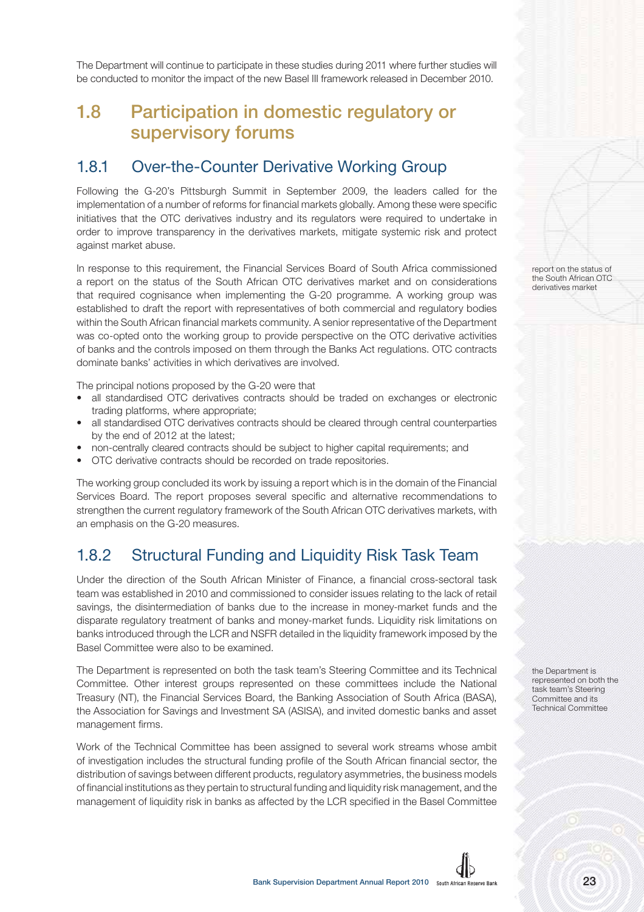The Department will continue to participate in these studies during 2011 where further studies will be conducted to monitor the impact of the new Basel III framework released in December 2010.

## 1.8 Participation in domestic regulatory or supervisory forums

### 1.8.1 Over-the-Counter Derivative Working Group

Following the G-20's Pittsburgh Summit in September 2009, the leaders called for the implementation of a number of reforms for financial markets globally. Among these were specific initiatives that the OTC derivatives industry and its regulators were required to undertake in order to improve transparency in the derivatives markets, mitigate systemic risk and protect against market abuse.

In response to this requirement, the Financial Services Board of South Africa commissioned a report on the status of the South African OTC derivatives market and on considerations that required cognisance when implementing the G-20 programme. A working group was established to draft the report with representatives of both commercial and regulatory bodies within the South African financial markets community. A senior representative of the Department was co-opted onto the working group to provide perspective on the OTC derivative activities of banks and the controls imposed on them through the Banks Act regulations. OTC contracts dominate banks' activities in which derivatives are involved.

report on the status of the South African OTC derivatives market

The principal notions proposed by the G-20 were that

- all standardised OTC derivatives contracts should be traded on exchanges or electronic trading platforms, where appropriate;
- all standardised OTC derivatives contracts should be cleared through central counterparties by the end of 2012 at the latest;
- non-centrally cleared contracts should be subject to higher capital requirements; and
- OTC derivative contracts should be recorded on trade repositories.

The working group concluded its work by issuing a report which is in the domain of the Financial Services Board. The report proposes several specific and alternative recommendations to strengthen the current regulatory framework of the South African OTC derivatives markets, with an emphasis on the G-20 measures.

### 1.8.2 Structural Funding and Liquidity Risk Task Team

Under the direction of the South African Minister of Finance, a financial cross-sectoral task team was established in 2010 and commissioned to consider issues relating to the lack of retail savings, the disintermediation of banks due to the increase in money-market funds and the disparate regulatory treatment of banks and money-market funds. Liquidity risk limitations on banks introduced through the LCR and NSFR detailed in the liquidity framework imposed by the Basel Committee were also to be examined.

The Department is represented on both the task team's Steering Committee and its Technical Committee. Other interest groups represented on these committees include the National Treasury (NT), the Financial Services Board, the Banking Association of South Africa (BASA), the Association for Savings and Investment SA (ASISA), and invited domestic banks and asset management firms.

the Department is represented on both the task team's Steering Committee and its Technical Committee

Work of the Technical Committee has been assigned to several work streams whose ambit of investigation includes the structural funding profile of the South African financial sector, the distribution of savings between different products, regulatory asymmetries, the business models of financial institutions as they pertain to structural funding and liquidity risk management, and the management of liquidity risk in banks as affected by the LCR specified in the Basel Committee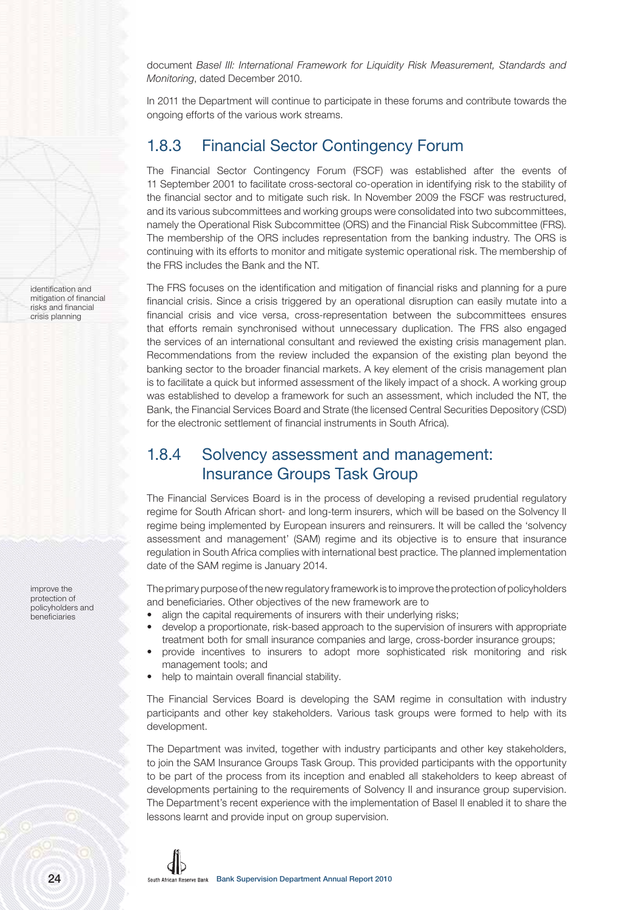document *Basel III: International Framework for Liquidity Risk Measurement, Standards and Monitoring*, dated December 2010.

In 2011 the Department will continue to participate in these forums and contribute towards the ongoing efforts of the various work streams.

## 1.8.3 Financial Sector Contingency Forum

The Financial Sector Contingency Forum (FSCF) was established after the events of 11 September 2001 to facilitate cross-sectoral co-operation in identifying risk to the stability of the financial sector and to mitigate such risk. In November 2009 the FSCF was restructured, and its various subcommittees and working groups were consolidated into two subcommittees, namely the Operational Risk Subcommittee (ORS) and the Financial Risk Subcommittee (FRS). The membership of the ORS includes representation from the banking industry. The ORS is continuing with its efforts to monitor and mitigate systemic operational risk. The membership of the FRS includes the Bank and the NT.

identification and mitigation of financial risks and financial crisis planning

The FRS focuses on the identification and mitigation of financial risks and planning for a pure financial crisis. Since a crisis triggered by an operational disruption can easily mutate into a financial crisis and vice versa, cross-representation between the subcommittees ensures that efforts remain synchronised without unnecessary duplication. The FRS also engaged the services of an international consultant and reviewed the existing crisis management plan. Recommendations from the review included the expansion of the existing plan beyond the banking sector to the broader financial markets. A key element of the crisis management plan is to facilitate a quick but informed assessment of the likely impact of a shock. A working group was established to develop a framework for such an assessment, which included the NT, the Bank, the Financial Services Board and Strate (the licensed Central Securities Depository (CSD) for the electronic settlement of financial instruments in South Africa).

## 1.8.4 Solvency assessment and management: Insurance Groups Task Group

The Financial Services Board is in the process of developing a revised prudential regulatory regime for South African short- and long-term insurers, which will be based on the Solvency II regime being implemented by European insurers and reinsurers. It will be called the 'solvency assessment and management' (SAM) regime and its objective is to ensure that insurance regulation in South Africa complies with international best practice. The planned implementation date of the SAM regime is January 2014.

improve the protection of policyholders and beneficiaries

The primary purpose of the new regulatory framework is to improve the protection of policyholders and beneficiaries. Other objectives of the new framework are to

- align the capital requirements of insurers with their underlying risks;
- develop a proportionate, risk-based approach to the supervision of insurers with appropriate treatment both for small insurance companies and large, cross-border insurance groups;
- provide incentives to insurers to adopt more sophisticated risk monitoring and risk management tools; and
- help to maintain overall financial stability.

The Financial Services Board is developing the SAM regime in consultation with industry participants and other key stakeholders. Various task groups were formed to help with its development.

The Department was invited, together with industry participants and other key stakeholders, to join the SAM Insurance Groups Task Group. This provided participants with the opportunity to be part of the process from its inception and enabled all stakeholders to keep abreast of developments pertaining to the requirements of Solvency II and insurance group supervision. The Department's recent experience with the implementation of Basel II enabled it to share the lessons learnt and provide input on group supervision.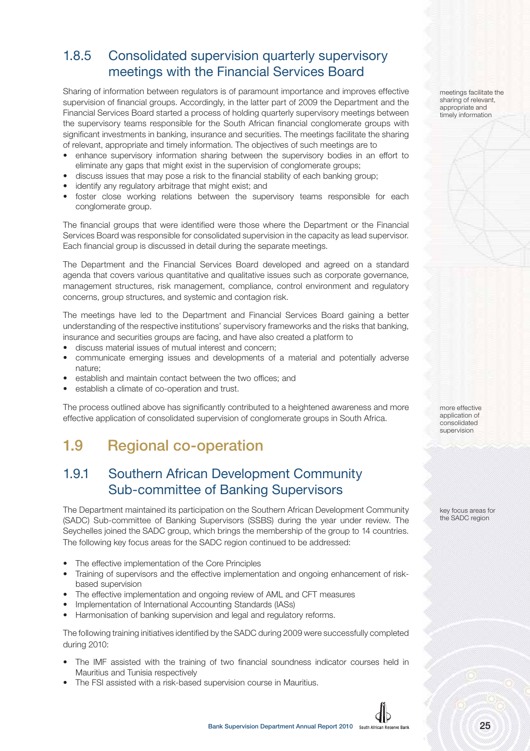## 1.8.5 Consolidated supervision quarterly supervisory meetings with the Financial Services Board

Sharing of information between regulators is of paramount importance and improves effective supervision of financial groups. Accordingly, in the latter part of 2009 the Department and the Financial Services Board started a process of holding quarterly supervisory meetings between the supervisory teams responsible for the South African financial conglomerate groups with significant investments in banking, insurance and securities. The meetings facilitate the sharing of relevant, appropriate and timely information. The objectives of such meetings are to

- enhance supervisory information sharing between the supervisory bodies in an effort to eliminate any gaps that might exist in the supervision of conglomerate groups;
- discuss issues that may pose a risk to the financial stability of each banking group;
- identify any regulatory arbitrage that might exist; and
- foster close working relations between the supervisory teams responsible for each conglomerate group.

The financial groups that were identified were those where the Department or the Financial Services Board was responsible for consolidated supervision in the capacity as lead supervisor. Each financial group is discussed in detail during the separate meetings.

The Department and the Financial Services Board developed and agreed on a standard agenda that covers various quantitative and qualitative issues such as corporate governance, management structures, risk management, compliance, control environment and regulatory concerns, group structures, and systemic and contagion risk.

The meetings have led to the Department and Financial Services Board gaining a better understanding of the respective institutions' supervisory frameworks and the risks that banking, insurance and securities groups are facing, and have also created a platform to

- discuss material issues of mutual interest and concern;
- communicate emerging issues and developments of a material and potentially adverse nature;
- establish and maintain contact between the two offices; and
- establish a climate of co-operation and trust.

The process outlined above has significantly contributed to a heightened awareness and more effective application of consolidated supervision of conglomerate groups in South Africa.

# 1.9 Regional co-operation

## 1.9.1 Southern African Development Community Sub-committee of Banking Supervisors

The Department maintained its participation on the Southern African Development Community (SADC) Sub-committee of Banking Supervisors (SSBS) during the year under review. The Seychelles joined the SADC group, which brings the membership of the group to 14 countries. The following key focus areas for the SADC region continued to be addressed:

- The effective implementation of the Core Principles
- Training of supervisors and the effective implementation and ongoing enhancement of risk-based supervision
- The effective implementation and ongoing review of AML and CFT measures
- Implementation of International Accounting Standards (IASs)
- Harmonisation of banking supervision and legal and regulatory reforms.

The following training initiatives identified by the SADC during 2009 were successfully completed during 2010:

- The IMF assisted with the training of two financial soundness indicator courses held in Mauritius and Tunisia respectively
- The FSI assisted with a risk-based supervision course in Mauritius.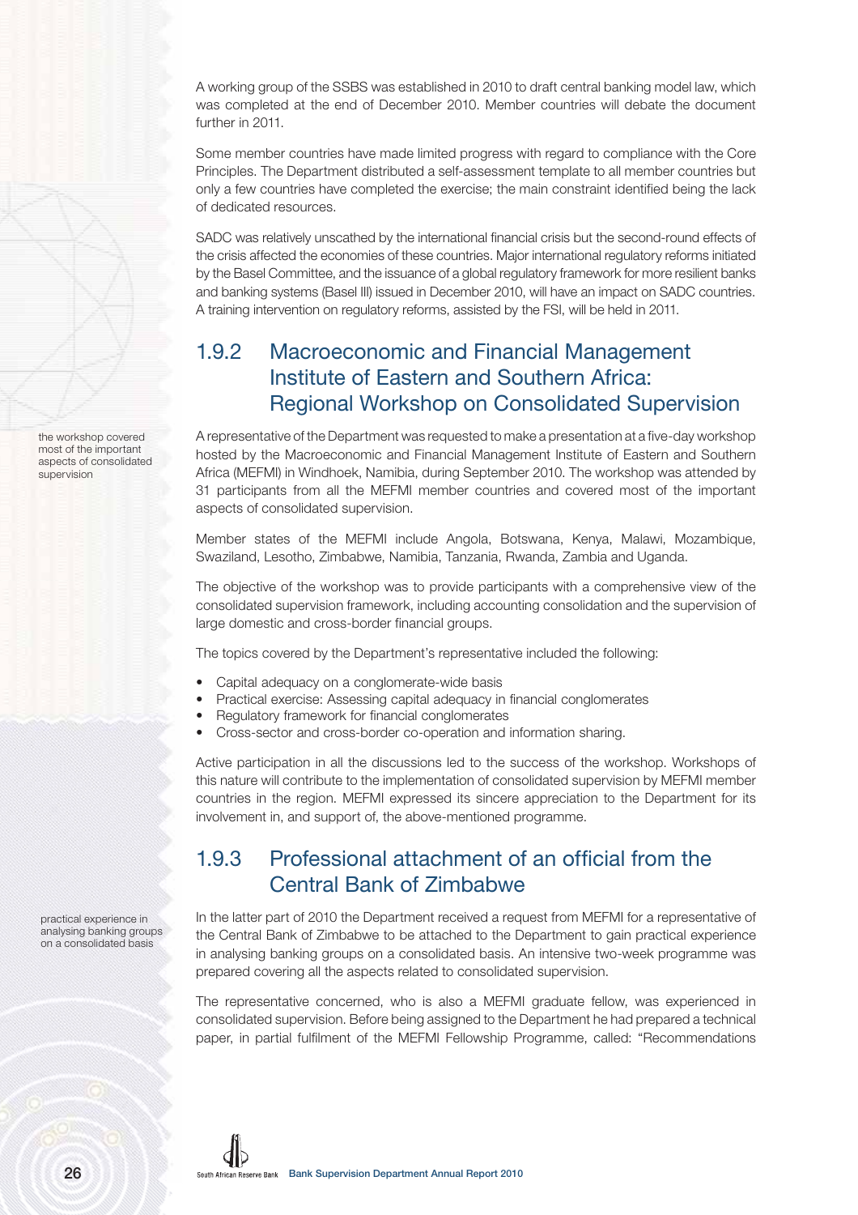A working group of the SSBS was established in 2010 to draft central banking model law, which was completed at the end of December 2010. Member countries will debate the document further in 2011.

Some member countries have made limited progress with regard to compliance with the Core Principles. The Department distributed a self-assessment template to all member countries but only a few countries have completed the exercise; the main constraint identified being the lack of dedicated resources.

SADC was relatively unscathed by the international financial crisis but the second-round effects of the crisis affected the economies of these countries. Major international regulatory reforms initiated by the Basel Committee, and the issuance of a global regulatory framework for more resilient banks and banking systems (Basel III) issued in December 2010, will have an impact on SADC countries. A training intervention on regulatory reforms, assisted by the FSI, will be held in 2011.

## 1.9.2 Macroeconomic and Financial Management Institute of Eastern and Southern Africa: Regional Workshop on Consolidated Supervision

the workshop covered most of the important aspects of consolidated supervision

A representative of the Department was requested to make a presentation at a five-day workshop hosted by the Macroeconomic and Financial Management Institute of Eastern and Southern Africa (MEFMI) in Windhoek, Namibia, during September 2010. The workshop was attended by 31 participants from all the MEFMI member countries and covered most of the important aspects of consolidated supervision.

Member states of the MEFMI include Angola, Botswana, Kenya, Malawi, Mozambique, Swaziland, Lesotho, Zimbabwe, Namibia, Tanzania, Rwanda, Zambia and Uganda.

The objective of the workshop was to provide participants with a comprehensive view of the consolidated supervision framework, including accounting consolidation and the supervision of large domestic and cross-border financial groups.

The topics covered by the Department's representative included the following:

- Capital adequacy on a conglomerate-wide basis
- Practical exercise: Assessing capital adequacy in financial conglomerates
- Regulatory framework for financial conglomerates
- Cross-sector and cross-border co-operation and information sharing.

Active participation in all the discussions led to the success of the workshop. Workshops of this nature will contribute to the implementation of consolidated supervision by MEFMI member countries in the region. MEFMI expressed its sincere appreciation to the Department for its involvement in, and support of, the above-mentioned programme.

## 1.9.3 Professional attachment of an official from the Central Bank of Zimbabwe

practical experience in analysing banking groups on a consolidated basis

In the latter part of 2010 the Department received a request from MEFMI for a representative of the Central Bank of Zimbabwe to be attached to the Department to gain practical experience in analysing banking groups on a consolidated basis. An intensive two-week programme was prepared covering all the aspects related to consolidated supervision.

The representative concerned, who is also a MEFMI graduate fellow, was experienced in consolidated supervision. Before being assigned to the Department he had prepared a technical paper, in partial fulfilment of the MEFMI Fellowship Programme, called: "Recommendations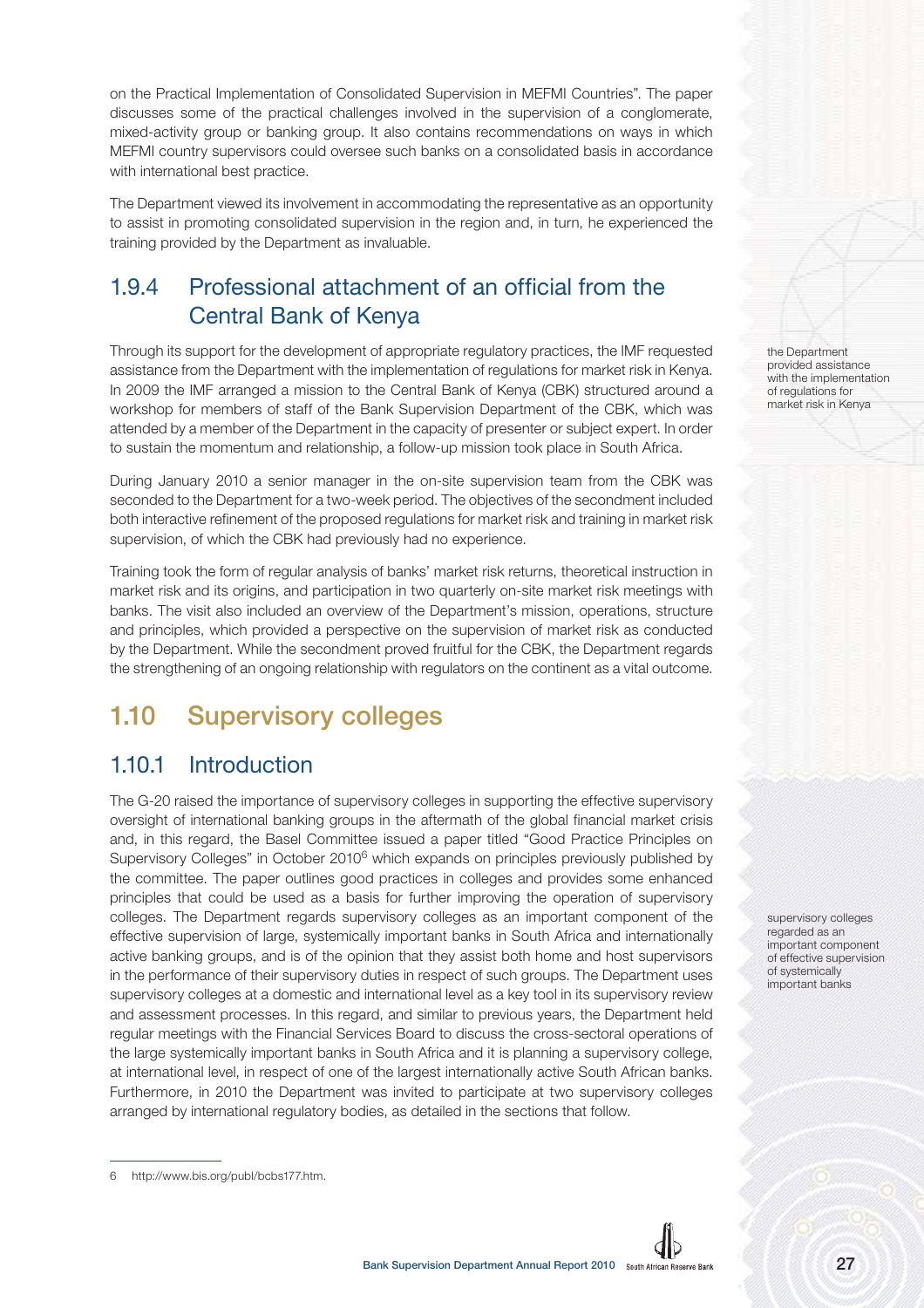on the Practical Implementation of Consolidated Supervision in MEFMI Countries". The paper discusses some of the practical challenges involved in the supervision of a conglomerate, mixed-activity group or banking group. It also contains recommendations on ways in which MEFMI country supervisors could oversee such banks on a consolidated basis in accordance with international best practice.

The Department viewed its involvement in accommodating the representative as an opportunity to assist in promoting consolidated supervision in the region and, in turn, he experienced the training provided by the Department as invaluable.

### 1.9.4 Professional attachment of an official from the Central Bank of Kenya

the Department provided assistance with the implementation of regulations for market risk in Kenya

Through its support for the development of appropriate regulatory practices, the IMF requested assistance from the Department with the implementation of regulations for market risk in Kenya. In 2009 the IMF arranged a mission to the Central Bank of Kenya (CBK) structured around a workshop for members of staff of the Bank Supervision Department of the CBK, which was attended by a member of the Department in the capacity of presenter or subject expert. In order to sustain the momentum and relationship, a follow-up mission took place in South Africa.

During January 2010 a senior manager in the on-site supervision team from the CBK was seconded to the Department for a two-week period. The objectives of the secondment included both interactive refinement of the proposed regulations for market risk and training in market risk supervision, of which the CBK had previously had no experience.

Training took the form of regular analysis of banks' market risk returns, theoretical instruction in market risk and its origins, and participation in two quarterly on-site market risk meetings with banks. The visit also included an overview of the Department's mission, operations, structure and principles, which provided a perspective on the supervision of market risk as conducted by the Department. While the secondment proved fruitful for the CBK, the Department regards the strengthening of an ongoing relationship with regulators on the continent as a vital outcome.

## 1.10 Supervisory colleges

### 1.10.1 Introduction

supervisory colleges regarded as an important component of effective supervision of systemically important banks

The G-20 raised the importance of supervisory colleges in supporting the effective supervisory oversight of international banking groups in the aftermath of the global financial market crisis and, in this regard, the Basel Committee issued a paper titled "Good Practice Principles on Supervisory Colleges" in October 2010[6] which expands on principles previously published by the committee. The paper outlines good practices in colleges and provides some enhanced principles that could be used as a basis for further improving the operation of supervisory colleges. The Department regards supervisory colleges as an important component of the effective supervision of large, systemically important banks in South Africa and internationally active banking groups, and is of the opinion that they assist both home and host supervisors in the performance of their supervisory duties in respect of such groups. The Department uses supervisory colleges at a domestic and international level as a key tool in its supervisory review and assessment processes. In this regard, and similar to previous years, the Department held regular meetings with the Financial Services Board to discuss the cross-sectoral operations of the large systemically important banks in South Africa and it is planning a supervisory college, at international level, in respect of one of the largest internationally active South African banks. Furthermore, in 2010 the Department was invited to participate at two supervisory colleges arranged by international regulatory bodies, as detailed in the sections that follow.

---

6 http://www.bis.org/publ/bcbs177.htm.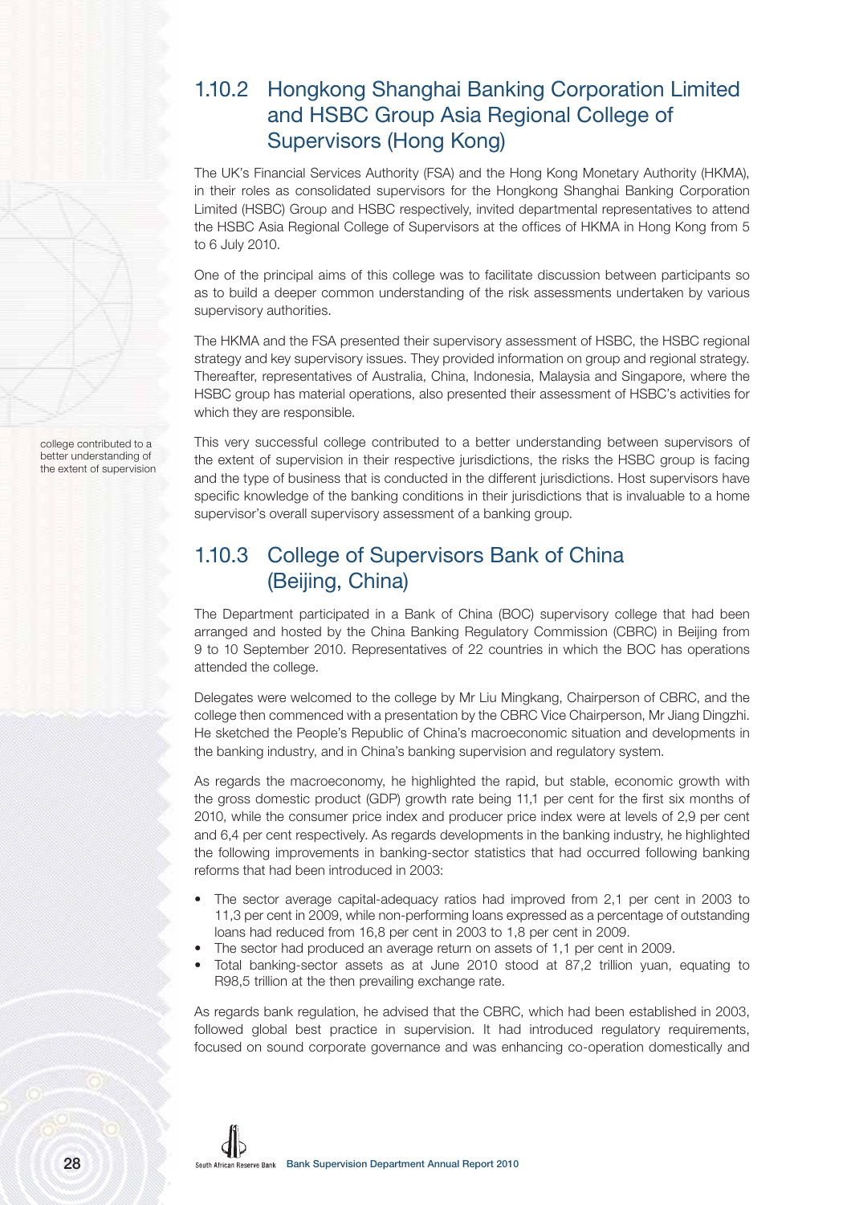## 1.10.2 Hongkong Shanghai Banking Corporation Limited and HSBC Group Asia Regional College of Supervisors (Hong Kong)

The UK's Financial Services Authority (FSA) and the Hong Kong Monetary Authority (HKMA), in their roles as consolidated supervisors for the Hongkong Shanghai Banking Corporation Limited (HSBC) Group and HSBC respectively, invited departmental representatives to attend the HSBC Asia Regional College of Supervisors at the offices of HKMA in Hong Kong from 5 to 6 July 2010.

One of the principal aims of this college was to facilitate discussion between participants so as to build a deeper common understanding of the risk assessments undertaken by various supervisory authorities.

The HKMA and the FSA presented their supervisory assessment of HSBC, the HSBC regional strategy and key supervisory issues. They provided information on group and regional strategy. Thereafter, representatives of Australia, China, Indonesia, Malaysia and Singapore, where the HSBC group has material operations, also presented their assessment of HSBC's activities for which they are responsible.

college contributed to a better understanding of the extent of supervision

This very successful college contributed to a better understanding between supervisors of the extent of supervision in their respective jurisdictions, the risks the HSBC group is facing and the type of business that is conducted in the different jurisdictions. Host supervisors have specific knowledge of the banking conditions in their jurisdictions that is invaluable to a home supervisor's overall supervisory assessment of a banking group.

## 1.10.3 College of Supervisors Bank of China (Beijing, China)

The Department participated in a Bank of China (BOC) supervisory college that had been arranged and hosted by the China Banking Regulatory Commission (CBRC) in Beijing from 9 to 10 September 2010. Representatives of 22 countries in which the BOC has operations attended the college.

Delegates were welcomed to the college by Mr Liu Mingkang, Chairperson of CBRC, and the college then commenced with a presentation by the CBRC Vice Chairperson, Mr Jiang Dingzhi. He sketched the People's Republic of China's macroeconomic situation and developments in the banking industry, and in China's banking supervision and regulatory system.

As regards the macroeconomy, he highlighted the rapid, but stable, economic growth with the gross domestic product (GDP) growth rate being 11,1 per cent for the first six months of 2010, while the consumer price index and producer price index were at levels of 2,9 per cent and 6,4 per cent respectively. As regards developments in the banking industry, he highlighted the following improvements in banking-sector statistics that had occurred following banking reforms that had been introduced in 2003:

- The sector average capital-adequacy ratios had improved from 2,1 per cent in 2003 to 11,3 per cent in 2009, while non-performing loans expressed as a percentage of outstanding loans had reduced from 16,8 per cent in 2003 to 1,8 per cent in 2009.
- The sector had produced an average return on assets of 1,1 per cent in 2009.
- Total banking-sector assets as at June 2010 stood at 87,2 trillion yuan, equating to R98,5 trillion at the then prevailing exchange rate.

As regards bank regulation, he advised that the CBRC, which had been established in 2003, followed global best practice in supervision. It had introduced regulatory requirements, focused on sound corporate governance and was enhancing co-operation domestically and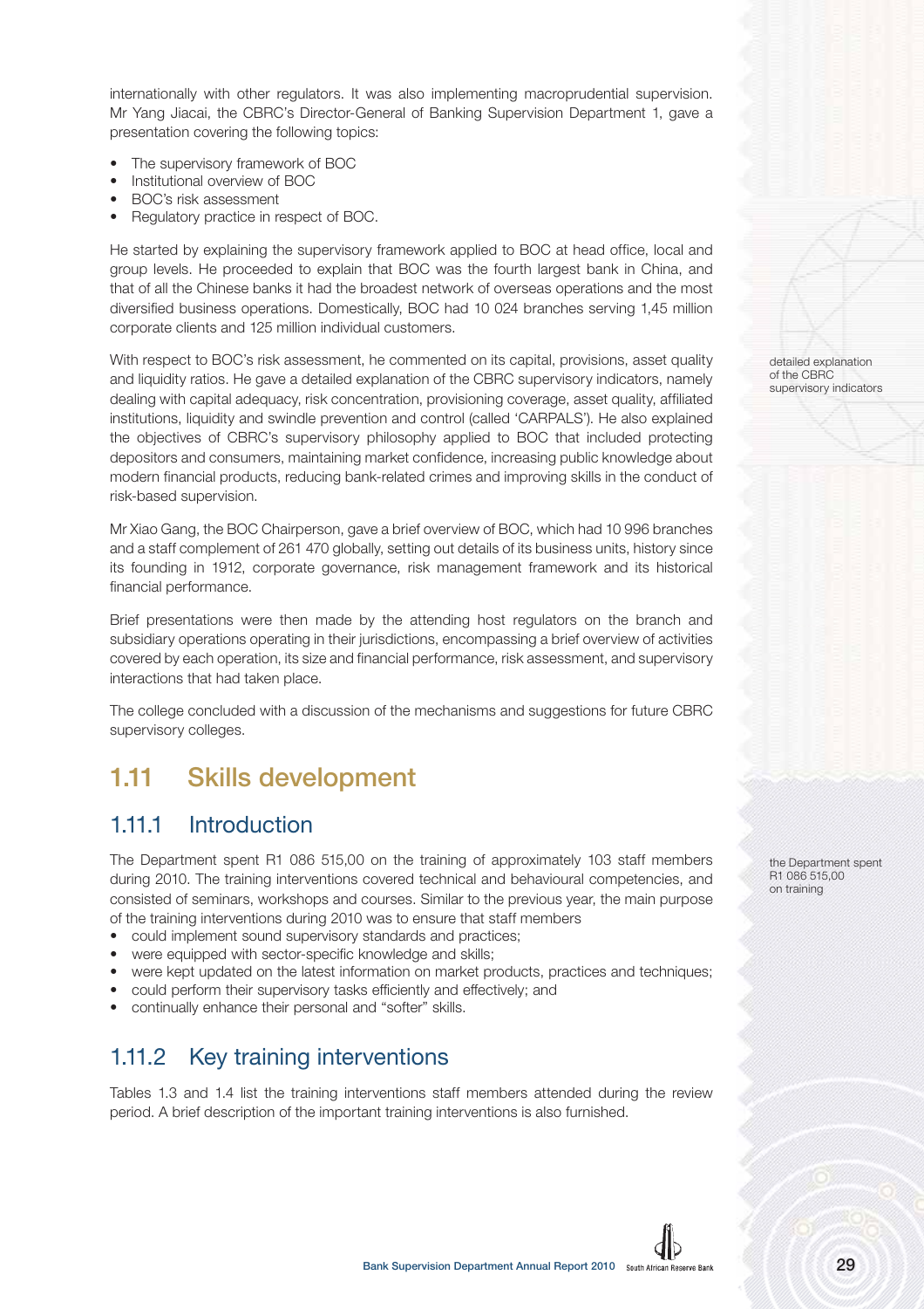internationally with other regulators. It was also implementing macroprudential supervision. Mr Yang Jiacai, the CBRC's Director-General of Banking Supervision Department 1, gave a presentation covering the following topics:

- The supervisory framework of BOC
- Institutional overview of BOC
- BOC's risk assessment
- Regulatory practice in respect of BOC.

He started by explaining the supervisory framework applied to BOC at head office, local and group levels. He proceeded to explain that BOC was the fourth largest bank in China, and that of all the Chinese banks it had the broadest network of overseas operations and the most diversified business operations. Domestically, BOC had 10 024 branches serving 1,45 million corporate clients and 125 million individual customers.

With respect to BOC's risk assessment, he commented on its capital, provisions, asset quality and liquidity ratios. He gave a detailed explanation of the CBRC supervisory indicators, namely dealing with capital adequacy, risk concentration, provisioning coverage, asset quality, affiliated institutions, liquidity and swindle prevention and control (called 'CARPALS'). He also explained the objectives of CBRC's supervisory philosophy applied to BOC that included protecting depositors and consumers, maintaining market confidence, increasing public knowledge about modern financial products, reducing bank-related crimes and improving skills in the conduct of risk-based supervision.

detailed explanation of the CBRC supervisory indicators

Mr Xiao Gang, the BOC Chairperson, gave a brief overview of BOC, which had 10 996 branches and a staff complement of 261 470 globally, setting out details of its business units, history since its founding in 1912, corporate governance, risk management framework and its historical financial performance.

Brief presentations were then made by the attending host regulators on the branch and subsidiary operations operating in their jurisdictions, encompassing a brief overview of activities covered by each operation, its size and financial performance, risk assessment, and supervisory interactions that had taken place.

The college concluded with a discussion of the mechanisms and suggestions for future CBRC supervisory colleges.

# 1.11 Skills development

## 1.11.1 Introduction

The Department spent R1 086 515,00 on the training of approximately 103 staff members during 2010. The training interventions covered technical and behavioural competencies, and consisted of seminars, workshops and courses. Similar to the previous year, the main purpose of the training interventions during 2010 was to ensure that staff members

- could implement sound supervisory standards and practices;
- were equipped with sector-specific knowledge and skills;
- were kept updated on the latest information on market products, practices and techniques;
- could perform their supervisory tasks efficiently and effectively; and
- continually enhance their personal and "softer" skills.

the Department spent R1 086 515,00 on training

## 1.11.2 Key training interventions

Tables 1.3 and 1.4 list the training interventions staff members attended during the review period. A brief description of the important training interventions is also furnished.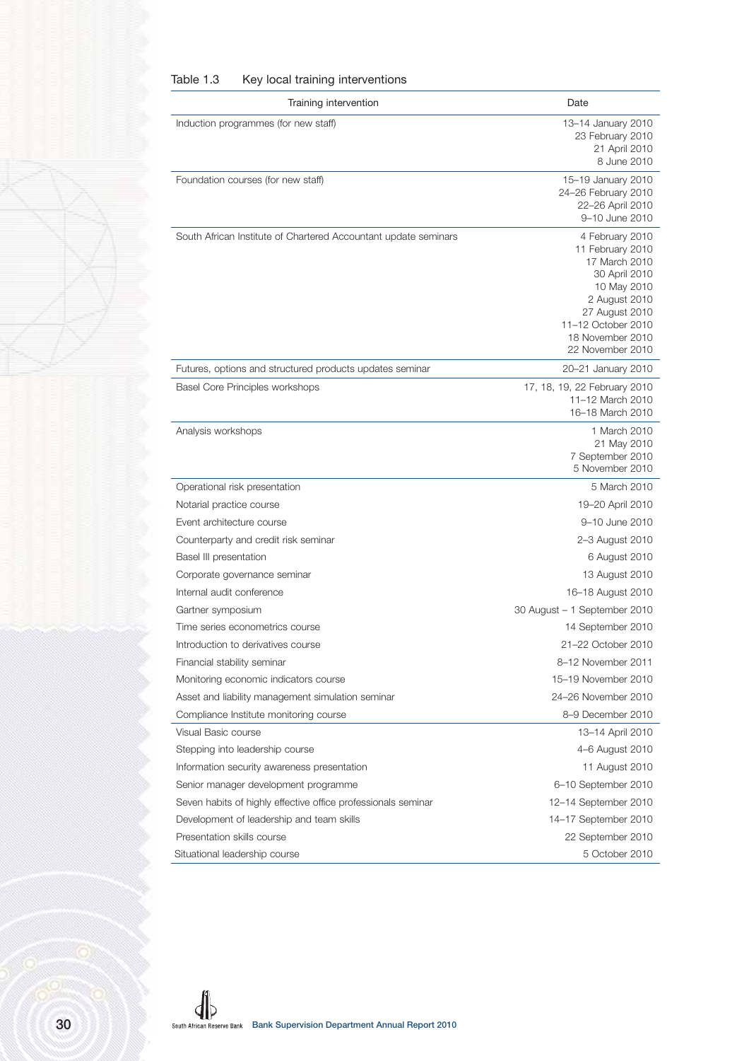Table 1.3 Key local training interventions

| Training intervention | Date |
|---|---|
| Induction programmes (for new staff) | 13–14 January 2010<br>23 February 2010<br>21 April 2010<br>8 June 2010 |
| Foundation courses (for new staff) | 15–19 January 2010<br>24–26 February 2010<br>22–26 April 2010<br>9–10 June 2010 |
| South African Institute of Chartered Accountant update seminars | 4 February 2010<br>11 February 2010<br>17 March 2010<br>30 April 2010<br>10 May 2010<br>2 August 2010<br>27 August 2010<br>11–12 October 2010<br>18 November 2010<br>22 November 2010 |
| Futures, options and structured products updates seminar | 20–21 January 2010 |
| Basel Core Principles workshops | 17, 18, 19, 22 February 2010<br>11–12 March 2010<br>16–18 March 2010 |
| Analysis workshops | 1 March 2010<br>21 May 2010<br>7 September 2010<br>5 November 2010 |
| Operational risk presentation | 5 March 2010 |
| Notarial practice course | 19–20 April 2010 |
| Event architecture course | 9–10 June 2010 |
| Counterparty and credit risk seminar | 2–3 August 2010 |
| Basel III presentation | 6 August 2010 |
| Corporate governance seminar | 13 August 2010 |
| Internal audit conference | 16–18 August 2010 |
| Gartner symposium | 30 August – 1 September 2010 |
| Time series econometrics course | 14 September 2010 |
| Introduction to derivatives course | 21–22 October 2010 |
| Financial stability seminar | 8–12 November 2011 |
| Monitoring economic indicators course | 15–19 November 2010 |
| Asset and liability management simulation seminar | 24–26 November 2010 |
| Compliance Institute monitoring course | 8–9 December 2010 |
| Visual Basic course | 13–14 April 2010 |
| Stepping into leadership course | 4–6 August 2010 |
| Information security awareness presentation | 11 August 2010 |
| Senior manager development programme | 6–10 September 2010 |
| Seven habits of highly effective office professionals seminar | 12–14 September 2010 |
| Development of leadership and team skills | 14–17 September 2010 |
| Presentation skills course | 22 September 2010 |
| Situational leadership course | 5 October 2010 |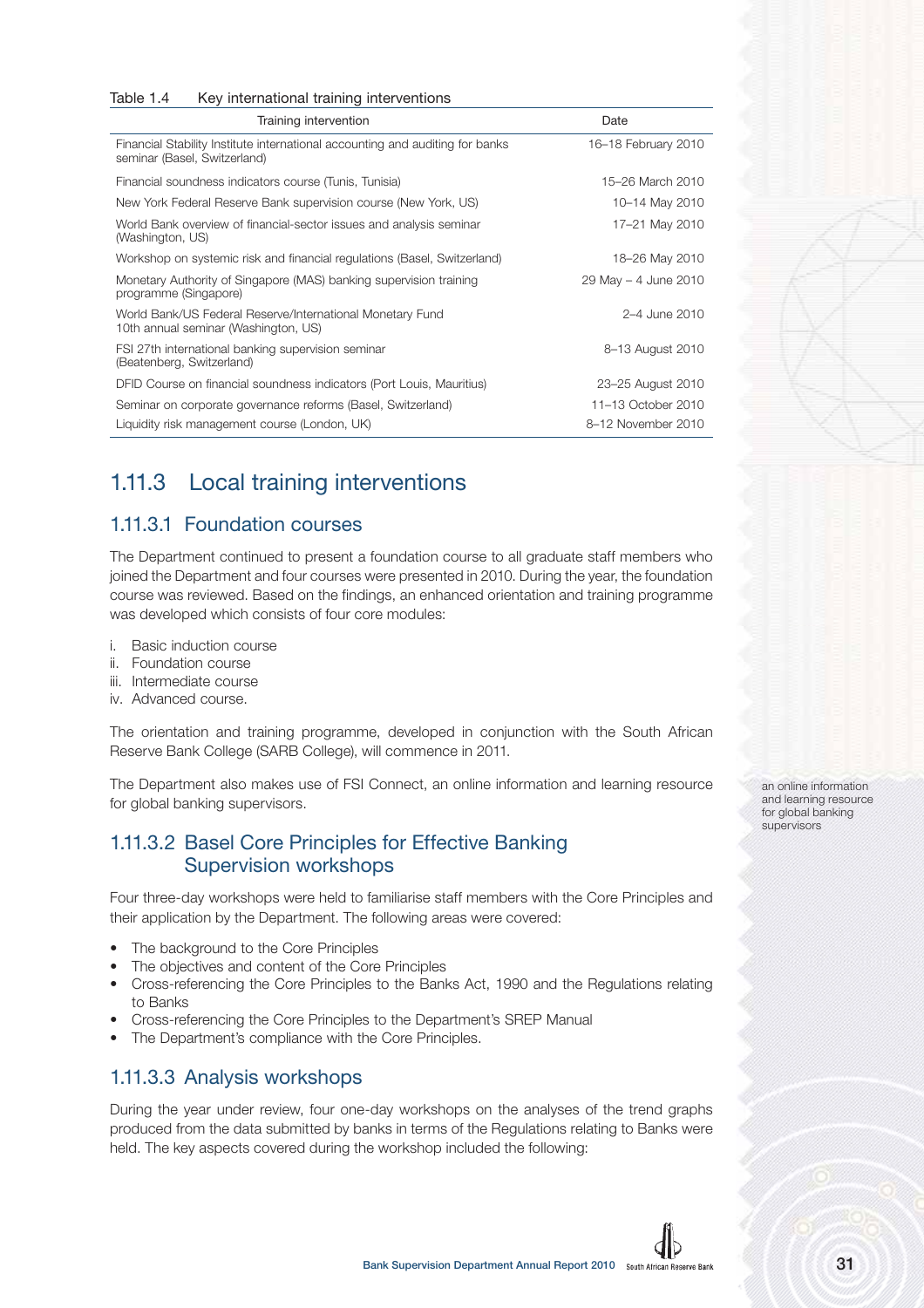Table 1.4 Key international training interventions

| Training intervention | Date |
|---|---|
| Financial Stability Institute international accounting and auditing for banks seminar (Basel, Switzerland) | 16–18 February 2010 |
| Financial soundness indicators course (Tunis, Tunisia) | 15–26 March 2010 |
| New York Federal Reserve Bank supervision course (New York, US) | 10–14 May 2010 |
| World Bank overview of financial-sector issues and analysis seminar (Washington, US) | 17–21 May 2010 |
| Workshop on systemic risk and financial regulations (Basel, Switzerland) | 18–26 May 2010 |
| Monetary Authority of Singapore (MAS) banking supervision training programme (Singapore) | 29 May – 4 June 2010 |
| World Bank/US Federal Reserve/International Monetary Fund 10th annual seminar (Washington, US) | 2–4 June 2010 |
| FSI 27th international banking supervision seminar (Beatenberg, Switzerland) | 8–13 August 2010 |
| DFID Course on financial soundness indicators (Port Louis, Mauritius) | 23–25 August 2010 |
| Seminar on corporate governance reforms (Basel, Switzerland) | 11–13 October 2010 |
| Liquidity risk management course (London, UK) | 8–12 November 2010 |

## 1.11.3 Local training interventions

### 1.11.3.1 Foundation courses

The Department continued to present a foundation course to all graduate staff members who joined the Department and four courses were presented in 2010. During the year, the foundation course was reviewed. Based on the findings, an enhanced orientation and training programme was developed which consists of four core modules:

i. Basic induction course
ii. Foundation course
iii. Intermediate course
iv. Advanced course.

The orientation and training programme, developed in conjunction with the South African Reserve Bank College (SARB College), will commence in 2011.

The Department also makes use of FSI Connect, an online information and learning resource for global banking supervisors.

### 1.11.3.2 Basel Core Principles for Effective Banking Supervision workshops

Four three-day workshops were held to familiarise staff members with the Core Principles and their application by the Department. The following areas were covered:

- The background to the Core Principles
- The objectives and content of the Core Principles
- Cross-referencing the Core Principles to the Banks Act, 1990 and the Regulations relating to Banks
- Cross-referencing the Core Principles to the Department's SREP Manual
- The Department's compliance with the Core Principles.

### 1.11.3.3 Analysis workshops

During the year under review, four one-day workshops on the analyses of the trend graphs produced from the data submitted by banks in terms of the Regulations relating to Banks were held. The key aspects covered during the workshop included the following: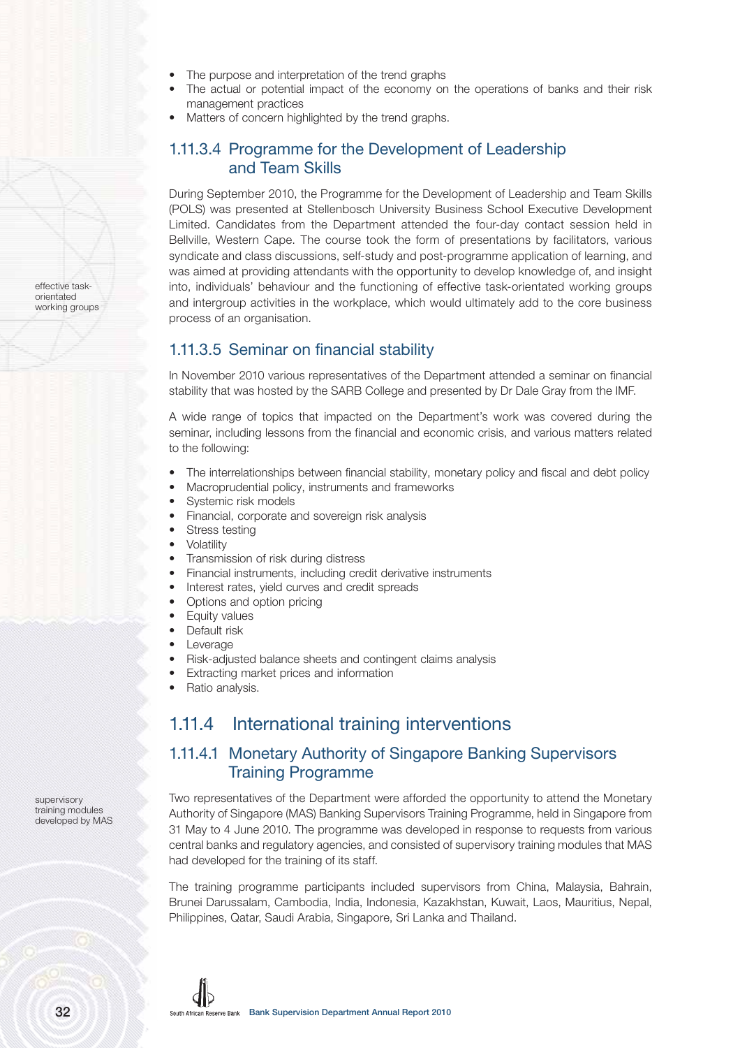- The purpose and interpretation of the trend graphs
- The actual or potential impact of the economy on the operations of banks and their risk management practices
- Matters of concern highlighted by the trend graphs.

### 1.11.3.4 Programme for the Development of Leadership and Team Skills

During September 2010, the Programme for the Development of Leadership and Team Skills (POLS) was presented at Stellenbosch University Business School Executive Development Limited. Candidates from the Department attended the four-day contact session held in Bellville, Western Cape. The course took the form of presentations by facilitators, various syndicate and class discussions, self-study and post-programme application of learning, and was aimed at providing attendants with the opportunity to develop knowledge of, and insight into, individuals' behaviour and the functioning of effective task-orientated working groups and intergroup activities in the workplace, which would ultimately add to the core business process of an organisation.

effective task-orientated working groups

### 1.11.3.5 Seminar on financial stability

In November 2010 various representatives of the Department attended a seminar on financial stability that was hosted by the SARB College and presented by Dr Dale Gray from the IMF.

A wide range of topics that impacted on the Department's work was covered during the seminar, including lessons from the financial and economic crisis, and various matters related to the following:

- The interrelationships between financial stability, monetary policy and fiscal and debt policy
- Macroprudential policy, instruments and frameworks
- Systemic risk models
- Financial, corporate and sovereign risk analysis
- Stress testing
- Volatility
- Transmission of risk during distress
- Financial instruments, including credit derivative instruments
- Interest rates, yield curves and credit spreads
- Options and option pricing
- Equity values
- Default risk
- Leverage
- Risk-adjusted balance sheets and contingent claims analysis
- Extracting market prices and information
- Ratio analysis.

## 1.11.4 International training interventions

### 1.11.4.1 Monetary Authority of Singapore Banking Supervisors Training Programme

Two representatives of the Department were afforded the opportunity to attend the Monetary Authority of Singapore (MAS) Banking Supervisors Training Programme, held in Singapore from 31 May to 4 June 2010. The programme was developed in response to requests from various central banks and regulatory agencies, and consisted of supervisory training modules that MAS had developed for the training of its staff.

supervisory training modules developed by MAS

The training programme participants included supervisors from China, Malaysia, Bahrain, Brunei Darussalam, Cambodia, India, Indonesia, Kazakhstan, Kuwait, Laos, Mauritius, Nepal, Philippines, Qatar, Saudi Arabia, Singapore, Sri Lanka and Thailand.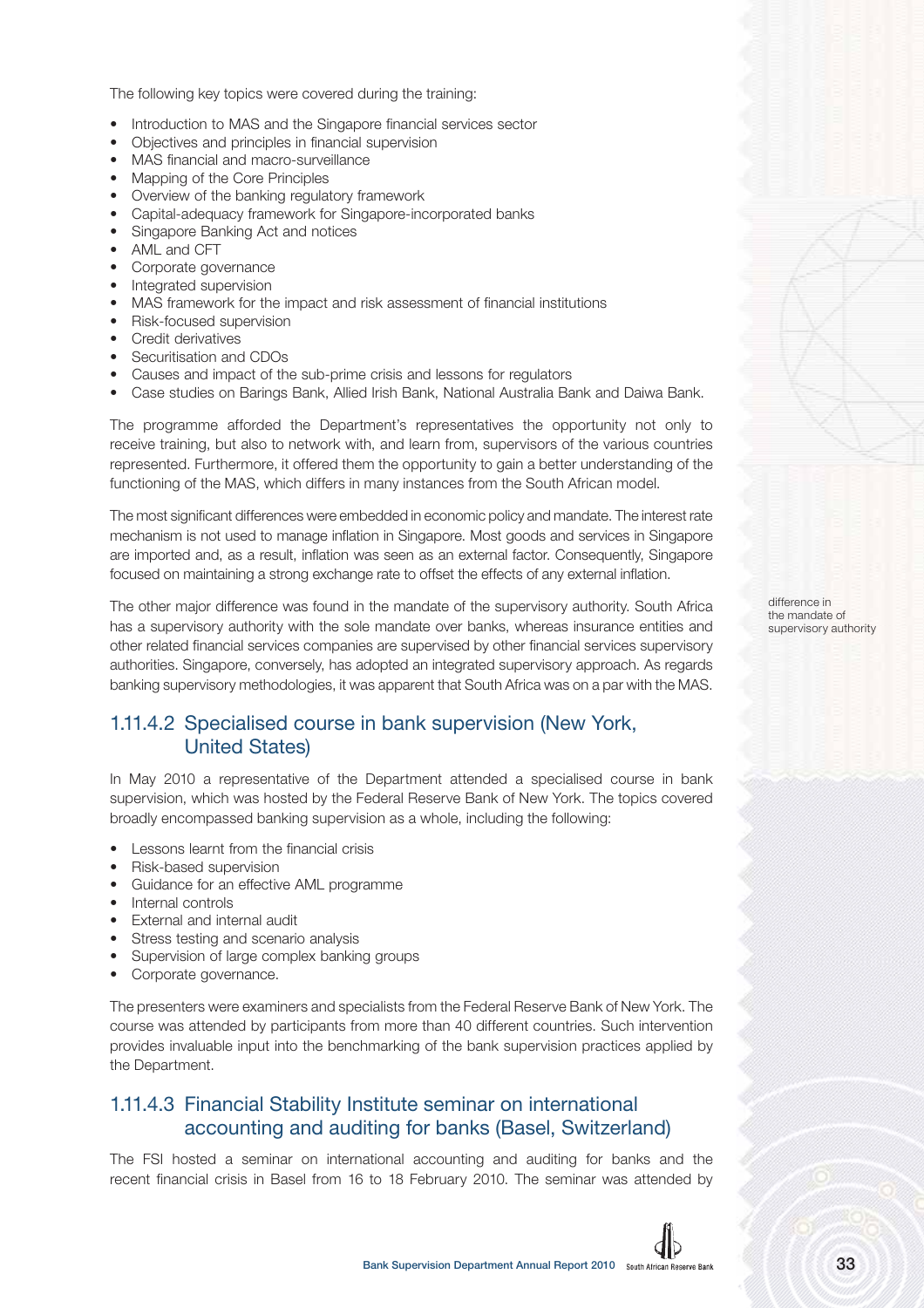The following key topics were covered during the training:

- Introduction to MAS and the Singapore financial services sector
- Objectives and principles in financial supervision
- MAS financial and macro-surveillance
- Mapping of the Core Principles
- Overview of the banking regulatory framework
- Capital-adequacy framework for Singapore-incorporated banks
- Singapore Banking Act and notices
- AML and CFT
- Corporate governance
- Integrated supervision
- MAS framework for the impact and risk assessment of financial institutions
- Risk-focused supervision
- Credit derivatives
- Securitisation and CDOs
- Causes and impact of the sub-prime crisis and lessons for regulators
- Case studies on Barings Bank, Allied Irish Bank, National Australia Bank and Daiwa Bank.

The programme afforded the Department's representatives the opportunity not only to receive training, but also to network with, and learn from, supervisors of the various countries represented. Furthermore, it offered them the opportunity to gain a better understanding of the functioning of the MAS, which differs in many instances from the South African model.

The most significant differences were embedded in economic policy and mandate. The interest rate mechanism is not used to manage inflation in Singapore. Most goods and services in Singapore are imported and, as a result, inflation was seen as an external factor. Consequently, Singapore focused on maintaining a strong exchange rate to offset the effects of any external inflation.

difference in the mandate of supervisory authority

The other major difference was found in the mandate of the supervisory authority. South Africa has a supervisory authority with the sole mandate over banks, whereas insurance entities and other related financial services companies are supervised by other financial services supervisory authorities. Singapore, conversely, has adopted an integrated supervisory approach. As regards banking supervisory methodologies, it was apparent that South Africa was on a par with the MAS.

### 1.11.4.2 Specialised course in bank supervision (New York, United States)

In May 2010 a representative of the Department attended a specialised course in bank supervision, which was hosted by the Federal Reserve Bank of New York. The topics covered broadly encompassed banking supervision as a whole, including the following:

- Lessons learnt from the financial crisis
- Risk-based supervision
- Guidance for an effective AML programme
- Internal controls
- External and internal audit
- Stress testing and scenario analysis
- Supervision of large complex banking groups
- Corporate governance.

The presenters were examiners and specialists from the Federal Reserve Bank of New York. The course was attended by participants from more than 40 different countries. Such intervention provides invaluable input into the benchmarking of the bank supervision practices applied by the Department.

### 1.11.4.3 Financial Stability Institute seminar on international accounting and auditing for banks (Basel, Switzerland)

The FSI hosted a seminar on international accounting and auditing for banks and the recent financial crisis in Basel from 16 to 18 February 2010. The seminar was attended by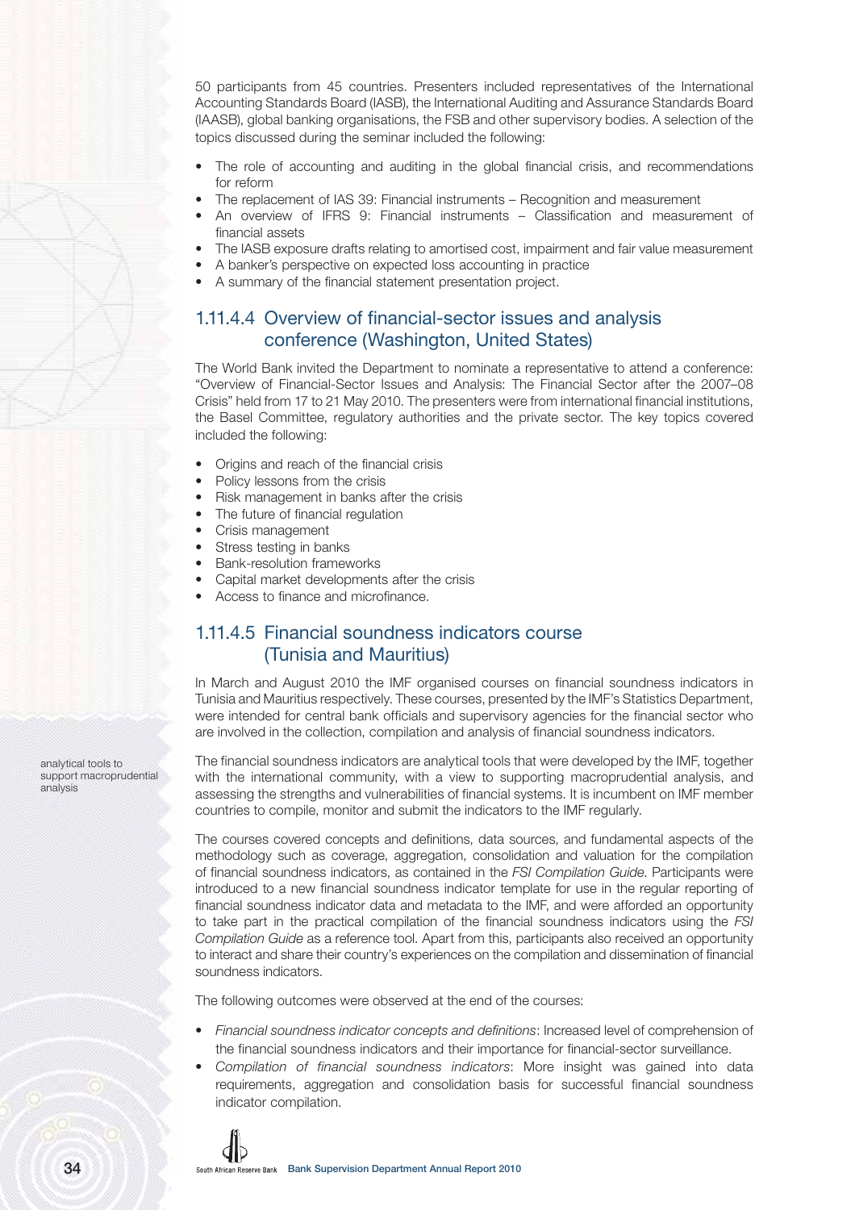50 participants from 45 countries. Presenters included representatives of the International Accounting Standards Board (IASB), the International Auditing and Assurance Standards Board (IAASB), global banking organisations, the FSB and other supervisory bodies. A selection of the topics discussed during the seminar included the following:

- The role of accounting and auditing in the global financial crisis, and recommendations for reform
- The replacement of IAS 39: Financial instruments – Recognition and measurement
- An overview of IFRS 9: Financial instruments – Classification and measurement of financial assets
- The IASB exposure drafts relating to amortised cost, impairment and fair value measurement
- A banker's perspective on expected loss accounting in practice
- A summary of the financial statement presentation project.

### 1.11.4.4 Overview of financial-sector issues and analysis conference (Washington, United States)

The World Bank invited the Department to nominate a representative to attend a conference: "Overview of Financial-Sector Issues and Analysis: The Financial Sector after the 2007–08 Crisis" held from 17 to 21 May 2010. The presenters were from international financial institutions, the Basel Committee, regulatory authorities and the private sector. The key topics covered included the following:

- Origins and reach of the financial crisis
- Policy lessons from the crisis
- Risk management in banks after the crisis
- The future of financial regulation
- Crisis management
- Stress testing in banks
- Bank-resolution frameworks
- Capital market developments after the crisis
- Access to finance and microfinance.

### 1.11.4.5 Financial soundness indicators course (Tunisia and Mauritius)

In March and August 2010 the IMF organised courses on financial soundness indicators in Tunisia and Mauritius respectively. These courses, presented by the IMF's Statistics Department, were intended for central bank officials and supervisory agencies for the financial sector who are involved in the collection, compilation and analysis of financial soundness indicators.

analytical tools to support macroprudential analysis

The financial soundness indicators are analytical tools that were developed by the IMF, together with the international community, with a view to supporting macroprudential analysis, and assessing the strengths and vulnerabilities of financial systems. It is incumbent on IMF member countries to compile, monitor and submit the indicators to the IMF regularly.

The courses covered concepts and definitions, data sources, and fundamental aspects of the methodology such as coverage, aggregation, consolidation and valuation for the compilation of financial soundness indicators, as contained in the *FSI Compilation Guide*. Participants were introduced to a new financial soundness indicator template for use in the regular reporting of financial soundness indicator data and metadata to the IMF, and were afforded an opportunity to take part in the practical compilation of the financial soundness indicators using the *FSI Compilation Guide* as a reference tool. Apart from this, participants also received an opportunity to interact and share their country's experiences on the compilation and dissemination of financial soundness indicators.

The following outcomes were observed at the end of the courses:

- *Financial soundness indicator concepts and definitions*: Increased level of comprehension of the financial soundness indicators and their importance for financial-sector surveillance.
- *Compilation of financial soundness indicators*: More insight was gained into data requirements, aggregation and consolidation basis for successful financial soundness indicator compilation.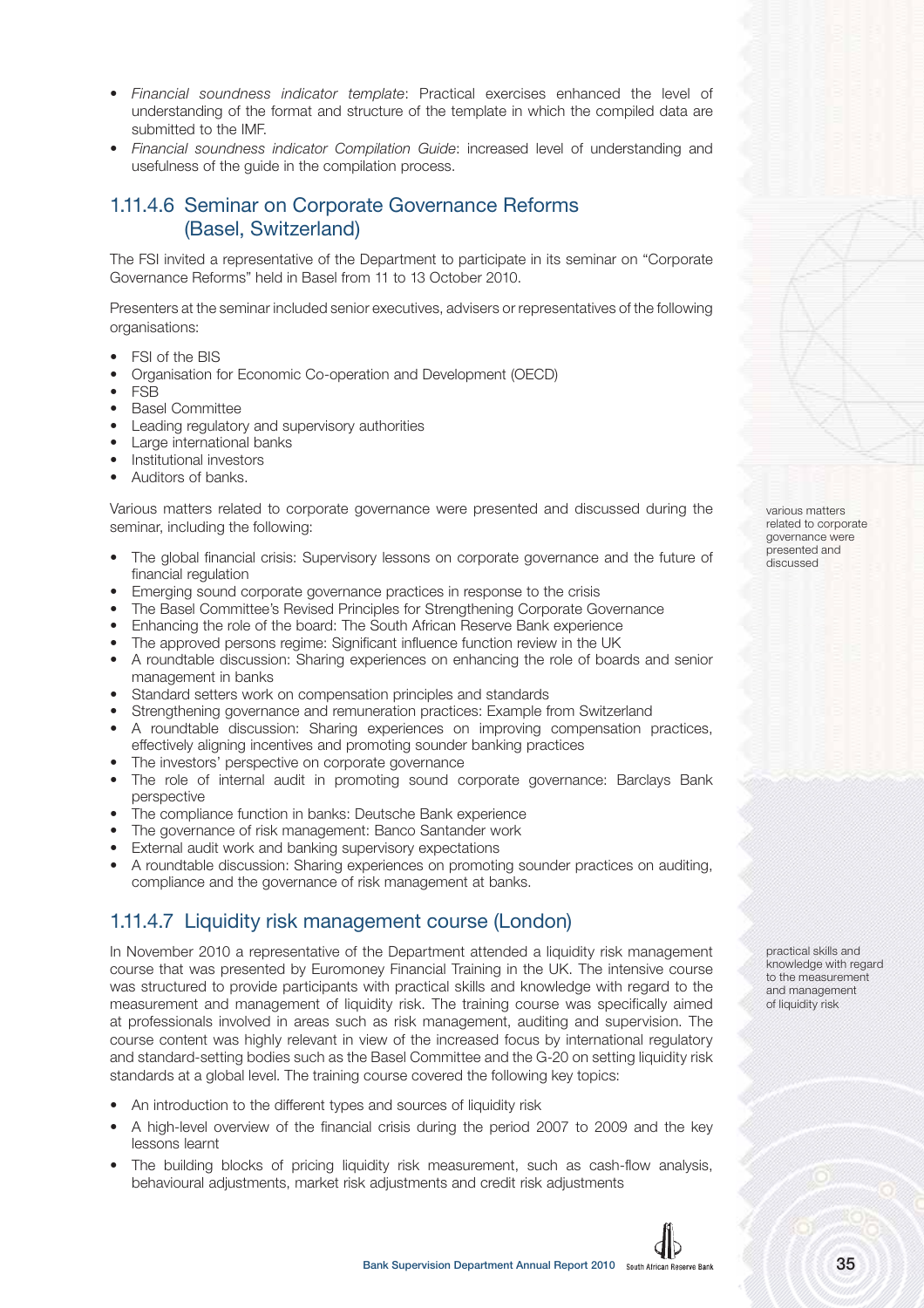- *Financial soundness indicator template*: Practical exercises enhanced the level of understanding of the format and structure of the template in which the compiled data are submitted to the IMF.
- *Financial soundness indicator Compilation Guide*: increased level of understanding and usefulness of the guide in the compilation process.

### 1.11.4.6 Seminar on Corporate Governance Reforms (Basel, Switzerland)

The FSI invited a representative of the Department to participate in its seminar on "Corporate Governance Reforms" held in Basel from 11 to 13 October 2010.

Presenters at the seminar included senior executives, advisers or representatives of the following organisations:

- FSI of the BIS
- Organisation for Economic Co-operation and Development (OECD)
- FSB
- Basel Committee
- Leading regulatory and supervisory authorities
- Large international banks
- Institutional investors
- Auditors of banks.

Various matters related to corporate governance were presented and discussed during the seminar, including the following:

various matters related to corporate governance were presented and discussed

- The global financial crisis: Supervisory lessons on corporate governance and the future of financial regulation
- Emerging sound corporate governance practices in response to the crisis
- The Basel Committee's Revised Principles for Strengthening Corporate Governance
- Enhancing the role of the board: The South African Reserve Bank experience
- The approved persons regime: Significant influence function review in the UK
- A roundtable discussion: Sharing experiences on enhancing the role of boards and senior management in banks
- Standard setters work on compensation principles and standards
- Strengthening governance and remuneration practices: Example from Switzerland
- A roundtable discussion: Sharing experiences on improving compensation practices, effectively aligning incentives and promoting sounder banking practices
- The investors' perspective on corporate governance
- The role of internal audit in promoting sound corporate governance: Barclays Bank perspective
- The compliance function in banks: Deutsche Bank experience
- The governance of risk management: Banco Santander work
- External audit work and banking supervisory expectations
- A roundtable discussion: Sharing experiences on promoting sounder practices on auditing, compliance and the governance of risk management at banks.

### 1.11.4.7 Liquidity risk management course (London)

In November 2010 a representative of the Department attended a liquidity risk management course that was presented by Euromoney Financial Training in the UK. The intensive course was structured to provide participants with practical skills and knowledge with regard to the measurement and management of liquidity risk. The training course was specifically aimed at professionals involved in areas such as risk management, auditing and supervision. The course content was highly relevant in view of the increased focus by international regulatory and standard-setting bodies such as the Basel Committee and the G-20 on setting liquidity risk standards at a global level. The training course covered the following key topics:

practical skills and knowledge with regard to the measurement and management of liquidity risk

- An introduction to the different types and sources of liquidity risk
- A high-level overview of the financial crisis during the period 2007 to 2009 and the key lessons learnt
- The building blocks of pricing liquidity risk measurement, such as cash-flow analysis, behavioural adjustments, market risk adjustments and credit risk adjustments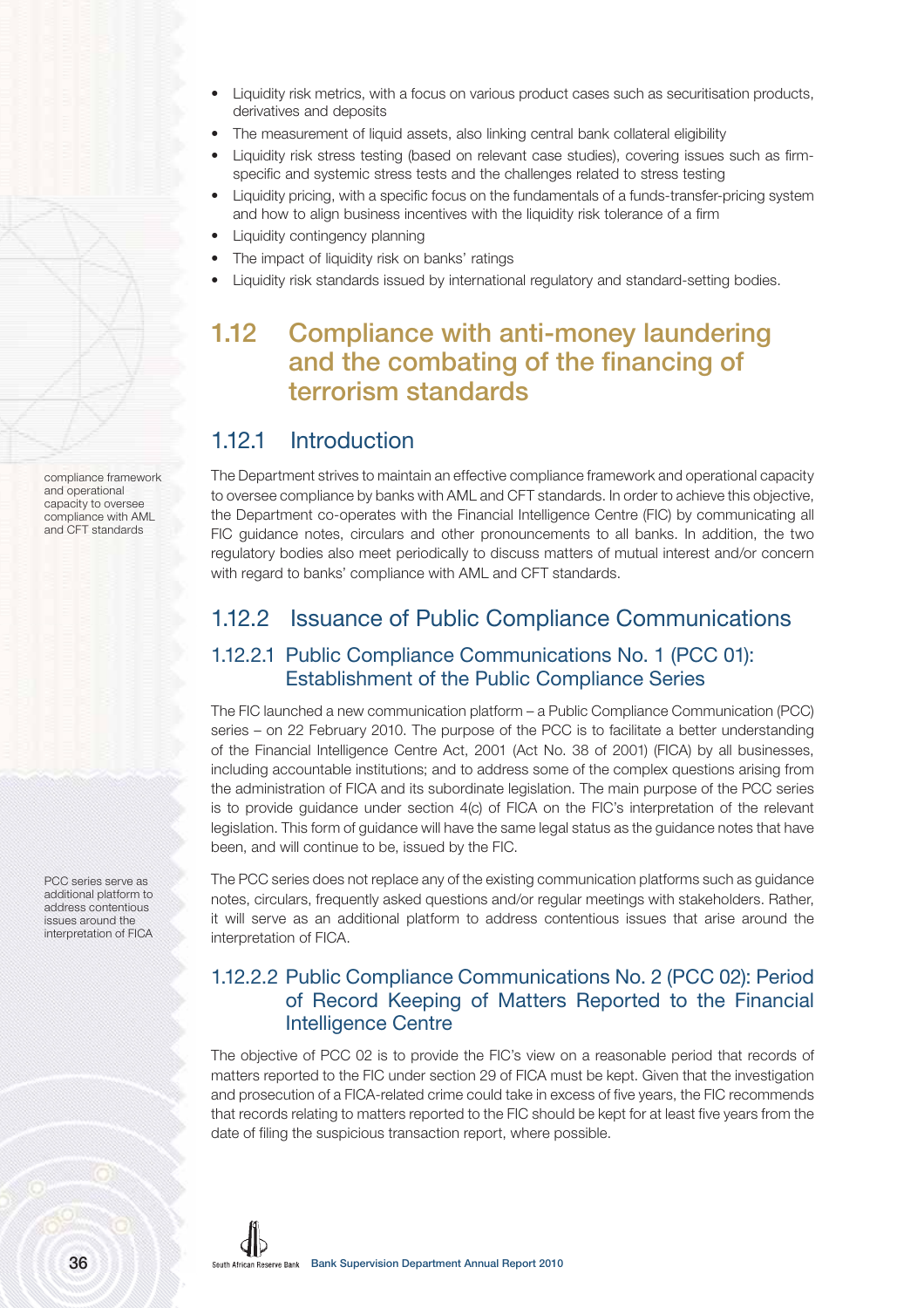- Liquidity risk metrics, with a focus on various product cases such as securitisation products, derivatives and deposits
- The measurement of liquid assets, also linking central bank collateral eligibility
- Liquidity risk stress testing (based on relevant case studies), covering issues such as firm-specific and systemic stress tests and the challenges related to stress testing
- Liquidity pricing, with a specific focus on the fundamentals of a funds-transfer-pricing system and how to align business incentives with the liquidity risk tolerance of a firm
- Liquidity contingency planning
- The impact of liquidity risk on banks' ratings
- Liquidity risk standards issued by international regulatory and standard-setting bodies.

## 1.12 Compliance with anti-money laundering and the combating of the financing of terrorism standards

### 1.12.1 Introduction

compliance framework and operational capacity to oversee compliance with AML and CFT standards

The Department strives to maintain an effective compliance framework and operational capacity to oversee compliance by banks with AML and CFT standards. In order to achieve this objective, the Department co-operates with the Financial Intelligence Centre (FIC) by communicating all FIC guidance notes, circulars and other pronouncements to all banks. In addition, the two regulatory bodies also meet periodically to discuss matters of mutual interest and/or concern with regard to banks' compliance with AML and CFT standards.

### 1.12.2 Issuance of Public Compliance Communications

#### 1.12.2.1 Public Compliance Communications No. 1 (PCC 01): Establishment of the Public Compliance Series

The FIC launched a new communication platform – a Public Compliance Communication (PCC) series – on 22 February 2010. The purpose of the PCC is to facilitate a better understanding of the Financial Intelligence Centre Act, 2001 (Act No. 38 of 2001) (FICA) by all businesses, including accountable institutions; and to address some of the complex questions arising from the administration of FICA and its subordinate legislation. The main purpose of the PCC series is to provide guidance under section 4(c) of FICA on the FIC's interpretation of the relevant legislation. This form of guidance will have the same legal status as the guidance notes that have been, and will continue to be, issued by the FIC.

PCC series serve as additional platform to address contentious issues around the interpretation of FICA

The PCC series does not replace any of the existing communication platforms such as guidance notes, circulars, frequently asked questions and/or regular meetings with stakeholders. Rather, it will serve as an additional platform to address contentious issues that arise around the interpretation of FICA.

#### 1.12.2.2 Public Compliance Communications No. 2 (PCC 02): Period of Record Keeping of Matters Reported to the Financial Intelligence Centre

The objective of PCC 02 is to provide the FIC's view on a reasonable period that records of matters reported to the FIC under section 29 of FICA must be kept. Given that the investigation and prosecution of a FICA-related crime could take in excess of five years, the FIC recommends that records relating to matters reported to the FIC should be kept for at least five years from the date of filing the suspicious transaction report, where possible.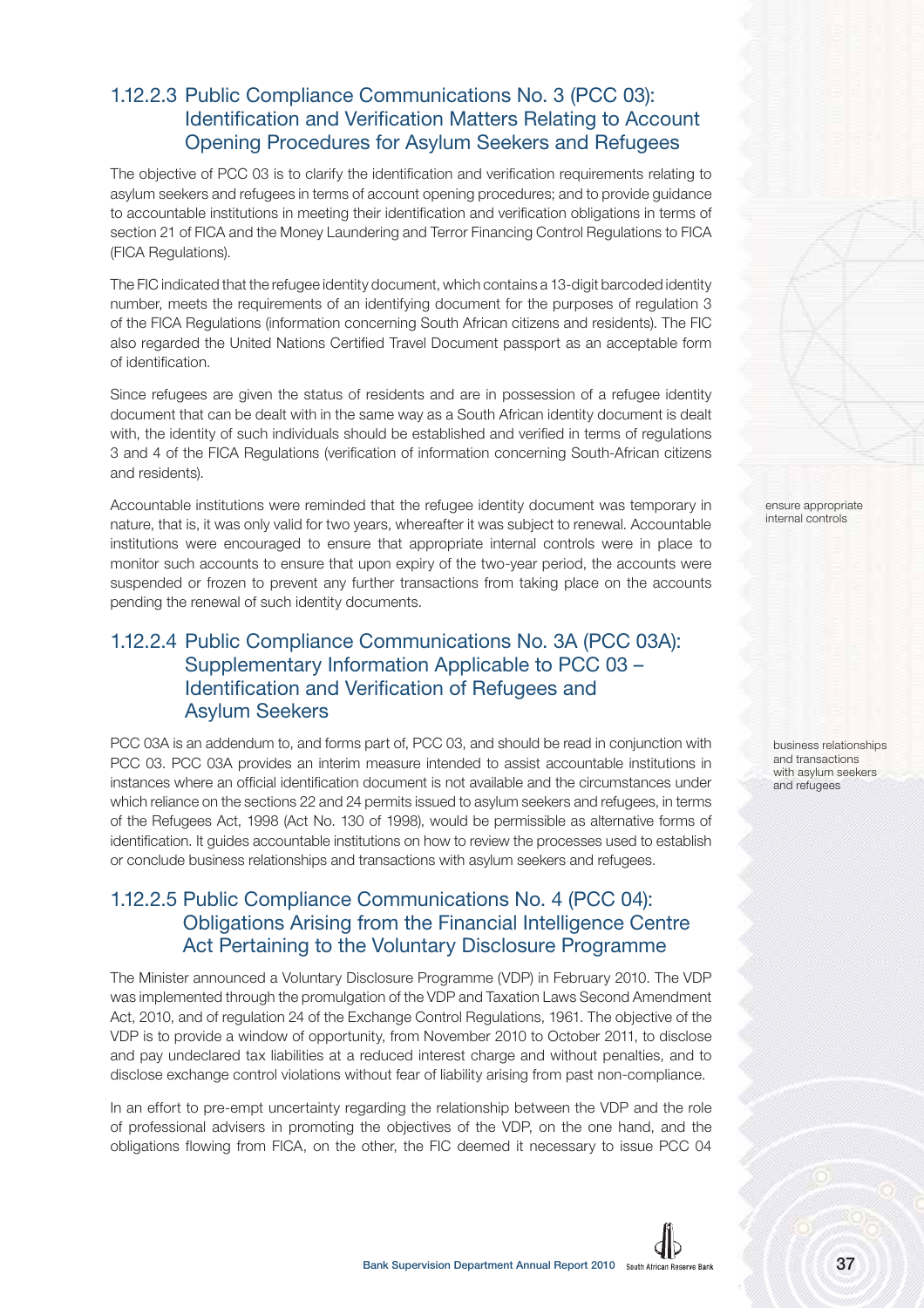### 1.12.2.3 Public Compliance Communications No. 3 (PCC 03): Identification and Verification Matters Relating to Account Opening Procedures for Asylum Seekers and Refugees

The objective of PCC 03 is to clarify the identification and verification requirements relating to asylum seekers and refugees in terms of account opening procedures; and to provide guidance to accountable institutions in meeting their identification and verification obligations in terms of section 21 of FICA and the Money Laundering and Terror Financing Control Regulations to FICA (FICA Regulations).

The FIC indicated that the refugee identity document, which contains a 13-digit barcoded identity number, meets the requirements of an identifying document for the purposes of regulation 3 of the FICA Regulations (information concerning South African citizens and residents). The FIC also regarded the United Nations Certified Travel Document passport as an acceptable form of identification.

Since refugees are given the status of residents and are in possession of a refugee identity document that can be dealt with in the same way as a South African identity document is dealt with, the identity of such individuals should be established and verified in terms of regulations 3 and 4 of the FICA Regulations (verification of information concerning South-African citizens and residents).

Accountable institutions were reminded that the refugee identity document was temporary in nature, that is, it was only valid for two years, whereafter it was subject to renewal. Accountable institutions were encouraged to ensure that appropriate internal controls were in place to monitor such accounts to ensure that upon expiry of the two-year period, the accounts were suspended or frozen to prevent any further transactions from taking place on the accounts pending the renewal of such identity documents.

ensure appropriate internal controls

### 1.12.2.4 Public Compliance Communications No. 3A (PCC 03A): Supplementary Information Applicable to PCC 03 – Identification and Verification of Refugees and Asylum Seekers

PCC 03A is an addendum to, and forms part of, PCC 03, and should be read in conjunction with PCC 03. PCC 03A provides an interim measure intended to assist accountable institutions in instances where an official identification document is not available and the circumstances under which reliance on the sections 22 and 24 permits issued to asylum seekers and refugees, in terms of the Refugees Act, 1998 (Act No. 130 of 1998), would be permissible as alternative forms of identification. It guides accountable institutions on how to review the processes used to establish or conclude business relationships and transactions with asylum seekers and refugees.

business relationships and transactions with asylum seekers and refugees

### 1.12.2.5 Public Compliance Communications No. 4 (PCC 04): Obligations Arising from the Financial Intelligence Centre Act Pertaining to the Voluntary Disclosure Programme

The Minister announced a Voluntary Disclosure Programme (VDP) in February 2010. The VDP was implemented through the promulgation of the VDP and Taxation Laws Second Amendment Act, 2010, and of regulation 24 of the Exchange Control Regulations, 1961. The objective of the VDP is to provide a window of opportunity, from November 2010 to October 2011, to disclose and pay undeclared tax liabilities at a reduced interest charge and without penalties, and to disclose exchange control violations without fear of liability arising from past non-compliance.

In an effort to pre-empt uncertainty regarding the relationship between the VDP and the role of professional advisers in promoting the objectives of the VDP, on the one hand, and the obligations flowing from FICA, on the other, the FIC deemed it necessary to issue PCC 04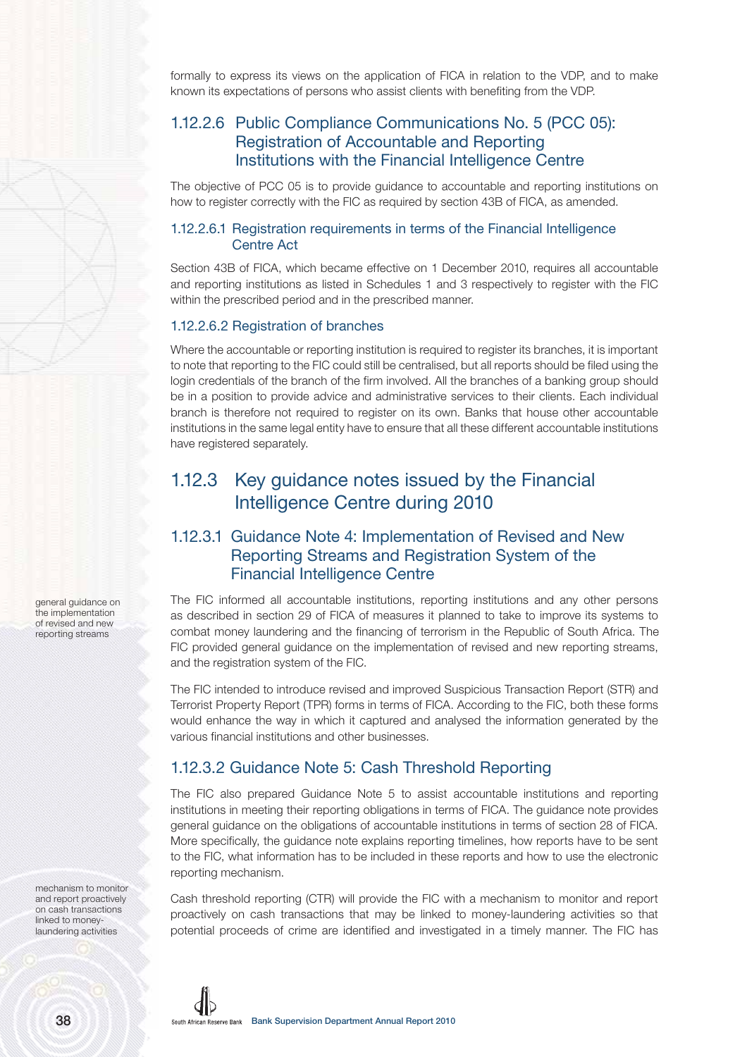formally to express its views on the application of FICA in relation to the VDP, and to make known its expectations of persons who assist clients with benefiting from the VDP.

### 1.12.2.6 Public Compliance Communications No. 5 (PCC 05): Registration of Accountable and Reporting Institutions with the Financial Intelligence Centre

The objective of PCC 05 is to provide guidance to accountable and reporting institutions on how to register correctly with the FIC as required by section 43B of FICA, as amended.

#### 1.12.2.6.1 Registration requirements in terms of the Financial Intelligence Centre Act

Section 43B of FICA, which became effective on 1 December 2010, requires all accountable and reporting institutions as listed in Schedules 1 and 3 respectively to register with the FIC within the prescribed period and in the prescribed manner.

#### 1.12.2.6.2 Registration of branches

Where the accountable or reporting institution is required to register its branches, it is important to note that reporting to the FIC could still be centralised, but all reports should be filed using the login credentials of the branch of the firm involved. All the branches of a banking group should be in a position to provide advice and administrative services to their clients. Each individual branch is therefore not required to register on its own. Banks that house other accountable institutions in the same legal entity have to ensure that all these different accountable institutions have registered separately.

## 1.12.3 Key guidance notes issued by the Financial Intelligence Centre during 2010

### 1.12.3.1 Guidance Note 4: Implementation of Revised and New Reporting Streams and Registration System of the Financial Intelligence Centre

*general guidance on the implementation of revised and new reporting streams*

The FIC informed all accountable institutions, reporting institutions and any other persons as described in section 29 of FICA of measures it planned to take to improve its systems to combat money laundering and the financing of terrorism in the Republic of South Africa. The FIC provided general guidance on the implementation of revised and new reporting streams, and the registration system of the FIC.

The FIC intended to introduce revised and improved Suspicious Transaction Report (STR) and Terrorist Property Report (TPR) forms in terms of FICA. According to the FIC, both these forms would enhance the way in which it captured and analysed the information generated by the various financial institutions and other businesses.

### 1.12.3.2 Guidance Note 5: Cash Threshold Reporting

The FIC also prepared Guidance Note 5 to assist accountable institutions and reporting institutions in meeting their reporting obligations in terms of FICA. The guidance note provides general guidance on the obligations of accountable institutions in terms of section 28 of FICA. More specifically, the guidance note explains reporting timelines, how reports have to be sent to the FIC, what information has to be included in these reports and how to use the electronic reporting mechanism.

*mechanism to monitor and report proactively on cash transactions linked to money-laundering activities*

Cash threshold reporting (CTR) will provide the FIC with a mechanism to monitor and report proactively on cash transactions that may be linked to money-laundering activities so that potential proceeds of crime are identified and investigated in a timely manner. The FIC has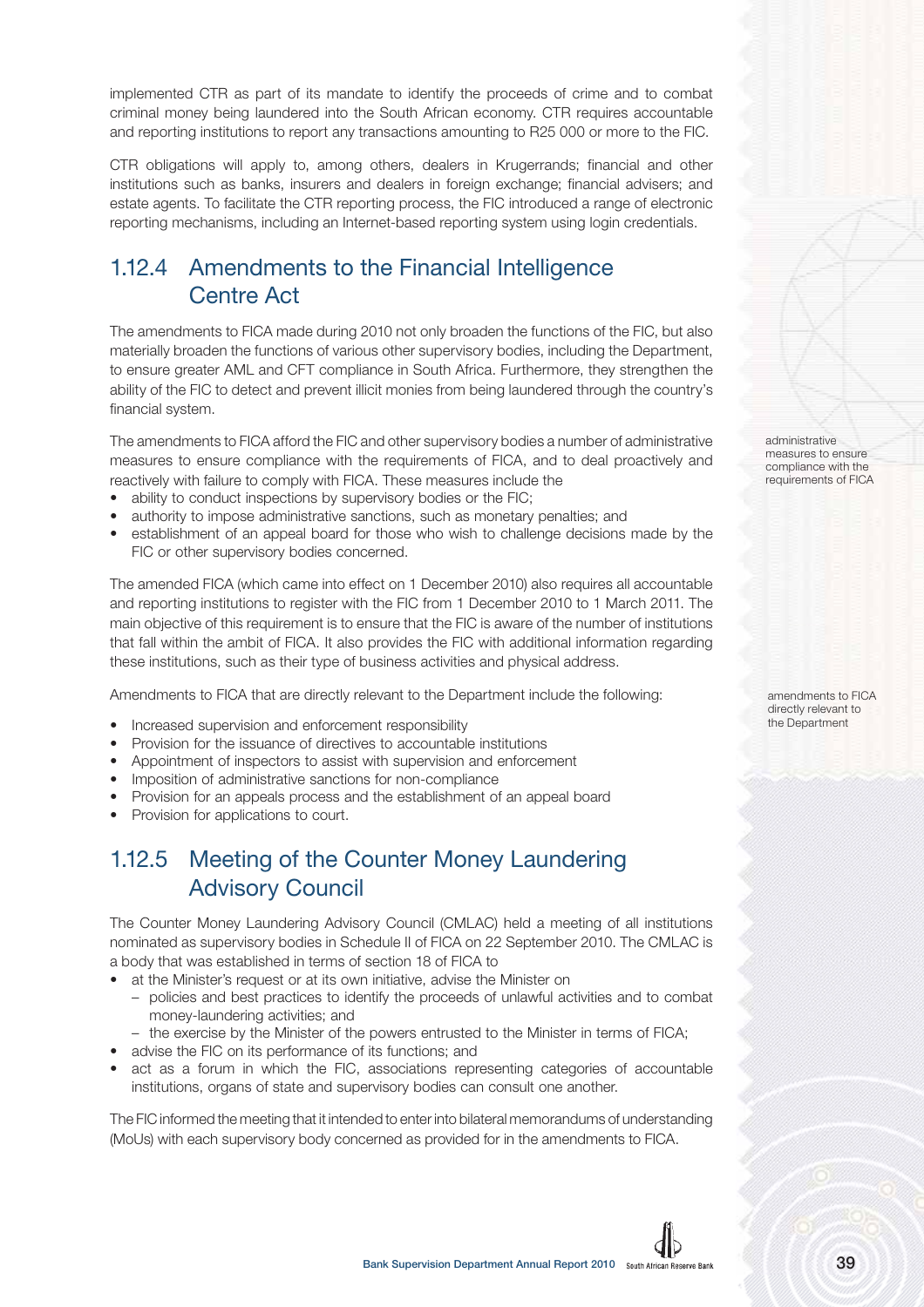implemented CTR as part of its mandate to identify the proceeds of crime and to combat criminal money being laundered into the South African economy. CTR requires accountable and reporting institutions to report any transactions amounting to R25 000 or more to the FIC.

CTR obligations will apply to, among others, dealers in Krugerrands; financial and other institutions such as banks, insurers and dealers in foreign exchange; financial advisers; and estate agents. To facilitate the CTR reporting process, the FIC introduced a range of electronic reporting mechanisms, including an Internet-based reporting system using login credentials.

## 1.12.4 Amendments to the Financial Intelligence Centre Act

The amendments to FICA made during 2010 not only broaden the functions of the FIC, but also materially broaden the functions of various other supervisory bodies, including the Department, to ensure greater AML and CFT compliance in South Africa. Furthermore, they strengthen the ability of the FIC to detect and prevent illicit monies from being laundered through the country's financial system.

administrative measures to ensure compliance with the requirements of FICA

The amendments to FICA afford the FIC and other supervisory bodies a number of administrative measures to ensure compliance with the requirements of FICA, and to deal proactively and reactively with failure to comply with FICA. These measures include the

- ability to conduct inspections by supervisory bodies or the FIC;
- authority to impose administrative sanctions, such as monetary penalties; and
- establishment of an appeal board for those who wish to challenge decisions made by the FIC or other supervisory bodies concerned.

The amended FICA (which came into effect on 1 December 2010) also requires all accountable and reporting institutions to register with the FIC from 1 December 2010 to 1 March 2011. The main objective of this requirement is to ensure that the FIC is aware of the number of institutions that fall within the ambit of FICA. It also provides the FIC with additional information regarding these institutions, such as their type of business activities and physical address.

amendments to FICA directly relevant to the Department

Amendments to FICA that are directly relevant to the Department include the following:

- Increased supervision and enforcement responsibility
- Provision for the issuance of directives to accountable institutions
- Appointment of inspectors to assist with supervision and enforcement
- Imposition of administrative sanctions for non-compliance
- Provision for an appeals process and the establishment of an appeal board
- Provision for applications to court.

## 1.12.5 Meeting of the Counter Money Laundering Advisory Council

The Counter Money Laundering Advisory Council (CMLAC) held a meeting of all institutions nominated as supervisory bodies in Schedule II of FICA on 22 September 2010. The CMLAC is a body that was established in terms of section 18 of FICA to

- at the Minister's request or at its own initiative, advise the Minister on
  - policies and best practices to identify the proceeds of unlawful activities and to combat money-laundering activities; and
  - the exercise by the Minister of the powers entrusted to the Minister in terms of FICA;
- advise the FIC on its performance of its functions; and
- act as a forum in which the FIC, associations representing categories of accountable institutions, organs of state and supervisory bodies can consult one another.

The FIC informed the meeting that it intended to enter into bilateral memorandums of understanding (MoUs) with each supervisory body concerned as provided for in the amendments to FICA.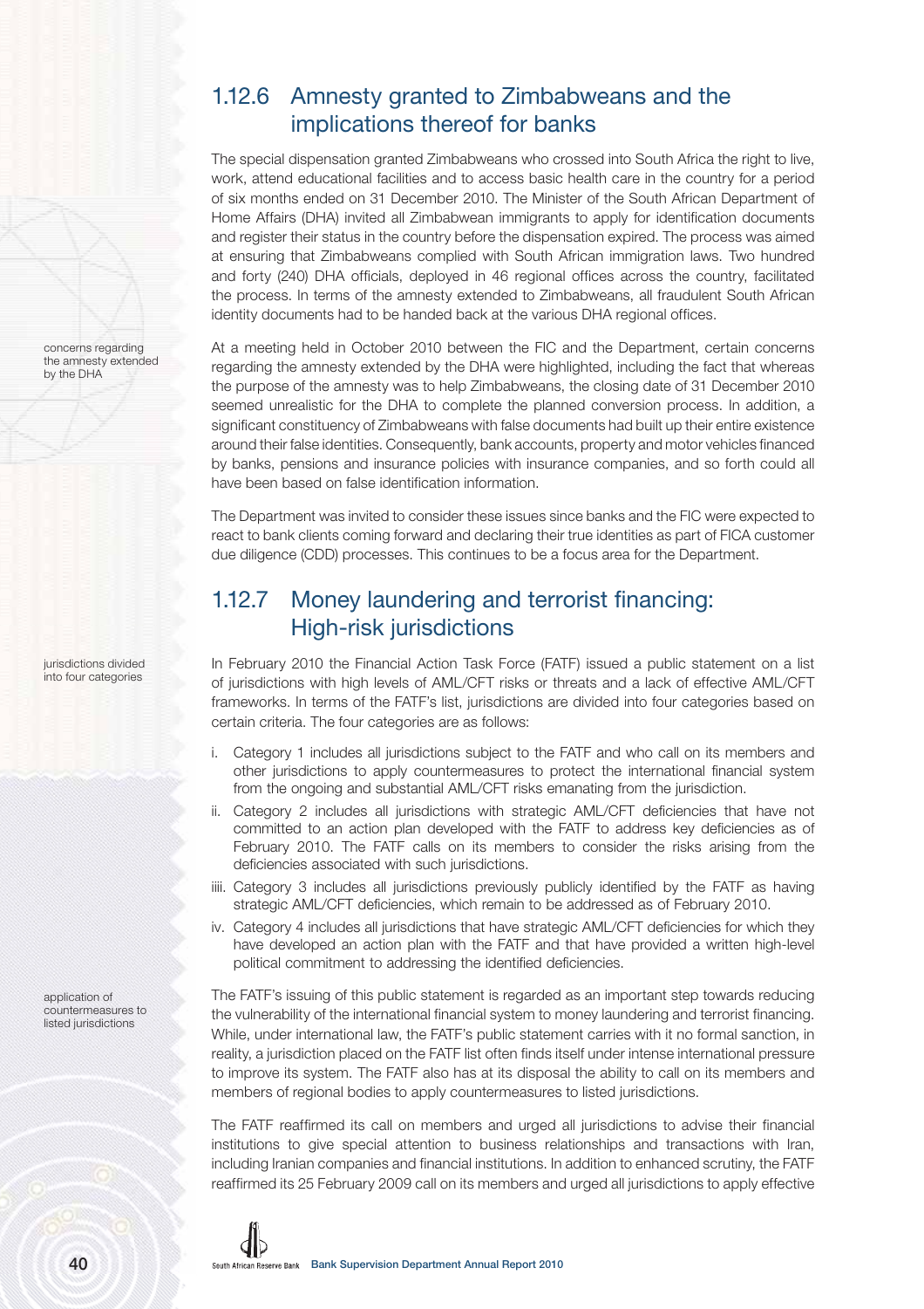## 1.12.6 Amnesty granted to Zimbabweans and the implications thereof for banks

The special dispensation granted Zimbabweans who crossed into South Africa the right to live, work, attend educational facilities and to access basic health care in the country for a period of six months ended on 31 December 2010. The Minister of the South African Department of Home Affairs (DHA) invited all Zimbabwean immigrants to apply for identification documents and register their status in the country before the dispensation expired. The process was aimed at ensuring that Zimbabweans complied with South African immigration laws. Two hundred and forty (240) DHA officials, deployed in 46 regional offices across the country, facilitated the process. In terms of the amnesty extended to Zimbabweans, all fraudulent South African identity documents had to be handed back at the various DHA regional offices.

concerns regarding the amnesty extended by the DHA

At a meeting held in October 2010 between the FIC and the Department, certain concerns regarding the amnesty extended by the DHA were highlighted, including the fact that whereas the purpose of the amnesty was to help Zimbabweans, the closing date of 31 December 2010 seemed unrealistic for the DHA to complete the planned conversion process. In addition, a significant constituency of Zimbabweans with false documents had built up their entire existence around their false identities. Consequently, bank accounts, property and motor vehicles financed by banks, pensions and insurance policies with insurance companies, and so forth could all have been based on false identification information.

The Department was invited to consider these issues since banks and the FIC were expected to react to bank clients coming forward and declaring their true identities as part of FICA customer due diligence (CDD) processes. This continues to be a focus area for the Department.

## 1.12.7 Money laundering and terrorist financing: High-risk jurisdictions

jurisdictions divided into four categories

In February 2010 the Financial Action Task Force (FATF) issued a public statement on a list of jurisdictions with high levels of AML/CFT risks or threats and a lack of effective AML/CFT frameworks. In terms of the FATF's list, jurisdictions are divided into four categories based on certain criteria. The four categories are as follows:

i. Category 1 includes all jurisdictions subject to the FATF and who call on its members and other jurisdictions to apply countermeasures to protect the international financial system from the ongoing and substantial AML/CFT risks emanating from the jurisdiction.
ii. Category 2 includes all jurisdictions with strategic AML/CFT deficiencies that have not committed to an action plan developed with the FATF to address key deficiencies as of February 2010. The FATF calls on its members to consider the risks arising from the deficiencies associated with such jurisdictions.
iiii. Category 3 includes all jurisdictions previously publicly identified by the FATF as having strategic AML/CFT deficiencies, which remain to be addressed as of February 2010.
iv. Category 4 includes all jurisdictions that have strategic AML/CFT deficiencies for which they have developed an action plan with the FATF and that have provided a written high-level political commitment to addressing the identified deficiencies.

application of countermeasures to listed jurisdictions

The FATF's issuing of this public statement is regarded as an important step towards reducing the vulnerability of the international financial system to money laundering and terrorist financing. While, under international law, the FATF's public statement carries with it no formal sanction, in reality, a jurisdiction placed on the FATF list often finds itself under intense international pressure to improve its system. The FATF also has at its disposal the ability to call on its members and members of regional bodies to apply countermeasures to listed jurisdictions.

The FATF reaffirmed its call on members and urged all jurisdictions to advise their financial institutions to give special attention to business relationships and transactions with Iran, including Iranian companies and financial institutions. In addition to enhanced scrutiny, the FATF reaffirmed its 25 February 2009 call on its members and urged all jurisdictions to apply effective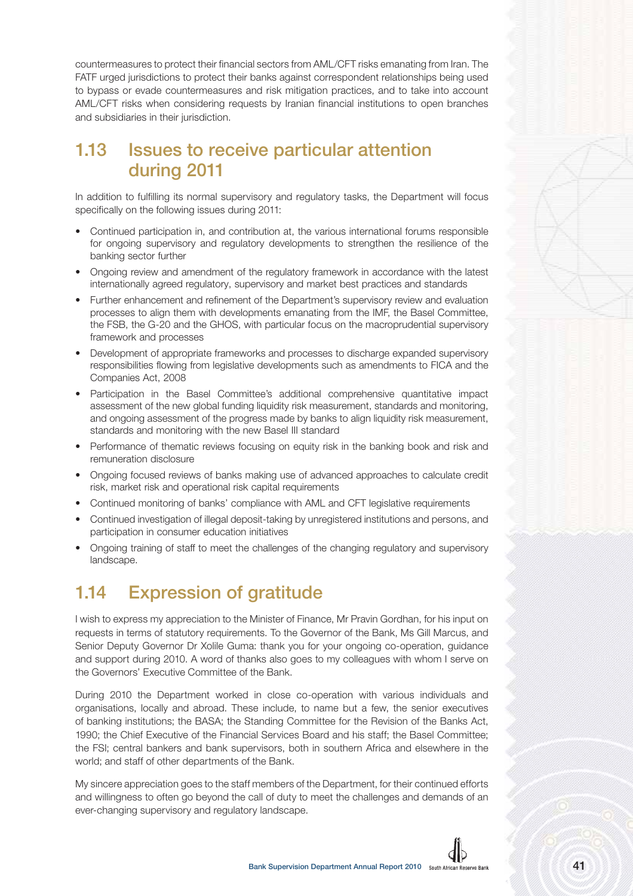countermeasures to protect their financial sectors from AML/CFT risks emanating from Iran. The FATF urged jurisdictions to protect their banks against correspondent relationships being used to bypass or evade countermeasures and risk mitigation practices, and to take into account AML/CFT risks when considering requests by Iranian financial institutions to open branches and subsidiaries in their jurisdiction.

## 1.13 Issues to receive particular attention during 2011

In addition to fulfilling its normal supervisory and regulatory tasks, the Department will focus specifically on the following issues during 2011:

- Continued participation in, and contribution at, the various international forums responsible for ongoing supervisory and regulatory developments to strengthen the resilience of the banking sector further
- Ongoing review and amendment of the regulatory framework in accordance with the latest internationally agreed regulatory, supervisory and market best practices and standards
- Further enhancement and refinement of the Department's supervisory review and evaluation processes to align them with developments emanating from the IMF, the Basel Committee, the FSB, the G-20 and the GHOS, with particular focus on the macroprudential supervisory framework and processes
- Development of appropriate frameworks and processes to discharge expanded supervisory responsibilities flowing from legislative developments such as amendments to FICA and the Companies Act, 2008
- Participation in the Basel Committee's additional comprehensive quantitative impact assessment of the new global funding liquidity risk measurement, standards and monitoring, and ongoing assessment of the progress made by banks to align liquidity risk measurement, standards and monitoring with the new Basel III standard
- Performance of thematic reviews focusing on equity risk in the banking book and risk and remuneration disclosure
- Ongoing focused reviews of banks making use of advanced approaches to calculate credit risk, market risk and operational risk capital requirements
- Continued monitoring of banks' compliance with AML and CFT legislative requirements
- Continued investigation of illegal deposit-taking by unregistered institutions and persons, and participation in consumer education initiatives
- Ongoing training of staff to meet the challenges of the changing regulatory and supervisory landscape.

## 1.14 Expression of gratitude

I wish to express my appreciation to the Minister of Finance, Mr Pravin Gordhan, for his input on requests in terms of statutory requirements. To the Governor of the Bank, Ms Gill Marcus, and Senior Deputy Governor Dr Xolile Guma: thank you for your ongoing co-operation, guidance and support during 2010. A word of thanks also goes to my colleagues with whom I serve on the Governors' Executive Committee of the Bank.

During 2010 the Department worked in close co-operation with various individuals and organisations, locally and abroad. These include, to name but a few, the senior executives of banking institutions; the BASA; the Standing Committee for the Revision of the Banks Act, 1990; the Chief Executive of the Financial Services Board and his staff; the Basel Committee; the FSI; central bankers and bank supervisors, both in southern Africa and elsewhere in the world; and staff of other departments of the Bank.

My sincere appreciation goes to the staff members of the Department, for their continued efforts and willingness to often go beyond the call of duty to meet the challenges and demands of an ever-changing supervisory and regulatory landscape.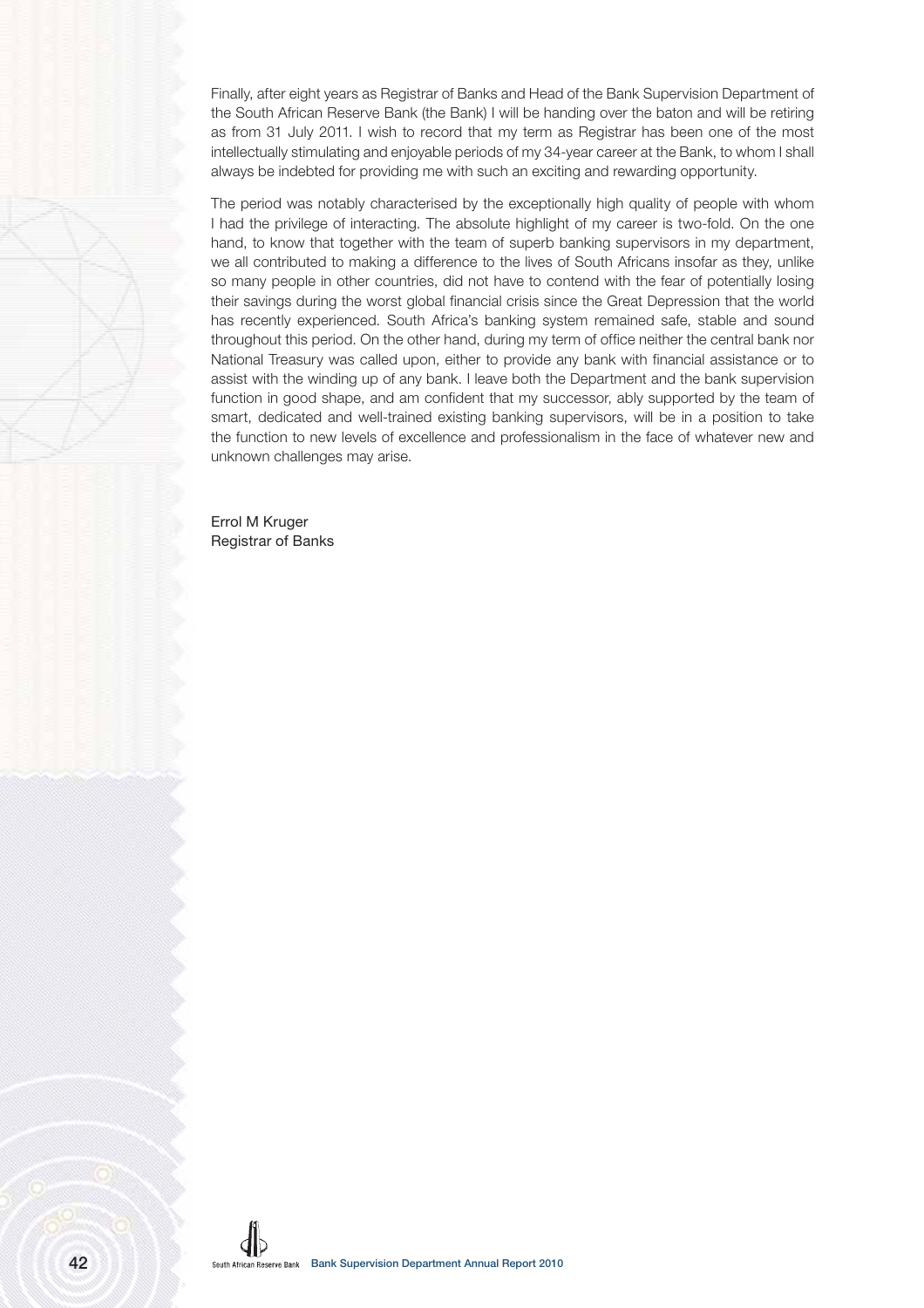Finally, after eight years as Registrar of Banks and Head of the Bank Supervision Department of the South African Reserve Bank (the Bank) I will be handing over the baton and will be retiring as from 31 July 2011. I wish to record that my term as Registrar has been one of the most intellectually stimulating and enjoyable periods of my 34-year career at the Bank, to whom I shall always be indebted for providing me with such an exciting and rewarding opportunity.

The period was notably characterised by the exceptionally high quality of people with whom I had the privilege of interacting. The absolute highlight of my career is two-fold. On the one hand, to know that together with the team of superb banking supervisors in my department, we all contributed to making a difference to the lives of South Africans insofar as they, unlike so many people in other countries, did not have to contend with the fear of potentially losing their savings during the worst global financial crisis since the Great Depression that the world has recently experienced. South Africa's banking system remained safe, stable and sound throughout this period. On the other hand, during my term of office neither the central bank nor National Treasury was called upon, either to provide any bank with financial assistance or to assist with the winding up of any bank. I leave both the Department and the bank supervision function in good shape, and am confident that my successor, ably supported by the team of smart, dedicated and well-trained existing banking supervisors, will be in a position to take the function to new levels of excellence and professionalism in the face of whatever new and unknown challenges may arise.

Errol M Kruger
Registrar of Banks